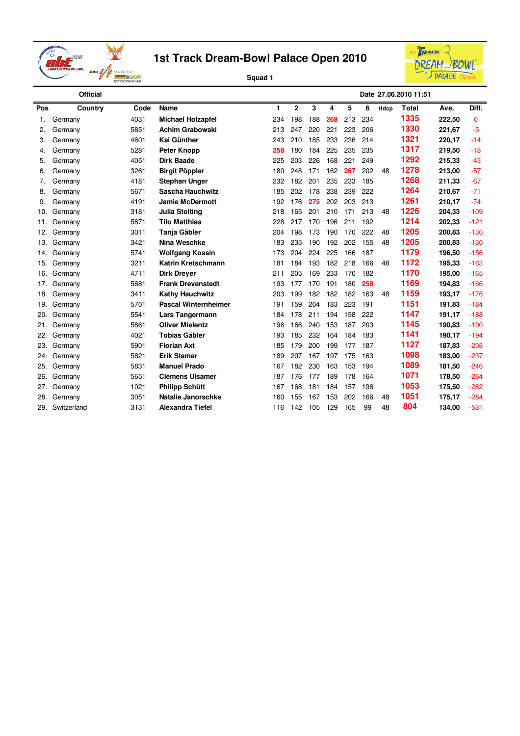# 1st Track Dream-Bowl Palace Open 2010

Squad 1

Official

Date 27.06.2010 11:51

| Pos | Country | Code | Name | 1 | 2 | 3 | 4 | 5 | 6 | Hdcp | Total | Ave. | Diff. |
|---|---|---|---|---|---|---|---|---|---|---|---|---|---|
| 1. | Germany | 4031 | **Michael Holzapfel** | 234 | 198 | 188 | 268 | 213 | 234 | | 1335 | 222,50 | 0 |
| 2. | Germany | 5851 | **Achim Grabowski** | 213 | 247 | 220 | 221 | 223 | 206 | | 1330 | 221,67 | -5 |
| 3. | Germany | 4601 | **Kai Günther** | 243 | 210 | 185 | 233 | 236 | 214 | | 1321 | 220,17 | -14 |
| 4. | Germany | 5281 | **Peter Knopp** | 258 | 180 | 184 | 225 | 235 | 235 | | 1317 | 219,50 | -18 |
| 5. | Germany | 4051 | **Dirk Baade** | 225 | 203 | 226 | 168 | 221 | 249 | | 1292 | 215,33 | -43 |
| 6. | Germany | 3261 | **Birgit Pöppler** | 180 | 248 | 171 | 162 | 267 | 202 | 48 | 1278 | 213,00 | -57 |
| 7. | Germany | 4181 | **Stephan Unger** | 232 | 182 | 201 | 235 | 233 | 185 | | 1268 | 211,33 | -67 |
| 8. | Germany | 5671 | **Sascha Hauchwitz** | 185 | 202 | 178 | 238 | 239 | 222 | | 1264 | 210,67 | -71 |
| 9. | Germany | 4191 | **Jamie McDermott** | 192 | 176 | 275 | 202 | 203 | 213 | | 1261 | 210,17 | -74 |
| 10. | Germany | 3181 | **Julia Stolting** | 218 | 165 | 201 | 210 | 171 | 213 | 48 | 1226 | 204,33 | -109 |
| 11. | Germany | 5871 | **Tilo Matthies** | 228 | 217 | 170 | 196 | 211 | 192 | | 1214 | 202,33 | -121 |
| 12. | Germany | 3011 | **Tanja Gäbler** | 204 | 198 | 173 | 190 | 170 | 222 | 48 | 1205 | 200,83 | -130 |
| 13. | Germany | 3421 | **Nina Weschke** | 183 | 235 | 190 | 192 | 202 | 155 | 48 | 1205 | 200,83 | -130 |
| 14. | Germany | 5741 | **Wolfgang Kossin** | 173 | 204 | 224 | 225 | 166 | 187 | | 1179 | 196,50 | -156 |
| 15. | Germany | 3211 | **Katrin Kretschmann** | 181 | 184 | 193 | 182 | 218 | 166 | 48 | 1172 | 195,33 | -163 |
| 16. | Germany | 4711 | **Dirk Dreyer** | 211 | 205 | 169 | 233 | 170 | 182 | | 1170 | 195,00 | -165 |
| 17. | Germany | 5681 | **Frank Drevenstedt** | 193 | 177 | 170 | 191 | 180 | 258 | | 1169 | 194,83 | -166 |
| 18. | Germany | 3411 | **Kathy Hauchwitz** | 203 | 199 | 182 | 182 | 182 | 163 | 48 | 1159 | 193,17 | -176 |
| 19. | Germany | 5701 | **Pascal Winternheimer** | 191 | 159 | 204 | 183 | 223 | 191 | | 1151 | 191,83 | -184 |
| 20. | Germany | 5541 | **Lars Tangermann** | 184 | 178 | 211 | 194 | 158 | 222 | | 1147 | 191,17 | -188 |
| 21. | Germany | 5861 | **Oliver Mielentz** | 196 | 166 | 240 | 153 | 187 | 203 | | 1145 | 190,83 | -190 |
| 22. | Germany | 4021 | **Tobias Gäbler** | 193 | 185 | 232 | 164 | 184 | 183 | | 1141 | 190,17 | -194 |
| 23. | Germany | 5901 | **Florian Axt** | 185 | 179 | 200 | 199 | 177 | 187 | | 1127 | 187,83 | -208 |
| 24. | Germany | 5821 | **Erik Stamer** | 189 | 207 | 167 | 197 | 175 | 163 | | 1098 | 183,00 | -237 |
| 25. | Germany | 5831 | **Manuel Prado** | 167 | 182 | 230 | 163 | 153 | 194 | | 1089 | 181,50 | -246 |
| 26. | Germany | 5651 | **Clemens Ulsamer** | 187 | 176 | 177 | 189 | 178 | 164 | | 1071 | 178,50 | -264 |
| 27. | Germany | 1021 | **Philipp Schütt** | 167 | 168 | 181 | 184 | 157 | 196 | | 1053 | 175,50 | -282 |
| 28. | Germany | 3051 | **Natalie Janorschke** | 160 | 155 | 167 | 153 | 202 | 166 | 48 | 1051 | 175,17 | -284 |
| 29. | Switzerland | 3131 | **Alexandra Tiefel** | 116 | 142 | 105 | 129 | 165 | 99 | 48 | 804 | 134,00 | -531 |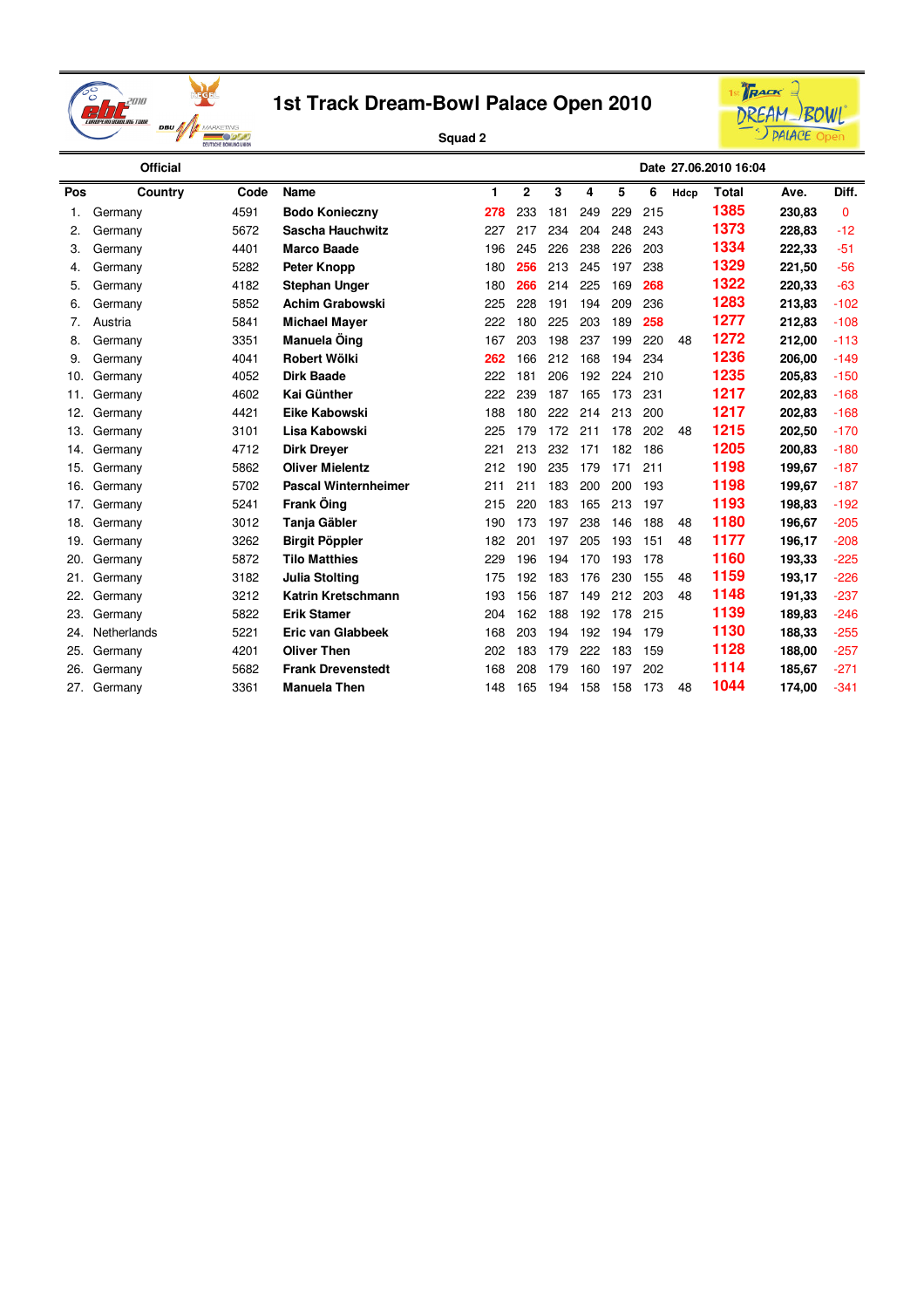# 1st Track Dream-Bowl Palace Open 2010

**Squad 2**

**Official** — **Date 27.06.2010 16:04**

| Pos | Country | Code | Name | 1 | 2 | 3 | 4 | 5 | 6 | Hdcp | Total | Ave. | Diff. |
|---|---|---|---|---|---|---|---|---|---|---|---|---|---|
| 1. | Germany | 4591 | **Bodo Konieczny** | 278 | 233 | 181 | 249 | 229 | 215 | | 1385 | 230,83 | 0 |
| 2. | Germany | 5672 | **Sascha Hauchwitz** | 227 | 217 | 234 | 204 | 248 | 243 | | 1373 | 228,83 | -12 |
| 3. | Germany | 4401 | **Marco Baade** | 196 | 245 | 226 | 238 | 226 | 203 | | 1334 | 222,33 | -51 |
| 4. | Germany | 5282 | **Peter Knopp** | 180 | 256 | 213 | 245 | 197 | 238 | | 1329 | 221,50 | -56 |
| 5. | Germany | 4182 | **Stephan Unger** | 180 | 266 | 214 | 225 | 169 | 268 | | 1322 | 220,33 | -63 |
| 6. | Germany | 5852 | **Achim Grabowski** | 225 | 228 | 191 | 194 | 209 | 236 | | 1283 | 213,83 | -102 |
| 7. | Austria | 5841 | **Michael Mayer** | 222 | 180 | 225 | 203 | 189 | 258 | | 1277 | 212,83 | -108 |
| 8. | Germany | 3351 | **Manuela Öing** | 167 | 203 | 198 | 237 | 199 | 220 | 48 | 1272 | 212,00 | -113 |
| 9. | Germany | 4041 | **Robert Wölki** | 262 | 166 | 212 | 168 | 194 | 234 | | 1236 | 206,00 | -149 |
| 10. | Germany | 4052 | **Dirk Baade** | 222 | 181 | 206 | 192 | 224 | 210 | | 1235 | 205,83 | -150 |
| 11. | Germany | 4602 | **Kai Günther** | 222 | 239 | 187 | 165 | 173 | 231 | | 1217 | 202,83 | -168 |
| 12. | Germany | 4421 | **Eike Kabowski** | 188 | 180 | 222 | 214 | 213 | 200 | | 1217 | 202,83 | -168 |
| 13. | Germany | 3101 | **Lisa Kabowski** | 225 | 179 | 172 | 211 | 178 | 202 | 48 | 1215 | 202,50 | -170 |
| 14. | Germany | 4712 | **Dirk Dreyer** | 221 | 213 | 232 | 171 | 182 | 186 | | 1205 | 200,83 | -180 |
| 15. | Germany | 5862 | **Oliver Mielentz** | 212 | 190 | 235 | 179 | 171 | 211 | | 1198 | 199,67 | -187 |
| 16. | Germany | 5702 | **Pascal Winternheimer** | 211 | 211 | 183 | 200 | 200 | 193 | | 1198 | 199,67 | -187 |
| 17. | Germany | 5241 | **Frank Öing** | 215 | 220 | 183 | 165 | 213 | 197 | | 1193 | 198,83 | -192 |
| 18. | Germany | 3012 | **Tanja Gäbler** | 190 | 173 | 197 | 238 | 146 | 188 | 48 | 1180 | 196,67 | -205 |
| 19. | Germany | 3262 | **Birgit Pöppler** | 182 | 201 | 197 | 205 | 193 | 151 | 48 | 1177 | 196,17 | -208 |
| 20. | Germany | 5872 | **Tilo Matthies** | 229 | 196 | 194 | 170 | 193 | 178 | | 1160 | 193,33 | -225 |
| 21. | Germany | 3182 | **Julia Stolting** | 175 | 192 | 183 | 176 | 230 | 155 | 48 | 1159 | 193,17 | -226 |
| 22. | Germany | 3212 | **Katrin Kretschmann** | 193 | 156 | 187 | 149 | 212 | 203 | 48 | 1148 | 191,33 | -237 |
| 23. | Germany | 5822 | **Erik Stamer** | 204 | 162 | 188 | 192 | 178 | 215 | | 1139 | 189,83 | -246 |
| 24. | Netherlands | 5221 | **Eric van Glabbeek** | 168 | 203 | 194 | 192 | 194 | 179 | | 1130 | 188,33 | -255 |
| 25. | Germany | 4201 | **Oliver Then** | 202 | 183 | 179 | 222 | 183 | 159 | | 1128 | 188,00 | -257 |
| 26. | Germany | 5682 | **Frank Drevenstedt** | 168 | 208 | 179 | 160 | 197 | 202 | | 1114 | 185,67 | -271 |
| 27. | Germany | 3361 | **Manuela Then** | 148 | 165 | 194 | 158 | 158 | 173 | 48 | 1044 | 174,00 | -341 |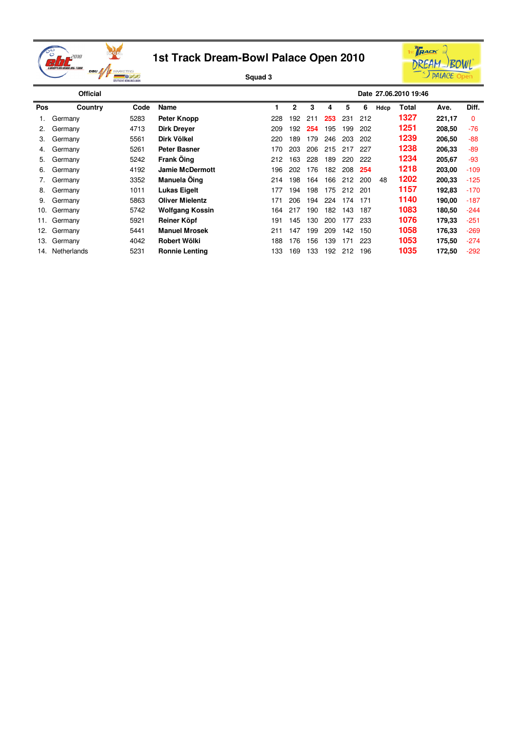# 1st Track Dream-Bowl Palace Open 2010

**Squad 3**

**Official** **Date 27.06.2010 19:46**

| Pos | Country | Code | Name | 1 | 2 | 3 | 4 | 5 | 6 | Hdcp | Total | Ave. | Diff. |
|---|---|---|---|---|---|---|---|---|---|---|---|---|---|
| 1. | Germany | 5283 | **Peter Knopp** | 228 | 192 | 211 | 253 | 231 | 212 | | 1327 | **221,17** | 0 |
| 2. | Germany | 4713 | **Dirk Dreyer** | 209 | 192 | 254 | 195 | 199 | 202 | | 1251 | **208,50** | -76 |
| 3. | Germany | 5561 | **Dirk Völkel** | 220 | 189 | 179 | 246 | 203 | 202 | | 1239 | **206,50** | -88 |
| 4. | Germany | 5261 | **Peter Basner** | 170 | 203 | 206 | 215 | 217 | 227 | | 1238 | **206,33** | -89 |
| 5. | Germany | 5242 | **Frank Öing** | 212 | 163 | 228 | 189 | 220 | 222 | | 1234 | **205,67** | -93 |
| 6. | Germany | 4192 | **Jamie McDermott** | 196 | 202 | 176 | 182 | 208 | 254 | | 1218 | **203,00** | -109 |
| 7. | Germany | 3352 | **Manuela Öing** | 214 | 198 | 164 | 166 | 212 | 200 | 48 | 1202 | **200,33** | -125 |
| 8. | Germany | 1011 | **Lukas Eigelt** | 177 | 194 | 198 | 175 | 212 | 201 | | 1157 | **192,83** | -170 |
| 9. | Germany | 5863 | **Oliver Mielentz** | 171 | 206 | 194 | 224 | 174 | 171 | | 1140 | **190,00** | -187 |
| 10. | Germany | 5742 | **Wolfgang Kossin** | 164 | 217 | 190 | 182 | 143 | 187 | | 1083 | **180,50** | -244 |
| 11. | Germany | 5921 | **Reiner Köpf** | 191 | 145 | 130 | 200 | 177 | 233 | | 1076 | **179,33** | -251 |
| 12. | Germany | 5441 | **Manuel Mrosek** | 211 | 147 | 199 | 209 | 142 | 150 | | 1058 | **176,33** | -269 |
| 13. | Germany | 4042 | **Robert Wölki** | 188 | 176 | 156 | 139 | 171 | 223 | | 1053 | **175,50** | -274 |
| 14. | Netherlands | 5231 | **Ronnie Lenting** | 133 | 169 | 133 | 192 | 212 | 196 | | 1035 | **172,50** | -292 |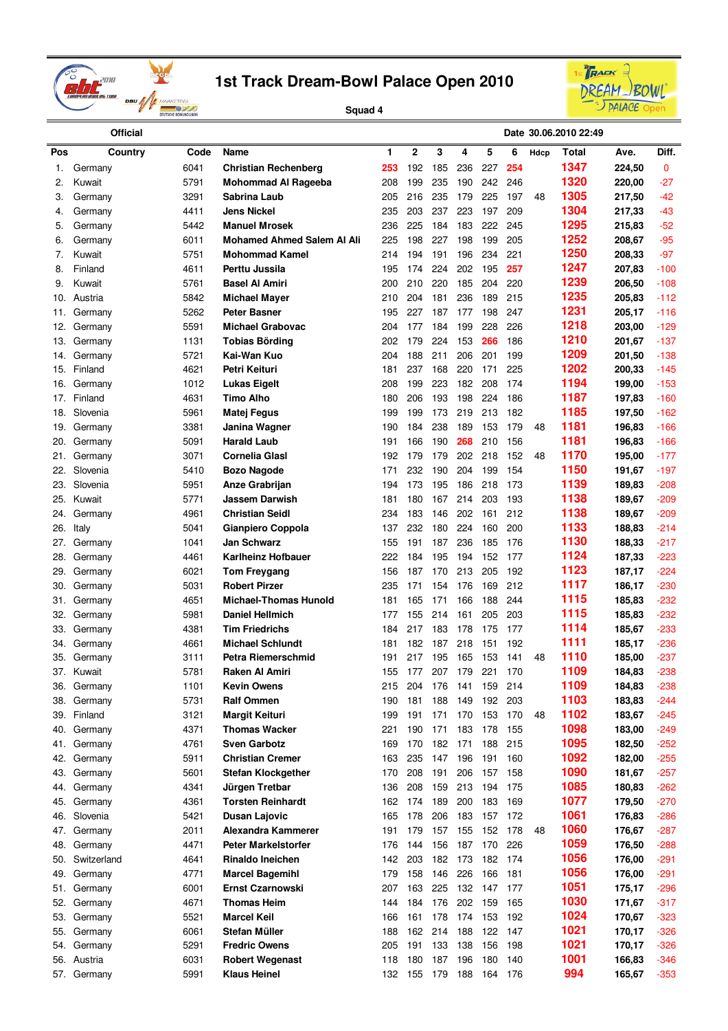# 1st Track Dream-Bowl Palace Open 2010

Squad 4

Official

Date 30.06.2010 22:49

| Pos | Country | Code | Name | 1 | 2 | 3 | 4 | 5 | 6 | Hdcp | Total | Ave. | Diff. |
|---|---|---|---|---|---|---|---|---|---|---|---|---|---|
| 1. | Germany | 6041 | Christian Rechenberg | 253 | 192 | 185 | 236 | 227 | 254 | | 1347 | 224,50 | 0 |
| 2. | Kuwait | 5791 | Mohommad Al Rageeba | 208 | 199 | 235 | 190 | 242 | 246 | | 1320 | 220,00 | -27 |
| 3. | Germany | 3291 | Sabrina Laub | 205 | 216 | 235 | 179 | 225 | 197 | 48 | 1305 | 217,50 | -42 |
| 4. | Germany | 4411 | Jens Nickel | 235 | 203 | 237 | 223 | 197 | 209 | | 1304 | 217,33 | -43 |
| 5. | Germany | 5442 | Manuel Mrosek | 236 | 225 | 184 | 183 | 222 | 245 | | 1295 | 215,83 | -52 |
| 6. | Germany | 6011 | Mohamed Ahmed Salem Al Ali | 225 | 198 | 227 | 198 | 199 | 205 | | 1252 | 208,67 | -95 |
| 7. | Kuwait | 5751 | Mohommad Kamel | 214 | 194 | 191 | 196 | 234 | 221 | | 1250 | 208,33 | -97 |
| 8. | Finland | 4611 | Perttu Jussila | 195 | 174 | 224 | 202 | 195 | 257 | | 1247 | 207,83 | -100 |
| 9. | Kuwait | 5761 | Basel Al Amiri | 200 | 210 | 220 | 185 | 204 | 220 | | 1239 | 206,50 | -108 |
| 10. | Austria | 5842 | Michael Mayer | 210 | 204 | 181 | 236 | 189 | 215 | | 1235 | 205,83 | -112 |
| 11. | Germany | 5262 | Peter Basner | 195 | 227 | 187 | 177 | 198 | 247 | | 1231 | 205,17 | -116 |
| 12. | Germany | 5591 | Michael Grabovac | 204 | 177 | 184 | 199 | 228 | 226 | | 1218 | 203,00 | -129 |
| 13. | Germany | 1131 | Tobias Börding | 202 | 179 | 224 | 153 | 266 | 186 | | 1210 | 201,67 | -137 |
| 14. | Germany | 5721 | Kai-Wan Kuo | 204 | 188 | 211 | 206 | 201 | 199 | | 1209 | 201,50 | -138 |
| 15. | Finland | 4621 | Petri Keituri | 181 | 237 | 168 | 220 | 171 | 225 | | 1202 | 200,33 | -145 |
| 16. | Germany | 1012 | Lukas Eigelt | 208 | 199 | 223 | 182 | 208 | 174 | | 1194 | 199,00 | -153 |
| 17. | Finland | 4631 | Timo Alho | 180 | 206 | 193 | 198 | 224 | 186 | | 1187 | 197,83 | -160 |
| 18. | Slovenia | 5961 | Matej Fegus | 199 | 199 | 173 | 219 | 213 | 182 | | 1185 | 197,50 | -162 |
| 19. | Germany | 3381 | Janina Wagner | 190 | 184 | 238 | 189 | 153 | 179 | 48 | 1181 | 196,83 | -166 |
| 20. | Germany | 5091 | Harald Laub | 191 | 166 | 190 | 268 | 210 | 156 | | 1181 | 196,83 | -166 |
| 21. | Germany | 3071 | Cornelia Glasl | 192 | 179 | 179 | 202 | 218 | 152 | 48 | 1170 | 195,00 | -177 |
| 22. | Slovenia | 5410 | Bozo Nagode | 171 | 232 | 190 | 204 | 199 | 154 | | 1150 | 191,67 | -197 |
| 23. | Slovenia | 5951 | Anze Grabrijan | 194 | 173 | 195 | 186 | 218 | 173 | | 1139 | 189,83 | -208 |
| 25. | Kuwait | 5771 | Jassem Darwish | 181 | 180 | 167 | 214 | 203 | 193 | | 1138 | 189,67 | -209 |
| 24. | Germany | 4961 | Christian Seidl | 234 | 183 | 146 | 202 | 161 | 212 | | 1138 | 189,67 | -209 |
| 26. | Italy | 5041 | Gianpiero Coppola | 137 | 232 | 180 | 224 | 160 | 200 | | 1133 | 188,83 | -214 |
| 27. | Germany | 1041 | Jan Schwarz | 155 | 191 | 187 | 236 | 185 | 176 | | 1130 | 188,33 | -217 |
| 28. | Germany | 4461 | Karlheinz Hofbauer | 222 | 184 | 195 | 194 | 152 | 177 | | 1124 | 187,33 | -223 |
| 29. | Germany | 6021 | Tom Freygang | 156 | 187 | 170 | 213 | 205 | 192 | | 1123 | 187,17 | -224 |
| 30. | Germany | 5031 | Robert Pirzer | 235 | 171 | 154 | 176 | 169 | 212 | | 1117 | 186,17 | -230 |
| 31. | Germany | 4651 | Michael-Thomas Hunold | 181 | 165 | 171 | 166 | 188 | 244 | | 1115 | 185,83 | -232 |
| 32. | Germany | 5981 | Daniel Hellmich | 177 | 155 | 214 | 161 | 205 | 203 | | 1115 | 185,83 | -232 |
| 33. | Germany | 4381 | Tim Friedrichs | 184 | 217 | 183 | 178 | 175 | 177 | | 1114 | 185,67 | -233 |
| 34. | Germany | 4661 | Michael Schlundt | 181 | 182 | 187 | 218 | 151 | 192 | | 1111 | 185,17 | -236 |
| 35. | Germany | 3111 | Petra Riemerschmid | 191 | 217 | 195 | 165 | 153 | 141 | 48 | 1110 | 185,00 | -237 |
| 37. | Kuwait | 5781 | Raken Al Amiri | 155 | 177 | 207 | 179 | 221 | 170 | | 1109 | 184,83 | -238 |
| 36. | Germany | 1101 | Kevin Owens | 215 | 204 | 176 | 141 | 159 | 214 | | 1109 | 184,83 | -238 |
| 38. | Germany | 5731 | Ralf Ommen | 190 | 181 | 188 | 149 | 192 | 203 | | 1103 | 183,83 | -244 |
| 39. | Finland | 3121 | Margit Keituri | 199 | 191 | 171 | 170 | 153 | 170 | 48 | 1102 | 183,67 | -245 |
| 40. | Germany | 4371 | Thomas Wacker | 221 | 190 | 171 | 183 | 178 | 155 | | 1098 | 183,00 | -249 |
| 41. | Germany | 4761 | Sven Garbotz | 169 | 170 | 182 | 171 | 188 | 215 | | 1095 | 182,50 | -252 |
| 42. | Germany | 5911 | Christian Cremer | 163 | 235 | 147 | 196 | 191 | 160 | | 1092 | 182,00 | -255 |
| 43. | Germany | 5601 | Stefan Klockgether | 170 | 208 | 191 | 206 | 157 | 158 | | 1090 | 181,67 | -257 |
| 44. | Germany | 4341 | Jürgen Tretbar | 136 | 208 | 159 | 213 | 194 | 175 | | 1085 | 180,83 | -262 |
| 45. | Germany | 4361 | Torsten Reinhardt | 162 | 174 | 189 | 200 | 183 | 169 | | 1077 | 179,50 | -270 |
| 46. | Slovenia | 5421 | Dusan Lajovic | 165 | 178 | 206 | 183 | 157 | 172 | | 1061 | 176,83 | -286 |
| 47. | Germany | 2011 | Alexandra Kammerer | 191 | 179 | 157 | 155 | 152 | 178 | 48 | 1060 | 176,67 | -287 |
| 48. | Germany | 4471 | Peter Markelstorfer | 176 | 144 | 156 | 187 | 170 | 226 | | 1059 | 176,50 | -288 |
| 50. | Switzerland | 4641 | Rinaldo Ineichen | 142 | 203 | 182 | 173 | 182 | 174 | | 1056 | 176,00 | -291 |
| 49. | Germany | 4771 | Marcel Bagemihl | 179 | 158 | 146 | 226 | 166 | 181 | | 1056 | 176,00 | -291 |
| 51. | Germany | 6001 | Ernst Czarnowski | 207 | 163 | 225 | 132 | 147 | 177 | | 1051 | 175,17 | -296 |
| 52. | Germany | 4671 | Thomas Heim | 144 | 184 | 176 | 202 | 159 | 165 | | 1030 | 171,67 | -317 |
| 53. | Germany | 5521 | Marcel Keil | 166 | 161 | 178 | 174 | 153 | 192 | | 1024 | 170,67 | -323 |
| 55. | Germany | 6061 | Stefan Müller | 188 | 162 | 214 | 188 | 122 | 147 | | 1021 | 170,17 | -326 |
| 54. | Germany | 5291 | Fredric Owens | 205 | 191 | 133 | 138 | 156 | 198 | | 1021 | 170,17 | -326 |
| 56. | Austria | 6031 | Robert Wegenast | 118 | 180 | 187 | 196 | 180 | 140 | | 1001 | 166,83 | -346 |
| 57. | Germany | 5991 | Klaus Heinel | 132 | 155 | 179 | 188 | 164 | 176 | | 994 | 165,67 | -353 |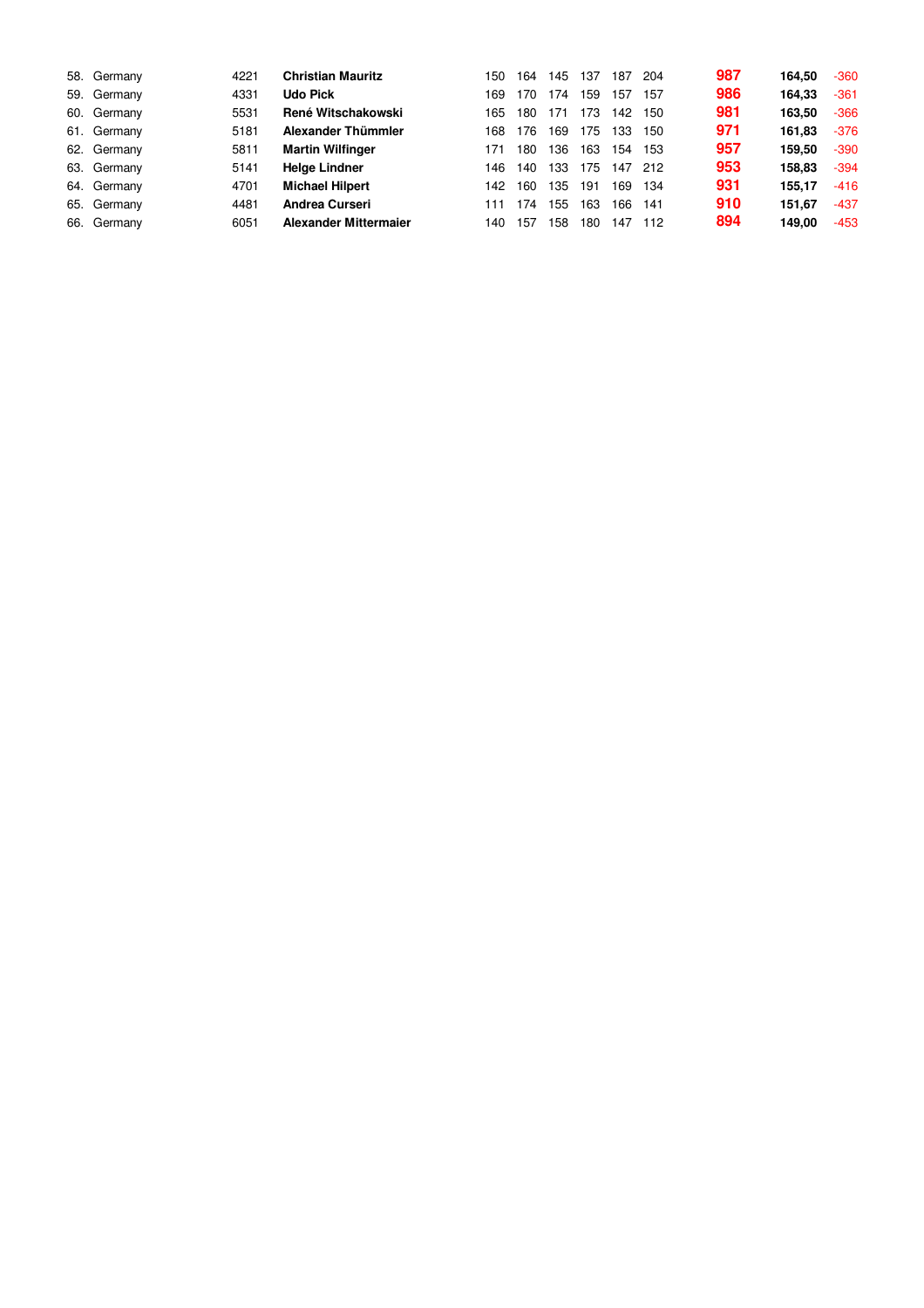| | | | | | | | | | | | | |
|---|---|---|---|---|---|---|---|---|---|---|---|---|
| 58. | Germany | 4221 | **Christian Mauritz** | 150 | 164 | 145 | 137 | 187 | 204 | **987** | **164,50** | -360 |
| 59. | Germany | 4331 | **Udo Pick** | 169 | 170 | 174 | 159 | 157 | 157 | **986** | **164,33** | -361 |
| 60. | Germany | 5531 | **René Witschakowski** | 165 | 180 | 171 | 173 | 142 | 150 | **981** | **163,50** | -366 |
| 61. | Germany | 5181 | **Alexander Thümmler** | 168 | 176 | 169 | 175 | 133 | 150 | **971** | **161,83** | -376 |
| 62. | Germany | 5811 | **Martin Wilfinger** | 171 | 180 | 136 | 163 | 154 | 153 | **957** | **159,50** | -390 |
| 63. | Germany | 5141 | **Helge Lindner** | 146 | 140 | 133 | 175 | 147 | 212 | **953** | **158,83** | -394 |
| 64. | Germany | 4701 | **Michael Hilpert** | 142 | 160 | 135 | 191 | 169 | 134 | **931** | **155,17** | -416 |
| 65. | Germany | 4481 | **Andrea Curseri** | 111 | 174 | 155 | 163 | 166 | 141 | **910** | **151,67** | -437 |
| 66. | Germany | 6051 | **Alexander Mittermaier** | 140 | 157 | 158 | 180 | 147 | 112 | **894** | **149,00** | -453 |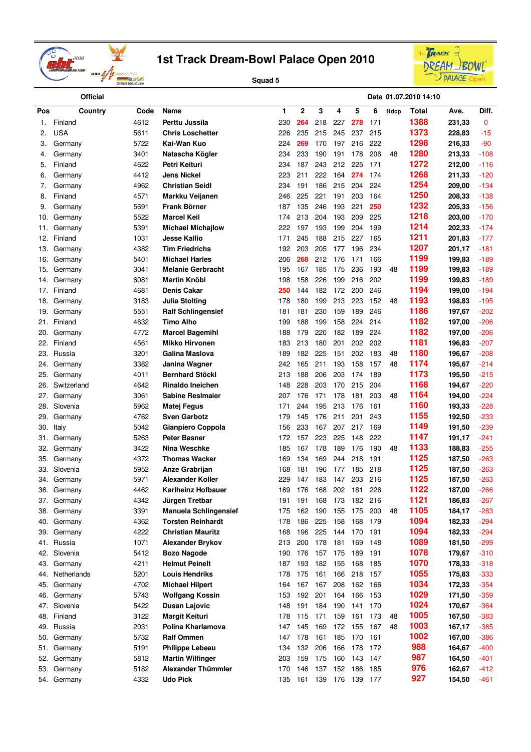# 1st Track Dream-Bowl Palace Open 2010

Squad 5

Official

Date 01.07.2010 14:10

| Pos | Country | Code | Name | 1 | 2 | 3 | 4 | 5 | 6 | Hdcp | Total | Ave. | Diff. |
|---|---|---|---|---|---|---|---|---|---|---|---|---|---|
| 1. | Finland | 4612 | Perttu Jussila | 230 | 264 | 218 | 227 | 278 | 171 | | 1388 | 231,33 | 0 |
| 2. | USA | 5611 | Chris Loschetter | 226 | 235 | 215 | 245 | 237 | 215 | | 1373 | 228,83 | -15 |
| 3. | Germany | 5722 | Kai-Wan Kuo | 224 | 269 | 170 | 197 | 216 | 222 | | 1298 | 216,33 | -90 |
| 4. | Germany | 3401 | Natascha Kögler | 234 | 233 | 190 | 191 | 178 | 206 | 48 | 1280 | 213,33 | -108 |
| 5. | Finland | 4622 | Petri Keituri | 234 | 187 | 243 | 212 | 225 | 171 | | 1272 | 212,00 | -116 |
| 6. | Germany | 4412 | Jens Nickel | 223 | 211 | 222 | 164 | 274 | 174 | | 1268 | 211,33 | -120 |
| 7. | Germany | 4962 | Christian Seidl | 234 | 191 | 186 | 215 | 204 | 224 | | 1254 | 209,00 | -134 |
| 8. | Finland | 4571 | Markku Veijanen | 246 | 225 | 221 | 191 | 203 | 164 | | 1250 | 208,33 | -138 |
| 9. | Germany | 5691 | Frank Börner | 187 | 135 | 246 | 193 | 221 | 250 | | 1232 | 205,33 | -156 |
| 10. | Germany | 5522 | Marcel Keil | 174 | 213 | 204 | 193 | 209 | 225 | | 1218 | 203,00 | -170 |
| 11. | Germany | 5391 | Michael Michajlow | 222 | 197 | 193 | 199 | 204 | 199 | | 1214 | 202,33 | -174 |
| 12. | Finland | 1031 | Jesse Kallio | 171 | 245 | 188 | 215 | 227 | 165 | | 1211 | 201,83 | -177 |
| 13. | Germany | 4382 | Tim Friedrichs | 192 | 203 | 205 | 177 | 196 | 234 | | 1207 | 201,17 | -181 |
| 16. | Germany | 5401 | Michael Harles | 206 | 268 | 212 | 176 | 171 | 166 | | 1199 | 199,83 | -189 |
| 15. | Germany | 3041 | Melanie Gerbracht | 195 | 167 | 185 | 175 | 236 | 193 | 48 | 1199 | 199,83 | -189 |
| 14. | Germany | 6081 | Martin Knöbl | 198 | 158 | 226 | 199 | 216 | 202 | | 1199 | 199,83 | -189 |
| 17. | Finland | 4681 | Denis Cakar | 250 | 144 | 182 | 172 | 200 | 246 | | 1194 | 199,00 | -194 |
| 18. | Germany | 3183 | Julia Stolting | 178 | 180 | 199 | 213 | 223 | 152 | 48 | 1193 | 198,83 | -195 |
| 19. | Germany | 5551 | Ralf Schlingensief | 181 | 181 | 230 | 159 | 189 | 246 | | 1186 | 197,67 | -202 |
| 21. | Finland | 4632 | Timo Alho | 199 | 188 | 199 | 158 | 224 | 214 | | 1182 | 197,00 | -206 |
| 20. | Germany | 4772 | Marcel Bagemihl | 188 | 179 | 220 | 182 | 189 | 224 | | 1182 | 197,00 | -206 |
| 22. | Finland | 4561 | Mikko Hirvonen | 183 | 213 | 180 | 201 | 202 | 202 | | 1181 | 196,83 | -207 |
| 23. | Russia | 3201 | Galina Maslova | 189 | 182 | 225 | 151 | 202 | 183 | 48 | 1180 | 196,67 | -208 |
| 24. | Germany | 3382 | Janina Wagner | 242 | 165 | 211 | 193 | 158 | 157 | 48 | 1174 | 195,67 | -214 |
| 25. | Germany | 4011 | Bernhard Stöckl | 213 | 188 | 206 | 203 | 174 | 189 | | 1173 | 195,50 | -215 |
| 26. | Switzerland | 4642 | Rinaldo Ineichen | 148 | 228 | 203 | 170 | 215 | 204 | | 1168 | 194,67 | -220 |
| 27. | Germany | 3061 | Sabine Reslmaier | 207 | 176 | 171 | 178 | 181 | 203 | 48 | 1164 | 194,00 | -224 |
| 28. | Slovenia | 5962 | Matej Fegus | 171 | 244 | 195 | 213 | 176 | 161 | | 1160 | 193,33 | -228 |
| 29. | Germany | 4762 | Sven Garbotz | 179 | 145 | 176 | 211 | 201 | 243 | | 1155 | 192,50 | -233 |
| 30. | Italy | 5042 | Gianpiero Coppola | 156 | 233 | 167 | 207 | 217 | 169 | | 1149 | 191,50 | -239 |
| 31. | Germany | 5263 | Peter Basner | 172 | 157 | 223 | 225 | 148 | 222 | | 1147 | 191,17 | -241 |
| 32. | Germany | 3422 | Nina Weschke | 185 | 167 | 178 | 189 | 176 | 190 | 48 | 1133 | 188,83 | -255 |
| 35. | Germany | 4372 | Thomas Wacker | 169 | 134 | 169 | 244 | 218 | 191 | | 1125 | 187,50 | -263 |
| 33. | Slovenia | 5952 | Anze Grabrijan | 168 | 181 | 196 | 177 | 185 | 218 | | 1125 | 187,50 | -263 |
| 34. | Germany | 5971 | Alexander Koller | 229 | 147 | 183 | 147 | 203 | 216 | | 1125 | 187,50 | -263 |
| 36. | Germany | 4462 | Karlheinz Hofbauer | 169 | 176 | 168 | 202 | 181 | 226 | | 1122 | 187,00 | -266 |
| 37. | Germany | 4342 | Jürgen Tretbar | 191 | 191 | 168 | 173 | 182 | 216 | | 1121 | 186,83 | -267 |
| 38. | Germany | 3391 | Manuela Schlingensief | 175 | 162 | 190 | 155 | 175 | 200 | 48 | 1105 | 184,17 | -283 |
| 40. | Germany | 4362 | Torsten Reinhardt | 178 | 186 | 225 | 158 | 168 | 179 | | 1094 | 182,33 | -294 |
| 39. | Germany | 4222 | Christian Mauritz | 168 | 196 | 225 | 144 | 170 | 191 | | 1094 | 182,33 | -294 |
| 41. | Russia | 1071 | Alexander Brykov | 213 | 200 | 178 | 181 | 169 | 148 | | 1089 | 181,50 | -299 |
| 42. | Slovenia | 5412 | Bozo Nagode | 190 | 176 | 157 | 175 | 189 | 191 | | 1078 | 179,67 | -310 |
| 43. | Germany | 4211 | Helmut Peinelt | 187 | 193 | 182 | 155 | 168 | 185 | | 1070 | 178,33 | -318 |
| 44. | Netherlands | 5201 | Louis Hendriks | 178 | 175 | 161 | 166 | 218 | 157 | | 1055 | 175,83 | -333 |
| 45. | Germany | 4702 | Michael Hilpert | 164 | 167 | 167 | 208 | 162 | 166 | | 1034 | 172,33 | -354 |
| 46. | Germany | 5743 | Wolfgang Kossin | 153 | 192 | 201 | 164 | 166 | 153 | | 1029 | 171,50 | -359 |
| 47. | Slovenia | 5422 | Dusan Lajovic | 148 | 191 | 184 | 190 | 141 | 170 | | 1024 | 170,67 | -364 |
| 48. | Finland | 3122 | Margit Keituri | 178 | 115 | 171 | 159 | 161 | 173 | 48 | 1005 | 167,50 | -383 |
| 49. | Russia | 2031 | Polina Kharlamova | 147 | 145 | 169 | 172 | 155 | 167 | 48 | 1003 | 167,17 | -385 |
| 50. | Germany | 5732 | Ralf Ommen | 147 | 178 | 161 | 185 | 170 | 161 | | 1002 | 167,00 | -386 |
| 51. | Germany | 5191 | Philippe Lebeau | 134 | 132 | 206 | 166 | 178 | 172 | | 988 | 164,67 | -400 |
| 52. | Germany | 5812 | Martin Wilfinger | 203 | 159 | 175 | 160 | 143 | 147 | | 987 | 164,50 | -401 |
| 53. | Germany | 5182 | Alexander Thümmler | 170 | 146 | 137 | 152 | 186 | 185 | | 976 | 162,67 | -412 |
| 54. | Germany | 4332 | Udo Pick | 135 | 161 | 139 | 176 | 139 | 177 | | 927 | 154,50 | -461 |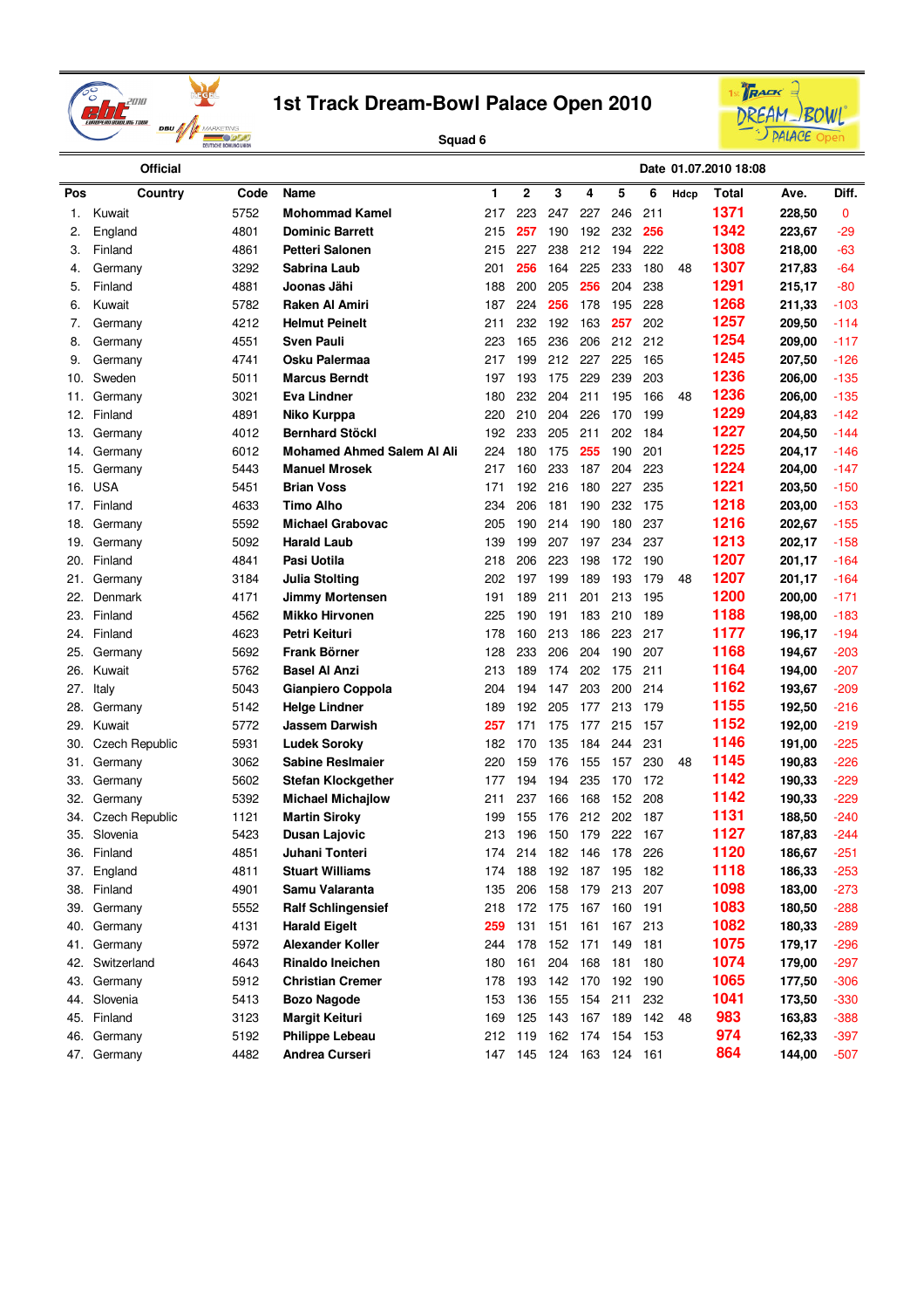# 1st Track Dream-Bowl Palace Open 2010

Squad 6

Official

Date 01.07.2010 18:08

| Pos | Country | Code | Name | 1 | 2 | 3 | 4 | 5 | 6 | Hdcp | Total | Ave. | Diff. |
|---|---|---|---|---|---|---|---|---|---|---|---|---|---|
| 1. | Kuwait | 5752 | Mohommad Kamel | 217 | 223 | 247 | 227 | 246 | 211 | | 1371 | 228,50 | 0 |
| 2. | England | 4801 | Dominic Barrett | 215 | 257 | 190 | 192 | 232 | 256 | | 1342 | 223,67 | -29 |
| 3. | Finland | 4861 | Petteri Salonen | 215 | 227 | 238 | 212 | 194 | 222 | | 1308 | 218,00 | -63 |
| 4. | Germany | 3292 | Sabrina Laub | 201 | 256 | 164 | 225 | 233 | 180 | 48 | 1307 | 217,83 | -64 |
| 5. | Finland | 4881 | Joonas Jähi | 188 | 200 | 205 | 256 | 204 | 238 | | 1291 | 215,17 | -80 |
| 6. | Kuwait | 5782 | Raken Al Amiri | 187 | 224 | 256 | 178 | 195 | 228 | | 1268 | 211,33 | -103 |
| 7. | Germany | 4212 | Helmut Peinelt | 211 | 232 | 192 | 163 | 257 | 202 | | 1257 | 209,50 | -114 |
| 8. | Germany | 4551 | Sven Pauli | 223 | 165 | 236 | 206 | 212 | 212 | | 1254 | 209,00 | -117 |
| 9. | Germany | 4741 | Osku Palermaa | 217 | 199 | 212 | 227 | 225 | 165 | | 1245 | 207,50 | -126 |
| 10. | Sweden | 5011 | Marcus Berndt | 197 | 193 | 175 | 229 | 239 | 203 | | 1236 | 206,00 | -135 |
| 11. | Germany | 3021 | Eva Lindner | 180 | 232 | 204 | 211 | 195 | 166 | 48 | 1236 | 206,00 | -135 |
| 12. | Finland | 4891 | Niko Kurppa | 220 | 210 | 204 | 226 | 170 | 199 | | 1229 | 204,83 | -142 |
| 13. | Germany | 4012 | Bernhard Stöckl | 192 | 233 | 205 | 211 | 202 | 184 | | 1227 | 204,50 | -144 |
| 14. | Germany | 6012 | Mohamed Ahmed Salem Al Ali | 224 | 180 | 175 | 255 | 190 | 201 | | 1225 | 204,17 | -146 |
| 15. | Germany | 5443 | Manuel Mrosek | 217 | 160 | 233 | 187 | 204 | 223 | | 1224 | 204,00 | -147 |
| 16. | USA | 5451 | Brian Voss | 171 | 192 | 216 | 180 | 227 | 235 | | 1221 | 203,50 | -150 |
| 17. | Finland | 4633 | Timo Alho | 234 | 206 | 181 | 190 | 232 | 175 | | 1218 | 203,00 | -153 |
| 18. | Germany | 5592 | Michael Grabovac | 205 | 190 | 214 | 190 | 180 | 237 | | 1216 | 202,67 | -155 |
| 19. | Germany | 5092 | Harald Laub | 139 | 199 | 207 | 197 | 234 | 237 | | 1213 | 202,17 | -158 |
| 20. | Finland | 4841 | Pasi Uotila | 218 | 206 | 223 | 198 | 172 | 190 | | 1207 | 201,17 | -164 |
| 21. | Germany | 3184 | Julia Stolting | 202 | 197 | 199 | 189 | 193 | 179 | 48 | 1207 | 201,17 | -164 |
| 22. | Denmark | 4171 | Jimmy Mortensen | 191 | 189 | 211 | 201 | 213 | 195 | | 1200 | 200,00 | -171 |
| 23. | Finland | 4562 | Mikko Hirvonen | 225 | 190 | 191 | 183 | 210 | 189 | | 1188 | 198,00 | -183 |
| 24. | Finland | 4623 | Petri Keituri | 178 | 160 | 213 | 186 | 223 | 217 | | 1177 | 196,17 | -194 |
| 25. | Germany | 5692 | Frank Börner | 128 | 233 | 206 | 204 | 190 | 207 | | 1168 | 194,67 | -203 |
| 26. | Kuwait | 5762 | Basel Al Anzi | 213 | 189 | 174 | 202 | 175 | 211 | | 1164 | 194,00 | -207 |
| 27. | Italy | 5043 | Gianpiero Coppola | 204 | 194 | 147 | 203 | 200 | 214 | | 1162 | 193,67 | -209 |
| 28. | Germany | 5142 | Helge Lindner | 189 | 192 | 205 | 177 | 213 | 179 | | 1155 | 192,50 | -216 |
| 29. | Kuwait | 5772 | Jassem Darwish | 257 | 171 | 175 | 177 | 215 | 157 | | 1152 | 192,00 | -219 |
| 30. | Czech Republic | 5931 | Ludek Soroky | 182 | 170 | 135 | 184 | 244 | 231 | | 1146 | 191,00 | -225 |
| 31. | Germany | 3062 | Sabine Reslmaier | 220 | 159 | 176 | 155 | 157 | 230 | 48 | 1145 | 190,83 | -226 |
| 33. | Germany | 5602 | Stefan Klockgether | 177 | 194 | 194 | 235 | 170 | 172 | | 1142 | 190,33 | -229 |
| 32. | Germany | 5392 | Michael Michajlow | 211 | 237 | 166 | 168 | 152 | 208 | | 1142 | 190,33 | -229 |
| 34. | Czech Republic | 1121 | Martin Siroky | 199 | 155 | 176 | 212 | 202 | 187 | | 1131 | 188,50 | -240 |
| 35. | Slovenia | 5423 | Dusan Lajovic | 213 | 196 | 150 | 179 | 222 | 167 | | 1127 | 187,83 | -244 |
| 36. | Finland | 4851 | Juhani Tonteri | 174 | 214 | 182 | 146 | 178 | 226 | | 1120 | 186,67 | -251 |
| 37. | England | 4811 | Stuart Williams | 174 | 188 | 192 | 187 | 195 | 182 | | 1118 | 186,33 | -253 |
| 38. | Finland | 4901 | Samu Valaranta | 135 | 206 | 158 | 179 | 213 | 207 | | 1098 | 183,00 | -273 |
| 39. | Germany | 5552 | Ralf Schlingensief | 218 | 172 | 175 | 167 | 160 | 191 | | 1083 | 180,50 | -288 |
| 40. | Germany | 4131 | Harald Eigelt | 259 | 131 | 151 | 161 | 167 | 213 | | 1082 | 180,33 | -289 |
| 41. | Germany | 5972 | Alexander Koller | 244 | 178 | 152 | 171 | 149 | 181 | | 1075 | 179,17 | -296 |
| 42. | Switzerland | 4643 | Rinaldo Ineichen | 180 | 161 | 204 | 168 | 181 | 180 | | 1074 | 179,00 | -297 |
| 43. | Germany | 5912 | Christian Cremer | 178 | 193 | 142 | 170 | 192 | 190 | | 1065 | 177,50 | -306 |
| 44. | Slovenia | 5413 | Bozo Nagode | 153 | 136 | 155 | 154 | 211 | 232 | | 1041 | 173,50 | -330 |
| 45. | Finland | 3123 | Margit Keituri | 169 | 125 | 143 | 167 | 189 | 142 | 48 | 983 | 163,83 | -388 |
| 46. | Germany | 5192 | Philippe Lebeau | 212 | 119 | 162 | 174 | 154 | 153 | | 974 | 162,33 | -397 |
| 47. | Germany | 4482 | Andrea Curseri | 147 | 145 | 124 | 163 | 124 | 161 | | 864 | 144,00 | -507 |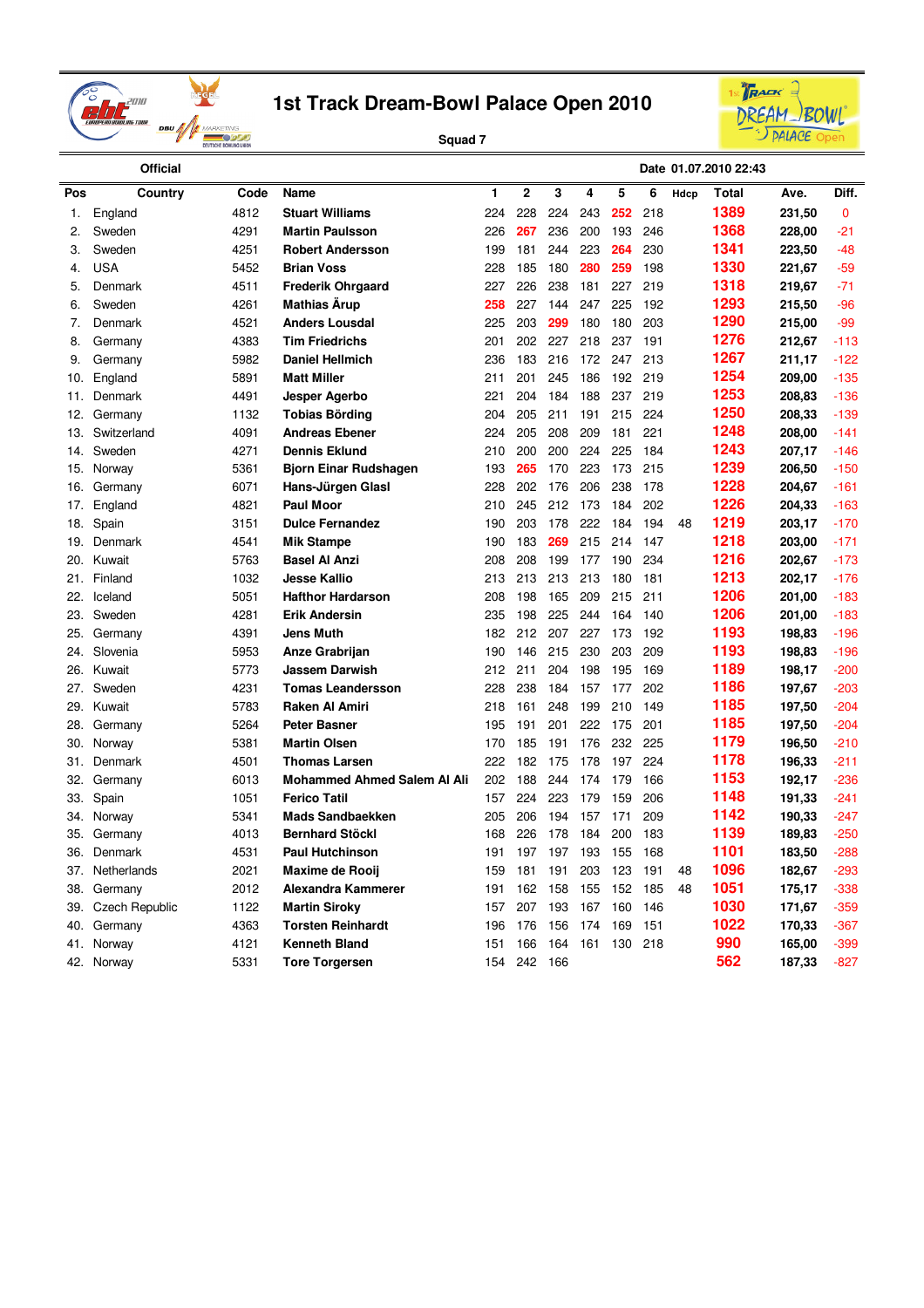# 1st Track Dream-Bowl Palace Open 2010

Squad 7

Official

Date 01.07.2010 22:43

| Pos | Country | Code | Name | 1 | 2 | 3 | 4 | 5 | 6 | Hdcp | Total | Ave. | Diff. |
|---|---|---|---|---|---|---|---|---|---|---|---|---|---|
| 1. | England | 4812 | **Stuart Williams** | 224 | 228 | 224 | 243 | 252 | 218 | | 1389 | 231,50 | 0 |
| 2. | Sweden | 4291 | **Martin Paulsson** | 226 | 267 | 236 | 200 | 193 | 246 | | 1368 | 228,00 | -21 |
| 3. | Sweden | 4251 | **Robert Andersson** | 199 | 181 | 244 | 223 | 264 | 230 | | 1341 | 223,50 | -48 |
| 4. | USA | 5452 | **Brian Voss** | 228 | 185 | 180 | 280 | 259 | 198 | | 1330 | 221,67 | -59 |
| 5. | Denmark | 4511 | **Frederik Ohrgaard** | 227 | 226 | 238 | 181 | 227 | 219 | | 1318 | 219,67 | -71 |
| 6. | Sweden | 4261 | **Mathias Ärup** | 258 | 227 | 144 | 247 | 225 | 192 | | 1293 | 215,50 | -96 |
| 7. | Denmark | 4521 | **Anders Lousdal** | 225 | 203 | 299 | 180 | 180 | 203 | | 1290 | 215,00 | -99 |
| 8. | Germany | 4383 | **Tim Friedrichs** | 201 | 202 | 227 | 218 | 237 | 191 | | 1276 | 212,67 | -113 |
| 9. | Germany | 5982 | **Daniel Hellmich** | 236 | 183 | 216 | 172 | 247 | 213 | | 1267 | 211,17 | -122 |
| 10. | England | 5891 | **Matt Miller** | 211 | 201 | 245 | 186 | 192 | 219 | | 1254 | 209,00 | -135 |
| 11. | Denmark | 4491 | **Jesper Agerbo** | 221 | 204 | 184 | 188 | 237 | 219 | | 1253 | 208,83 | -136 |
| 12. | Germany | 1132 | **Tobias Börding** | 204 | 205 | 211 | 191 | 215 | 224 | | 1250 | 208,33 | -139 |
| 13. | Switzerland | 4091 | **Andreas Ebener** | 224 | 205 | 208 | 209 | 181 | 221 | | 1248 | 208,00 | -141 |
| 14. | Sweden | 4271 | **Dennis Eklund** | 210 | 200 | 200 | 224 | 225 | 184 | | 1243 | 207,17 | -146 |
| 15. | Norway | 5361 | **Bjorn Einar Rudshagen** | 193 | 265 | 170 | 223 | 173 | 215 | | 1239 | 206,50 | -150 |
| 16. | Germany | 6071 | **Hans-Jürgen Glasl** | 228 | 202 | 176 | 206 | 238 | 178 | | 1228 | 204,67 | -161 |
| 17. | England | 4821 | **Paul Moor** | 210 | 245 | 212 | 173 | 184 | 202 | | 1226 | 204,33 | -163 |
| 18. | Spain | 3151 | **Dulce Fernandez** | 190 | 203 | 178 | 222 | 184 | 194 | 48 | 1219 | 203,17 | -170 |
| 19. | Denmark | 4541 | **Mik Stampe** | 190 | 183 | 269 | 215 | 214 | 147 | | 1218 | 203,00 | -171 |
| 20. | Kuwait | 5763 | **Basel Al Anzi** | 208 | 208 | 199 | 177 | 190 | 234 | | 1216 | 202,67 | -173 |
| 21. | Finland | 1032 | **Jesse Kallio** | 213 | 213 | 213 | 213 | 180 | 181 | | 1213 | 202,17 | -176 |
| 22. | Iceland | 5051 | **Hafthor Hardarson** | 208 | 198 | 165 | 209 | 215 | 211 | | 1206 | 201,00 | -183 |
| 23. | Sweden | 4281 | **Erik Andersin** | 235 | 198 | 225 | 244 | 164 | 140 | | 1206 | 201,00 | -183 |
| 25. | Germany | 4391 | **Jens Muth** | 182 | 212 | 207 | 227 | 173 | 192 | | 1193 | 198,83 | -196 |
| 24. | Slovenia | 5953 | **Anze Grabrijan** | 190 | 146 | 215 | 230 | 203 | 209 | | 1193 | 198,83 | -196 |
| 26. | Kuwait | 5773 | **Jassem Darwish** | 212 | 211 | 204 | 198 | 195 | 169 | | 1189 | 198,17 | -200 |
| 27. | Sweden | 4231 | **Tomas Leandersson** | 228 | 238 | 184 | 157 | 177 | 202 | | 1186 | 197,67 | -203 |
| 29. | Kuwait | 5783 | **Raken Al Amiri** | 218 | 161 | 248 | 199 | 210 | 149 | | 1185 | 197,50 | -204 |
| 28. | Germany | 5264 | **Peter Basner** | 195 | 191 | 201 | 222 | 175 | 201 | | 1185 | 197,50 | -204 |
| 30. | Norway | 5381 | **Martin Olsen** | 170 | 185 | 191 | 176 | 232 | 225 | | 1179 | 196,50 | -210 |
| 31. | Denmark | 4501 | **Thomas Larsen** | 222 | 182 | 175 | 178 | 197 | 224 | | 1178 | 196,33 | -211 |
| 32. | Germany | 6013 | **Mohammed Ahmed Salem Al Ali** | 202 | 188 | 244 | 174 | 179 | 166 | | 1153 | 192,17 | -236 |
| 33. | Spain | 1051 | **Ferico Tatil** | 157 | 224 | 223 | 179 | 159 | 206 | | 1148 | 191,33 | -241 |
| 34. | Norway | 5341 | **Mads Sandbaekken** | 205 | 206 | 194 | 157 | 171 | 209 | | 1142 | 190,33 | -247 |
| 35. | Germany | 4013 | **Bernhard Stöckl** | 168 | 226 | 178 | 184 | 200 | 183 | | 1139 | 189,83 | -250 |
| 36. | Denmark | 4531 | **Paul Hutchinson** | 191 | 197 | 197 | 193 | 155 | 168 | | 1101 | 183,50 | -288 |
| 37. | Netherlands | 2021 | **Maxime de Rooij** | 159 | 181 | 191 | 203 | 123 | 191 | 48 | 1096 | 182,67 | -293 |
| 38. | Germany | 2012 | **Alexandra Kammerer** | 191 | 162 | 158 | 155 | 152 | 185 | 48 | 1051 | 175,17 | -338 |
| 39. | Czech Republic | 1122 | **Martin Siroky** | 157 | 207 | 193 | 167 | 160 | 146 | | 1030 | 171,67 | -359 |
| 40. | Germany | 4363 | **Torsten Reinhardt** | 196 | 176 | 156 | 174 | 169 | 151 | | 1022 | 170,33 | -367 |
| 41. | Norway | 4121 | **Kenneth Bland** | 151 | 166 | 164 | 161 | 130 | 218 | | 990 | 165,00 | -399 |
| 42. | Norway | 5331 | **Tore Torgersen** | 154 | 242 | 166 | | | | | 562 | 187,33 | -827 |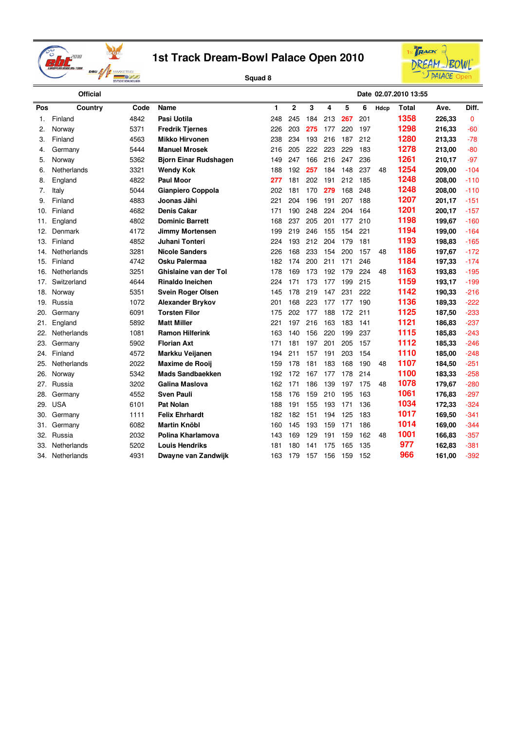# 1st Track Dream-Bowl Palace Open 2010

Squad 8

Official — Date 02.07.2010 13:55

| Pos | Country | Code | Name | 1 | 2 | 3 | 4 | 5 | 6 | Hdcp | Total | Ave. | Diff. |
|---|---|---|---|---|---|---|---|---|---|---|---|---|---|
| 1. | Finland | 4842 | **Pasi Uotila** | 248 | 245 | 184 | 213 | 267 | 201 | | 1358 | 226,33 | 0 |
| 2. | Norway | 5371 | **Fredrik Tjernes** | 226 | 203 | 275 | 177 | 220 | 197 | | 1298 | 216,33 | -60 |
| 3. | Finland | 4563 | **Mikko Hirvonen** | 238 | 234 | 193 | 216 | 187 | 212 | | 1280 | 213,33 | -78 |
| 4. | Germany | 5444 | **Manuel Mrosek** | 216 | 205 | 222 | 223 | 229 | 183 | | 1278 | 213,00 | -80 |
| 5. | Norway | 5362 | **Bjorn Einar Rudshagen** | 149 | 247 | 166 | 216 | 247 | 236 | | 1261 | 210,17 | -97 |
| 6. | Netherlands | 3321 | **Wendy Kok** | 188 | 192 | 257 | 184 | 148 | 237 | 48 | 1254 | 209,00 | -104 |
| 8. | England | 4822 | **Paul Moor** | 277 | 181 | 202 | 191 | 212 | 185 | | 1248 | 208,00 | -110 |
| 7. | Italy | 5044 | **Gianpiero Coppola** | 202 | 181 | 170 | 279 | 168 | 248 | | 1248 | 208,00 | -110 |
| 9. | Finland | 4883 | **Joonas Jähi** | 221 | 204 | 196 | 191 | 207 | 188 | | 1207 | 201,17 | -151 |
| 10. | Finland | 4682 | **Denis Cakar** | 171 | 190 | 248 | 224 | 204 | 164 | | 1201 | 200,17 | -157 |
| 11. | England | 4802 | **Dominic Barrett** | 168 | 237 | 205 | 201 | 177 | 210 | | 1198 | 199,67 | -160 |
| 12. | Denmark | 4172 | **Jimmy Mortensen** | 199 | 219 | 246 | 155 | 154 | 221 | | 1194 | 199,00 | -164 |
| 13. | Finland | 4852 | **Juhani Tonteri** | 224 | 193 | 212 | 204 | 179 | 181 | | 1193 | 198,83 | -165 |
| 14. | Netherlands | 3281 | **Nicole Sanders** | 226 | 168 | 233 | 154 | 200 | 157 | 48 | 1186 | 197,67 | -172 |
| 15. | Finland | 4742 | **Osku Palermaa** | 182 | 174 | 200 | 211 | 171 | 246 | | 1184 | 197,33 | -174 |
| 16. | Netherlands | 3251 | **Ghislaine van der Tol** | 178 | 169 | 173 | 192 | 179 | 224 | 48 | 1163 | 193,83 | -195 |
| 17. | Switzerland | 4644 | **Rinaldo Ineichen** | 224 | 171 | 173 | 177 | 199 | 215 | | 1159 | 193,17 | -199 |
| 18. | Norway | 5351 | **Svein Roger Olsen** | 145 | 178 | 219 | 147 | 231 | 222 | | 1142 | 190,33 | -216 |
| 19. | Russia | 1072 | **Alexander Brykov** | 201 | 168 | 223 | 177 | 177 | 190 | | 1136 | 189,33 | -222 |
| 20. | Germany | 6091 | **Torsten Filor** | 175 | 202 | 177 | 188 | 172 | 211 | | 1125 | 187,50 | -233 |
| 21. | England | 5892 | **Matt Miller** | 221 | 197 | 216 | 163 | 183 | 141 | | 1121 | 186,83 | -237 |
| 22. | Netherlands | 1081 | **Ramon Hilferink** | 163 | 140 | 156 | 220 | 199 | 237 | | 1115 | 185,83 | -243 |
| 23. | Germany | 5902 | **Florian Axt** | 171 | 181 | 197 | 201 | 205 | 157 | | 1112 | 185,33 | -246 |
| 24. | Finland | 4572 | **Markku Veijanen** | 194 | 211 | 157 | 191 | 203 | 154 | | 1110 | 185,00 | -248 |
| 25. | Netherlands | 2022 | **Maxime de Rooij** | 159 | 178 | 181 | 183 | 168 | 190 | 48 | 1107 | 184,50 | -251 |
| 26. | Norway | 5342 | **Mads Sandbaekken** | 192 | 172 | 167 | 177 | 178 | 214 | | 1100 | 183,33 | -258 |
| 27. | Russia | 3202 | **Galina Maslova** | 162 | 171 | 186 | 139 | 197 | 175 | 48 | 1078 | 179,67 | -280 |
| 28. | Germany | 4552 | **Sven Pauli** | 158 | 176 | 159 | 210 | 195 | 163 | | 1061 | 176,83 | -297 |
| 29. | USA | 6101 | **Pat Nolan** | 188 | 191 | 155 | 193 | 171 | 136 | | 1034 | 172,33 | -324 |
| 30. | Germany | 1111 | **Felix Ehrhardt** | 182 | 182 | 151 | 194 | 125 | 183 | | 1017 | 169,50 | -341 |
| 31. | Germany | 6082 | **Martin Knöbl** | 160 | 145 | 193 | 159 | 171 | 186 | | 1014 | 169,00 | -344 |
| 32. | Russia | 2032 | **Polina Kharlamova** | 143 | 169 | 129 | 191 | 159 | 162 | 48 | 1001 | 166,83 | -357 |
| 33. | Netherlands | 5202 | **Louis Hendriks** | 181 | 180 | 141 | 175 | 165 | 135 | | 977 | 162,83 | -381 |
| 34. | Netherlands | 4931 | **Dwayne van Zandwijk** | 163 | 179 | 157 | 156 | 159 | 152 | | 966 | 161,00 | -392 |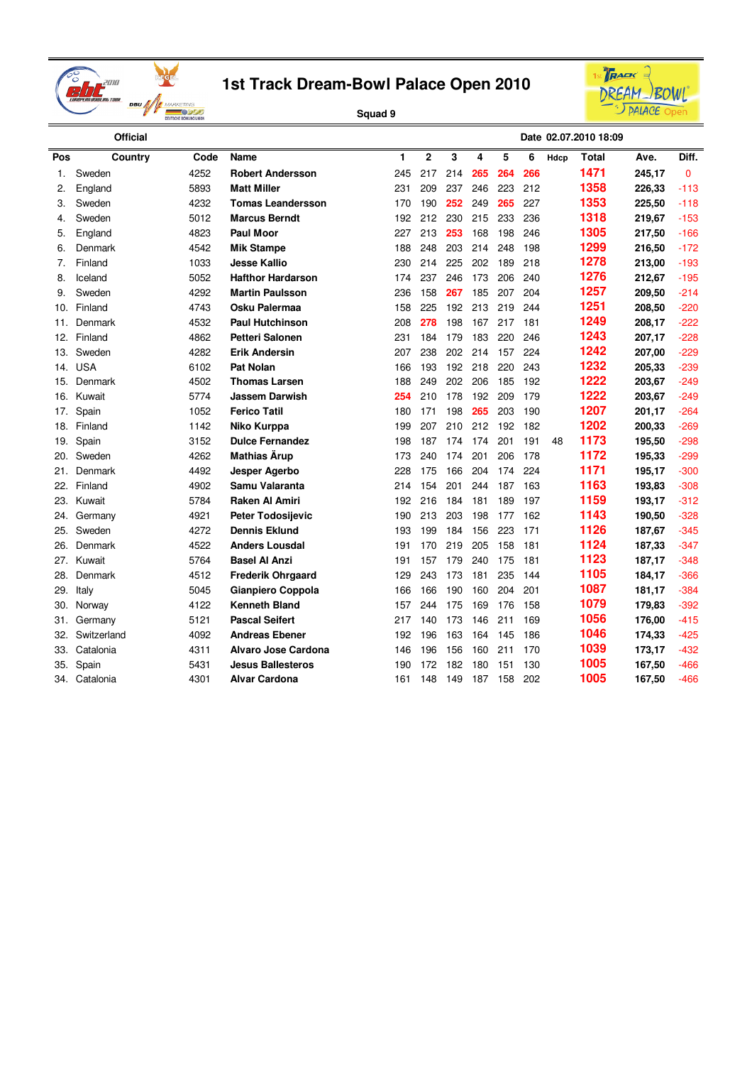# 1st Track Dream-Bowl Palace Open 2010

**Squad 9**

**Official** — Date 02.07.2010 18:09

| Pos | Country | Code | Name | 1 | 2 | 3 | 4 | 5 | 6 | Hdcp | Total | Ave. | Diff. |
|---|---|---|---|---|---|---|---|---|---|---|---|---|---|
| 1. | Sweden | 4252 | **Robert Andersson** | 245 | 217 | 214 | 265 | 264 | 266 | | 1471 | 245,17 | 0 |
| 2. | England | 5893 | **Matt Miller** | 231 | 209 | 237 | 246 | 223 | 212 | | 1358 | 226,33 | -113 |
| 3. | Sweden | 4232 | **Tomas Leandersson** | 170 | 190 | 252 | 249 | 265 | 227 | | 1353 | 225,50 | -118 |
| 4. | Sweden | 5012 | **Marcus Berndt** | 192 | 212 | 230 | 215 | 233 | 236 | | 1318 | 219,67 | -153 |
| 5. | England | 4823 | **Paul Moor** | 227 | 213 | 253 | 168 | 198 | 246 | | 1305 | 217,50 | -166 |
| 6. | Denmark | 4542 | **Mik Stampe** | 188 | 248 | 203 | 214 | 248 | 198 | | 1299 | 216,50 | -172 |
| 7. | Finland | 1033 | **Jesse Kallio** | 230 | 214 | 225 | 202 | 189 | 218 | | 1278 | 213,00 | -193 |
| 8. | Iceland | 5052 | **Hafthor Hardarson** | 174 | 237 | 246 | 173 | 206 | 240 | | 1276 | 212,67 | -195 |
| 9. | Sweden | 4292 | **Martin Paulsson** | 236 | 158 | 267 | 185 | 207 | 204 | | 1257 | 209,50 | -214 |
| 10. | Finland | 4743 | **Osku Palermaa** | 158 | 225 | 192 | 213 | 219 | 244 | | 1251 | 208,50 | -220 |
| 11. | Denmark | 4532 | **Paul Hutchinson** | 208 | 278 | 198 | 167 | 217 | 181 | | 1249 | 208,17 | -222 |
| 12. | Finland | 4862 | **Petteri Salonen** | 231 | 184 | 179 | 183 | 220 | 246 | | 1243 | 207,17 | -228 |
| 13. | Sweden | 4282 | **Erik Andersin** | 207 | 238 | 202 | 214 | 157 | 224 | | 1242 | 207,00 | -229 |
| 14. | USA | 6102 | **Pat Nolan** | 166 | 193 | 192 | 218 | 220 | 243 | | 1232 | 205,33 | -239 |
| 15. | Denmark | 4502 | **Thomas Larsen** | 188 | 249 | 202 | 206 | 185 | 192 | | 1222 | 203,67 | -249 |
| 16. | Kuwait | 5774 | **Jassem Darwish** | 254 | 210 | 178 | 192 | 209 | 179 | | 1222 | 203,67 | -249 |
| 17. | Spain | 1052 | **Ferico Tatil** | 180 | 171 | 198 | 265 | 203 | 190 | | 1207 | 201,17 | -264 |
| 18. | Finland | 1142 | **Niko Kurppa** | 199 | 207 | 210 | 212 | 192 | 182 | | 1202 | 200,33 | -269 |
| 19. | Spain | 3152 | **Dulce Fernandez** | 198 | 187 | 174 | 174 | 201 | 191 | 48 | 1173 | 195,50 | -298 |
| 20. | Sweden | 4262 | **Mathias Ärup** | 173 | 240 | 174 | 201 | 206 | 178 | | 1172 | 195,33 | -299 |
| 21. | Denmark | 4492 | **Jesper Agerbo** | 228 | 175 | 166 | 204 | 174 | 224 | | 1171 | 195,17 | -300 |
| 22. | Finland | 4902 | **Samu Valaranta** | 214 | 154 | 201 | 244 | 187 | 163 | | 1163 | 193,83 | -308 |
| 23. | Kuwait | 5784 | **Raken Al Amiri** | 192 | 216 | 184 | 181 | 189 | 197 | | 1159 | 193,17 | -312 |
| 24. | Germany | 4921 | **Peter Todosijevic** | 190 | 213 | 203 | 198 | 177 | 162 | | 1143 | 190,50 | -328 |
| 25. | Sweden | 4272 | **Dennis Eklund** | 193 | 199 | 184 | 156 | 223 | 171 | | 1126 | 187,67 | -345 |
| 26. | Denmark | 4522 | **Anders Lousdal** | 191 | 170 | 219 | 205 | 158 | 181 | | 1124 | 187,33 | -347 |
| 27. | Kuwait | 5764 | **Basel Al Anzi** | 191 | 157 | 179 | 240 | 175 | 181 | | 1123 | 187,17 | -348 |
| 28. | Denmark | 4512 | **Frederik Ohrgaard** | 129 | 243 | 173 | 181 | 235 | 144 | | 1105 | 184,17 | -366 |
| 29. | Italy | 5045 | **Gianpiero Coppola** | 166 | 166 | 190 | 160 | 204 | 201 | | 1087 | 181,17 | -384 |
| 30. | Norway | 4122 | **Kenneth Bland** | 157 | 244 | 175 | 169 | 176 | 158 | | 1079 | 179,83 | -392 |
| 31. | Germany | 5121 | **Pascal Seifert** | 217 | 140 | 173 | 146 | 211 | 169 | | 1056 | 176,00 | -415 |
| 32. | Switzerland | 4092 | **Andreas Ebener** | 192 | 196 | 163 | 164 | 145 | 186 | | 1046 | 174,33 | -425 |
| 33. | Catalonia | 4311 | **Alvaro Jose Cardona** | 146 | 196 | 156 | 160 | 211 | 170 | | 1039 | 173,17 | -432 |
| 35. | Spain | 5431 | **Jesus Ballesteros** | 190 | 172 | 182 | 180 | 151 | 130 | | 1005 | 167,50 | -466 |
| 34. | Catalonia | 4301 | **Alvar Cardona** | 161 | 148 | 149 | 187 | 158 | 202 | | 1005 | 167,50 | -466 |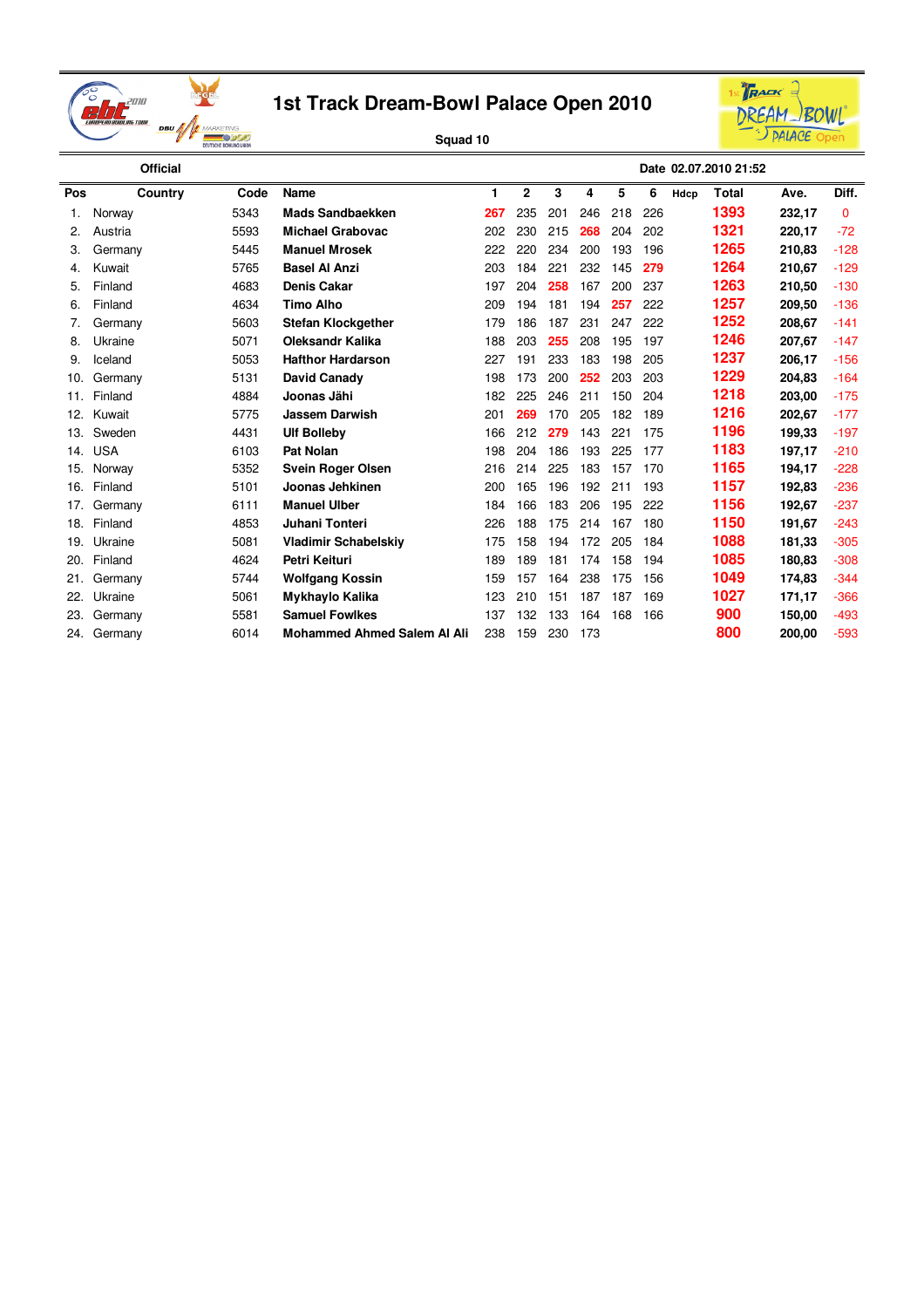# 1st Track Dream-Bowl Palace Open 2010

Squad 10

Official — Date 02.07.2010 21:52

| Pos | Country | Code | Name | 1 | 2 | 3 | 4 | 5 | 6 | Hdcp | Total | Ave. | Diff. |
|---|---|---|---|---|---|---|---|---|---|---|---|---|---|
| 1. | Norway | 5343 | **Mads Sandbaekken** | 267 | 235 | 201 | 246 | 218 | 226 | | 1393 | 232,17 | 0 |
| 2. | Austria | 5593 | **Michael Grabovac** | 202 | 230 | 215 | 268 | 204 | 202 | | 1321 | 220,17 | -72 |
| 3. | Germany | 5445 | **Manuel Mrosek** | 222 | 220 | 234 | 200 | 193 | 196 | | 1265 | 210,83 | -128 |
| 4. | Kuwait | 5765 | **Basel Al Anzi** | 203 | 184 | 221 | 232 | 145 | 279 | | 1264 | 210,67 | -129 |
| 5. | Finland | 4683 | **Denis Cakar** | 197 | 204 | 258 | 167 | 200 | 237 | | 1263 | 210,50 | -130 |
| 6. | Finland | 4634 | **Timo Alho** | 209 | 194 | 181 | 194 | 257 | 222 | | 1257 | 209,50 | -136 |
| 7. | Germany | 5603 | **Stefan Klockgether** | 179 | 186 | 187 | 231 | 247 | 222 | | 1252 | 208,67 | -141 |
| 8. | Ukraine | 5071 | **Oleksandr Kalika** | 188 | 203 | 255 | 208 | 195 | 197 | | 1246 | 207,67 | -147 |
| 9. | Iceland | 5053 | **Hafthor Hardarson** | 227 | 191 | 233 | 183 | 198 | 205 | | 1237 | 206,17 | -156 |
| 10. | Germany | 5131 | **David Canady** | 198 | 173 | 200 | 252 | 203 | 203 | | 1229 | 204,83 | -164 |
| 11. | Finland | 4884 | **Joonas Jähi** | 182 | 225 | 246 | 211 | 150 | 204 | | 1218 | 203,00 | -175 |
| 12. | Kuwait | 5775 | **Jassem Darwish** | 201 | 269 | 170 | 205 | 182 | 189 | | 1216 | 202,67 | -177 |
| 13. | Sweden | 4431 | **Ulf Bolleby** | 166 | 212 | 279 | 143 | 221 | 175 | | 1196 | 199,33 | -197 |
| 14. | USA | 6103 | **Pat Nolan** | 198 | 204 | 186 | 193 | 225 | 177 | | 1183 | 197,17 | -210 |
| 15. | Norway | 5352 | **Svein Roger Olsen** | 216 | 214 | 225 | 183 | 157 | 170 | | 1165 | 194,17 | -228 |
| 16. | Finland | 5101 | **Joonas Jehkinen** | 200 | 165 | 196 | 192 | 211 | 193 | | 1157 | 192,83 | -236 |
| 17. | Germany | 6111 | **Manuel Ulber** | 184 | 166 | 183 | 206 | 195 | 222 | | 1156 | 192,67 | -237 |
| 18. | Finland | 4853 | **Juhani Tonteri** | 226 | 188 | 175 | 214 | 167 | 180 | | 1150 | 191,67 | -243 |
| 19. | Ukraine | 5081 | **Vladimir Schabelskiy** | 175 | 158 | 194 | 172 | 205 | 184 | | 1088 | 181,33 | -305 |
| 20. | Finland | 4624 | **Petri Keituri** | 189 | 189 | 181 | 174 | 158 | 194 | | 1085 | 180,83 | -308 |
| 21. | Germany | 5744 | **Wolfgang Kossin** | 159 | 157 | 164 | 238 | 175 | 156 | | 1049 | 174,83 | -344 |
| 22. | Ukraine | 5061 | **Mykhaylo Kalika** | 123 | 210 | 151 | 187 | 187 | 169 | | 1027 | 171,17 | -366 |
| 23. | Germany | 5581 | **Samuel Fowlkes** | 137 | 132 | 133 | 164 | 168 | 166 | | 900 | 150,00 | -493 |
| 24. | Germany | 6014 | **Mohammed Ahmed Salem Al Ali** | 238 | 159 | 230 | 173 | | | | 800 | 200,00 | -593 |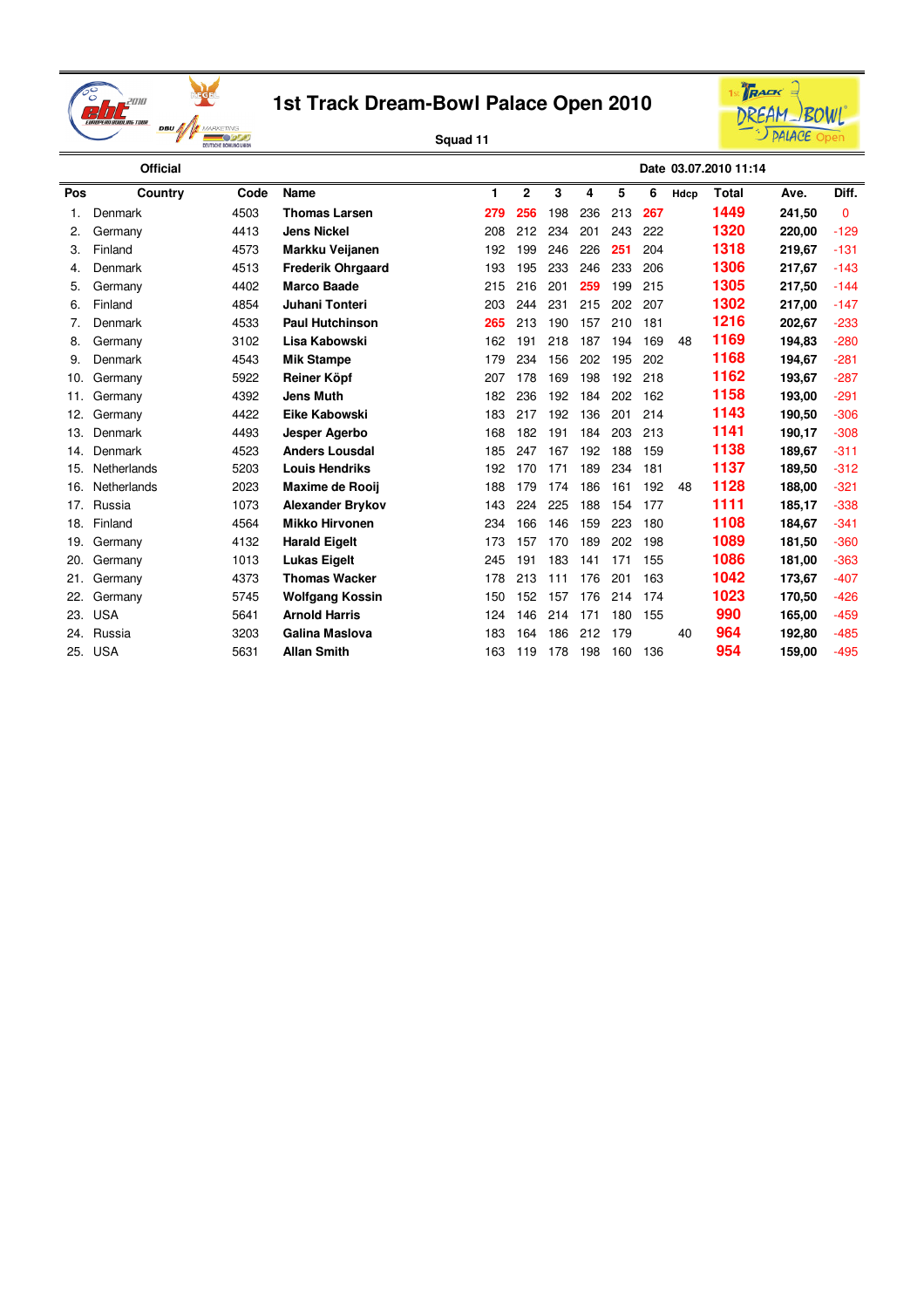# 1st Track Dream-Bowl Palace Open 2010

Squad 11

Official | Date 03.07.2010 11:14

| Pos | Country | Code | Name | 1 | 2 | 3 | 4 | 5 | 6 | Hdcp | Total | Ave. | Diff. |
|---|---|---|---|---|---|---|---|---|---|---|---|---|---|
| 1. | Denmark | 4503 | **Thomas Larsen** | 279 | 256 | 198 | 236 | 213 | 267 | | 1449 | **241,50** | 0 |
| 2. | Germany | 4413 | **Jens Nickel** | 208 | 212 | 234 | 201 | 243 | 222 | | 1320 | **220,00** | -129 |
| 3. | Finland | 4573 | **Markku Veijanen** | 192 | 199 | 246 | 226 | 251 | 204 | | 1318 | **219,67** | -131 |
| 4. | Denmark | 4513 | **Frederik Ohrgaard** | 193 | 195 | 233 | 246 | 233 | 206 | | 1306 | **217,67** | -143 |
| 5. | Germany | 4402 | **Marco Baade** | 215 | 216 | 201 | 259 | 199 | 215 | | 1305 | **217,50** | -144 |
| 6. | Finland | 4854 | **Juhani Tonteri** | 203 | 244 | 231 | 215 | 202 | 207 | | 1302 | **217,00** | -147 |
| 7. | Denmark | 4533 | **Paul Hutchinson** | 265 | 213 | 190 | 157 | 210 | 181 | | 1216 | **202,67** | -233 |
| 8. | Germany | 3102 | **Lisa Kabowski** | 162 | 191 | 218 | 187 | 194 | 169 | 48 | 1169 | **194,83** | -280 |
| 9. | Denmark | 4543 | **Mik Stampe** | 179 | 234 | 156 | 202 | 195 | 202 | | 1168 | **194,67** | -281 |
| 10. | Germany | 5922 | **Reiner Köpf** | 207 | 178 | 169 | 198 | 192 | 218 | | 1162 | **193,67** | -287 |
| 11. | Germany | 4392 | **Jens Muth** | 182 | 236 | 192 | 184 | 202 | 162 | | 1158 | **193,00** | -291 |
| 12. | Germany | 4422 | **Eike Kabowski** | 183 | 217 | 192 | 136 | 201 | 214 | | 1143 | **190,50** | -306 |
| 13. | Denmark | 4493 | **Jesper Agerbo** | 168 | 182 | 191 | 184 | 203 | 213 | | 1141 | **190,17** | -308 |
| 14. | Denmark | 4523 | **Anders Lousdal** | 185 | 247 | 167 | 192 | 188 | 159 | | 1138 | **189,67** | -311 |
| 15. | Netherlands | 5203 | **Louis Hendriks** | 192 | 170 | 171 | 189 | 234 | 181 | | 1137 | **189,50** | -312 |
| 16. | Netherlands | 2023 | **Maxime de Rooij** | 188 | 179 | 174 | 186 | 161 | 192 | 48 | 1128 | **188,00** | -321 |
| 17. | Russia | 1073 | **Alexander Brykov** | 143 | 224 | 225 | 188 | 154 | 177 | | 1111 | **185,17** | -338 |
| 18. | Finland | 4564 | **Mikko Hirvonen** | 234 | 166 | 146 | 159 | 223 | 180 | | 1108 | **184,67** | -341 |
| 19. | Germany | 4132 | **Harald Eigelt** | 173 | 157 | 170 | 189 | 202 | 198 | | 1089 | **181,50** | -360 |
| 20. | Germany | 1013 | **Lukas Eigelt** | 245 | 191 | 183 | 141 | 171 | 155 | | 1086 | **181,00** | -363 |
| 21. | Germany | 4373 | **Thomas Wacker** | 178 | 213 | 111 | 176 | 201 | 163 | | 1042 | **173,67** | -407 |
| 22. | Germany | 5745 | **Wolfgang Kossin** | 150 | 152 | 157 | 176 | 214 | 174 | | 1023 | **170,50** | -426 |
| 23. | USA | 5641 | **Arnold Harris** | 124 | 146 | 214 | 171 | 180 | 155 | | 990 | **165,00** | -459 |
| 24. | Russia | 3203 | **Galina Maslova** | 183 | 164 | 186 | 212 | 179 | | 40 | 964 | **192,80** | -485 |
| 25. | USA | 5631 | **Allan Smith** | 163 | 119 | 178 | 198 | 160 | 136 | | 954 | **159,00** | -495 |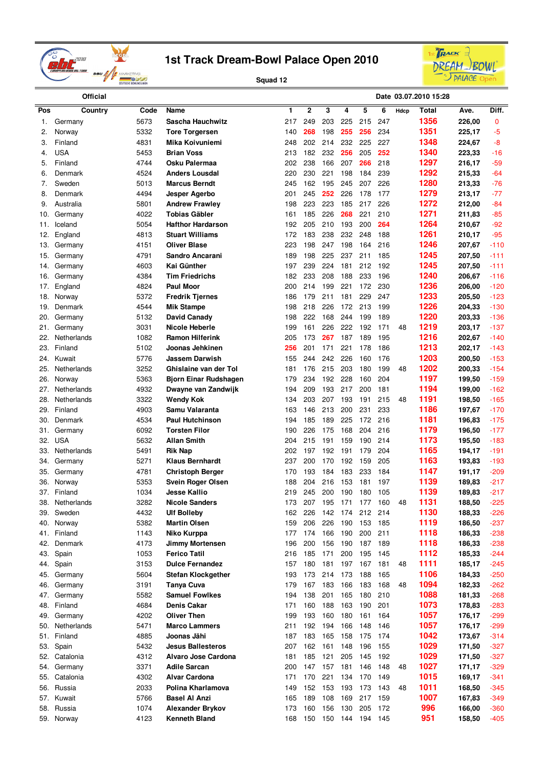# 1st Track Dream-Bowl Palace Open 2010

Squad 12

Official

Date 03.07.2010 15:28

| Pos | Country | Code | Name | 1 | 2 | 3 | 4 | 5 | 6 | Hdcp | Total | Ave. | Diff. |
|---|---|---|---|---|---|---|---|---|---|---|---|---|---|
| 1. | Germany | 5673 | Sascha Hauchwitz | 217 | 249 | 203 | 225 | 215 | 247 | | 1356 | 226,00 | 0 |
| 2. | Norway | 5332 | Tore Torgersen | 140 | 268 | 198 | 255 | 256 | 234 | | 1351 | 225,17 | -5 |
| 3. | Finland | 4831 | Mika Koivuniemi | 248 | 202 | 214 | 232 | 225 | 227 | | 1348 | 224,67 | -8 |
| 4. | USA | 5453 | Brian Voss | 213 | 182 | 232 | 256 | 205 | 252 | | 1340 | 223,33 | -16 |
| 5. | Finland | 4744 | Osku Palermaa | 202 | 238 | 166 | 207 | 266 | 218 | | 1297 | 216,17 | -59 |
| 6. | Denmark | 4524 | Anders Lousdal | 220 | 230 | 221 | 198 | 184 | 239 | | 1292 | 215,33 | -64 |
| 7. | Sweden | 5013 | Marcus Berndt | 245 | 162 | 195 | 245 | 207 | 226 | | 1280 | 213,33 | -76 |
| 8. | Denmark | 4494 | Jesper Agerbo | 201 | 245 | 252 | 226 | 178 | 177 | | 1279 | 213,17 | -77 |
| 9. | Australia | 5801 | Andrew Frawley | 198 | 223 | 223 | 185 | 217 | 226 | | 1272 | 212,00 | -84 |
| 10. | Germany | 4022 | Tobias Gäbler | 161 | 185 | 226 | 268 | 221 | 210 | | 1271 | 211,83 | -85 |
| 11. | Iceland | 5054 | Hafthor Hardarson | 192 | 205 | 210 | 193 | 200 | 264 | | 1264 | 210,67 | -92 |
| 12. | England | 4813 | Stuart Williams | 172 | 183 | 238 | 232 | 248 | 188 | | 1261 | 210,17 | -95 |
| 13. | Germany | 4151 | Oliver Blase | 223 | 198 | 247 | 198 | 164 | 216 | | 1246 | 207,67 | -110 |
| 15. | Germany | 4791 | Sandro Ancarani | 189 | 198 | 225 | 237 | 211 | 185 | | 1245 | 207,50 | -111 |
| 14. | Germany | 4603 | Kai Günther | 197 | 239 | 224 | 181 | 212 | 192 | | 1245 | 207,50 | -111 |
| 16. | Germany | 4384 | Tim Friedrichs | 182 | 233 | 208 | 188 | 233 | 196 | | 1240 | 206,67 | -116 |
| 17. | England | 4824 | Paul Moor | 200 | 214 | 199 | 221 | 172 | 230 | | 1236 | 206,00 | -120 |
| 18. | Norway | 5372 | Fredrik Tjernes | 186 | 179 | 211 | 181 | 229 | 247 | | 1233 | 205,50 | -123 |
| 19. | Denmark | 4544 | Mik Stampe | 198 | 218 | 226 | 172 | 213 | 199 | | 1226 | 204,33 | -130 |
| 20. | Germany | 5132 | David Canady | 198 | 222 | 168 | 244 | 199 | 189 | | 1220 | 203,33 | -136 |
| 21. | Germany | 3031 | Nicole Heberle | 199 | 161 | 226 | 222 | 192 | 171 | 48 | 1219 | 203,17 | -137 |
| 22. | Netherlands | 1082 | Ramon Hilferink | 205 | 173 | 267 | 187 | 189 | 195 | | 1216 | 202,67 | -140 |
| 23. | Finland | 5102 | Joonas Jehkinen | 256 | 201 | 171 | 221 | 178 | 186 | | 1213 | 202,17 | -143 |
| 24. | Kuwait | 5776 | Jassem Darwish | 155 | 244 | 242 | 226 | 160 | 176 | | 1203 | 200,50 | -153 |
| 25. | Netherlands | 3252 | Ghislaine van der Tol | 181 | 176 | 215 | 203 | 180 | 199 | 48 | 1202 | 200,33 | -154 |
| 26. | Norway | 5363 | Bjorn Einar Rudshagen | 179 | 234 | 192 | 228 | 160 | 204 | | 1197 | 199,50 | -159 |
| 27. | Netherlands | 4932 | Dwayne van Zandwijk | 194 | 209 | 193 | 217 | 200 | 181 | | 1194 | 199,00 | -162 |
| 28. | Netherlands | 3322 | Wendy Kok | 134 | 203 | 207 | 193 | 191 | 215 | 48 | 1191 | 198,50 | -165 |
| 29. | Finland | 4903 | Samu Valaranta | 163 | 146 | 213 | 200 | 231 | 233 | | 1186 | 197,67 | -170 |
| 30. | Denmark | 4534 | Paul Hutchinson | 194 | 185 | 189 | 225 | 172 | 216 | | 1181 | 196,83 | -175 |
| 31. | Germany | 6092 | Torsten Filor | 190 | 226 | 175 | 168 | 204 | 216 | | 1179 | 196,50 | -177 |
| 32. | USA | 5632 | Allan Smith | 204 | 215 | 191 | 159 | 190 | 214 | | 1173 | 195,50 | -183 |
| 33. | Netherlands | 5491 | Rik Nap | 202 | 197 | 192 | 191 | 179 | 204 | | 1165 | 194,17 | -191 |
| 34. | Germany | 5271 | Klaus Bernhardt | 237 | 200 | 170 | 192 | 159 | 205 | | 1163 | 193,83 | -193 |
| 35. | Germany | 4781 | Christoph Berger | 170 | 193 | 184 | 183 | 233 | 184 | | 1147 | 191,17 | -209 |
| 36. | Norway | 5353 | Svein Roger Olsen | 188 | 204 | 216 | 153 | 181 | 197 | | 1139 | 189,83 | -217 |
| 37. | Finland | 1034 | Jesse Kallio | 219 | 245 | 200 | 190 | 180 | 105 | | 1139 | 189,83 | -217 |
| 38. | Netherlands | 3282 | Nicole Sanders | 173 | 207 | 195 | 171 | 177 | 160 | 48 | 1131 | 188,50 | -225 |
| 39. | Sweden | 4432 | Ulf Bolleby | 162 | 226 | 142 | 174 | 212 | 214 | | 1130 | 188,33 | -226 |
| 40. | Norway | 5382 | Martin Olsen | 159 | 206 | 226 | 190 | 153 | 185 | | 1119 | 186,50 | -237 |
| 41. | Finland | 1143 | Niko Kurppa | 177 | 174 | 166 | 190 | 200 | 211 | | 1118 | 186,33 | -238 |
| 42. | Denmark | 4173 | Jimmy Mortensen | 196 | 200 | 156 | 190 | 187 | 189 | | 1118 | 186,33 | -238 |
| 43. | Spain | 1053 | Ferico Tatil | 216 | 185 | 171 | 200 | 195 | 145 | | 1112 | 185,33 | -244 |
| 44. | Spain | 3153 | Dulce Fernandez | 157 | 180 | 181 | 197 | 167 | 181 | 48 | 1111 | 185,17 | -245 |
| 45. | Germany | 5604 | Stefan Klockgether | 193 | 173 | 214 | 173 | 188 | 165 | | 1106 | 184,33 | -250 |
| 46. | Germany | 3191 | Tanya Cuva | 179 | 167 | 183 | 166 | 183 | 168 | 48 | 1094 | 182,33 | -262 |
| 47. | Germany | 5582 | Samuel Fowlkes | 194 | 138 | 201 | 165 | 180 | 210 | | 1088 | 181,33 | -268 |
| 48. | Finland | 4684 | Denis Cakar | 171 | 160 | 188 | 163 | 190 | 201 | | 1073 | 178,83 | -283 |
| 49. | Germany | 4202 | Oliver Then | 199 | 193 | 160 | 180 | 161 | 164 | | 1057 | 176,17 | -299 |
| 50. | Netherlands | 5471 | Marco Lammers | 211 | 192 | 194 | 166 | 148 | 146 | | 1057 | 176,17 | -299 |
| 51. | Finland | 4885 | Joonas Jähi | 187 | 183 | 165 | 158 | 175 | 174 | | 1042 | 173,67 | -314 |
| 53. | Spain | 5432 | Jesus Ballesteros | 207 | 162 | 161 | 148 | 196 | 155 | | 1029 | 171,50 | -327 |
| 52. | Catalonia | 4312 | Alvaro Jose Cardona | 181 | 185 | 121 | 205 | 145 | 192 | | 1029 | 171,50 | -327 |
| 54. | Germany | 3371 | Adile Sarcan | 200 | 147 | 157 | 181 | 146 | 148 | 48 | 1027 | 171,17 | -329 |
| 55. | Catalonia | 4302 | Alvar Cardona | 171 | 170 | 221 | 134 | 170 | 149 | | 1015 | 169,17 | -341 |
| 56. | Russia | 2033 | Polina Kharlamova | 149 | 152 | 153 | 193 | 173 | 143 | 48 | 1011 | 168,50 | -345 |
| 57. | Kuwait | 5766 | Basel Al Anzi | 165 | 189 | 108 | 169 | 217 | 159 | | 1007 | 167,83 | -349 |
| 58. | Russia | 1074 | Alexander Brykov | 173 | 160 | 156 | 130 | 205 | 172 | | 996 | 166,00 | -360 |
| 59. | Norway | 4123 | Kenneth Bland | 168 | 150 | 150 | 144 | 194 | 145 | | 951 | 158,50 | -405 |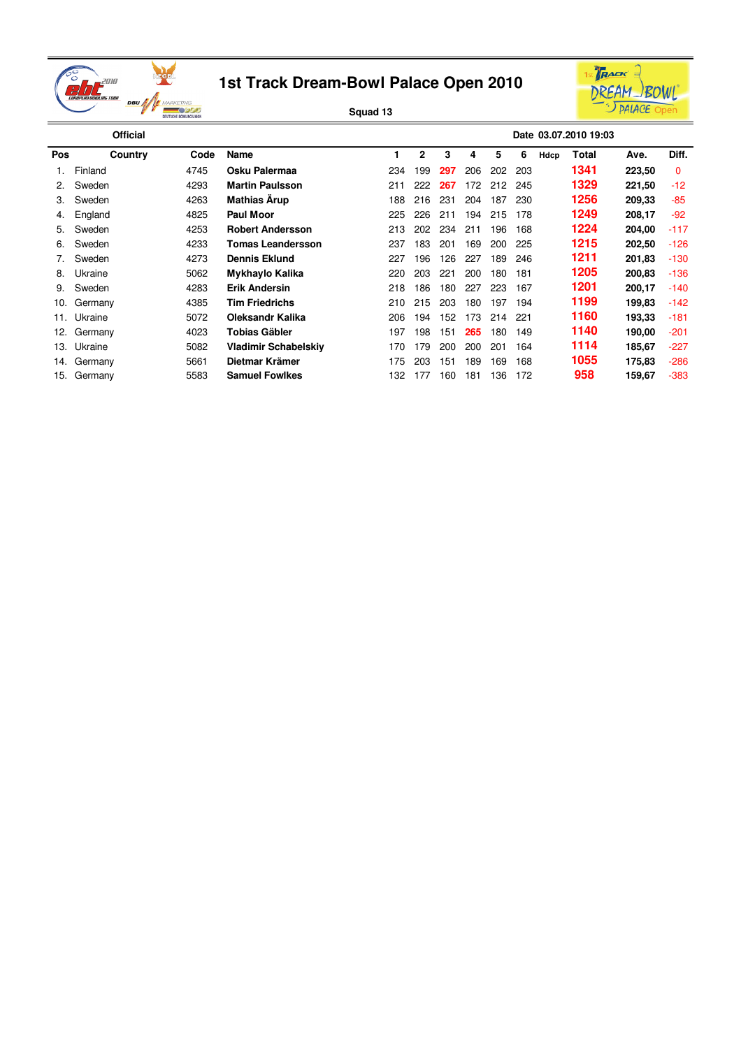# 1st Track Dream-Bowl Palace Open 2010

Squad 13

Official

Date 03.07.2010 19:03

| Pos | Country | Code | Name | 1 | 2 | 3 | 4 | 5 | 6 | Hdcp | Total | Ave. | Diff. |
|---|---|---|---|---|---|---|---|---|---|---|---|---|---|
| 1. | Finland | 4745 | **Osku Palermaa** | 234 | 199 | 297 | 206 | 202 | 203 | | 1341 | **223,50** | 0 |
| 2. | Sweden | 4293 | **Martin Paulsson** | 211 | 222 | 267 | 172 | 212 | 245 | | 1329 | **221,50** | -12 |
| 3. | Sweden | 4263 | **Mathias Årup** | 188 | 216 | 231 | 204 | 187 | 230 | | 1256 | **209,33** | -85 |
| 4. | England | 4825 | **Paul Moor** | 225 | 226 | 211 | 194 | 215 | 178 | | 1249 | **208,17** | -92 |
| 5. | Sweden | 4253 | **Robert Andersson** | 213 | 202 | 234 | 211 | 196 | 168 | | 1224 | **204,00** | -117 |
| 6. | Sweden | 4233 | **Tomas Leandersson** | 237 | 183 | 201 | 169 | 200 | 225 | | 1215 | **202,50** | -126 |
| 7. | Sweden | 4273 | **Dennis Eklund** | 227 | 196 | 126 | 227 | 189 | 246 | | 1211 | **201,83** | -130 |
| 8. | Ukraine | 5062 | **Mykhaylo Kalika** | 220 | 203 | 221 | 200 | 180 | 181 | | 1205 | **200,83** | -136 |
| 9. | Sweden | 4283 | **Erik Andersin** | 218 | 186 | 180 | 227 | 223 | 167 | | 1201 | **200,17** | -140 |
| 10. | Germany | 4385 | **Tim Friedrichs** | 210 | 215 | 203 | 180 | 197 | 194 | | 1199 | **199,83** | -142 |
| 11. | Ukraine | 5072 | **Oleksandr Kalika** | 206 | 194 | 152 | 173 | 214 | 221 | | 1160 | **193,33** | -181 |
| 12. | Germany | 4023 | **Tobias Gäbler** | 197 | 198 | 151 | 265 | 180 | 149 | | 1140 | **190,00** | -201 |
| 13. | Ukraine | 5082 | **Vladimir Schabelskiy** | 170 | 179 | 200 | 200 | 201 | 164 | | 1114 | **185,67** | -227 |
| 14. | Germany | 5661 | **Dietmar Krämer** | 175 | 203 | 151 | 189 | 169 | 168 | | 1055 | **175,83** | -286 |
| 15. | Germany | 5583 | **Samuel Fowlkes** | 132 | 177 | 160 | 181 | 136 | 172 | | 958 | **159,67** | -383 |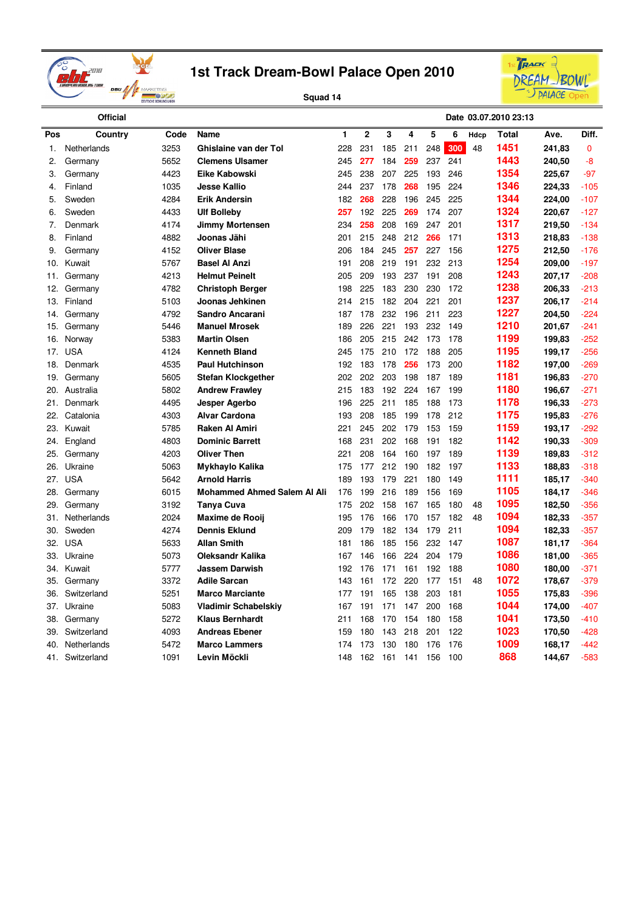# 1st Track Dream-Bowl Palace Open 2010

Squad 14

Official

Date 03.07.2010 23:13

| Pos | Country | Code | Name | 1 | 2 | 3 | 4 | 5 | 6 | Hdcp | Total | Ave. | Diff. |
|---|---|---|---|---|---|---|---|---|---|---|---|---|---|
| 1. | Netherlands | 3253 | Ghislaine van der Tol | 228 | 231 | 185 | 211 | 248 | 300 | 48 | 1451 | 241,83 | 0 |
| 2. | Germany | 5652 | Clemens Ulsamer | 245 | 277 | 184 | 259 | 237 | 241 | | 1443 | 240,50 | -8 |
| 3. | Germany | 4423 | Eike Kabowski | 245 | 238 | 207 | 225 | 193 | 246 | | 1354 | 225,67 | -97 |
| 4. | Finland | 1035 | Jesse Kallio | 244 | 237 | 178 | 268 | 195 | 224 | | 1346 | 224,33 | -105 |
| 5. | Sweden | 4284 | Erik Andersin | 182 | 268 | 228 | 196 | 245 | 225 | | 1344 | 224,00 | -107 |
| 6. | Sweden | 4433 | Ulf Bolleby | 257 | 192 | 225 | 269 | 174 | 207 | | 1324 | 220,67 | -127 |
| 7. | Denmark | 4174 | Jimmy Mortensen | 234 | 258 | 208 | 169 | 247 | 201 | | 1317 | 219,50 | -134 |
| 8. | Finland | 4882 | Joonas Jähi | 201 | 215 | 248 | 212 | 266 | 171 | | 1313 | 218,83 | -138 |
| 9. | Germany | 4152 | Oliver Blase | 206 | 184 | 245 | 257 | 227 | 156 | | 1275 | 212,50 | -176 |
| 10. | Kuwait | 5767 | Basel Al Anzi | 191 | 208 | 219 | 191 | 232 | 213 | | 1254 | 209,00 | -197 |
| 11. | Germany | 4213 | Helmut Peinelt | 205 | 209 | 193 | 237 | 191 | 208 | | 1243 | 207,17 | -208 |
| 12. | Germany | 4782 | Christoph Berger | 198 | 225 | 183 | 230 | 230 | 172 | | 1238 | 206,33 | -213 |
| 13. | Finland | 5103 | Joonas Jehkinen | 214 | 215 | 182 | 204 | 221 | 201 | | 1237 | 206,17 | -214 |
| 14. | Germany | 4792 | Sandro Ancarani | 187 | 178 | 232 | 196 | 211 | 223 | | 1227 | 204,50 | -224 |
| 15. | Germany | 5446 | Manuel Mrosek | 189 | 226 | 221 | 193 | 232 | 149 | | 1210 | 201,67 | -241 |
| 16. | Norway | 5383 | Martin Olsen | 186 | 205 | 215 | 242 | 173 | 178 | | 1199 | 199,83 | -252 |
| 17. | USA | 4124 | Kenneth Bland | 245 | 175 | 210 | 172 | 188 | 205 | | 1195 | 199,17 | -256 |
| 18. | Denmark | 4535 | Paul Hutchinson | 192 | 183 | 178 | 256 | 173 | 200 | | 1182 | 197,00 | -269 |
| 19. | Germany | 5605 | Stefan Klockgether | 202 | 202 | 203 | 198 | 187 | 189 | | 1181 | 196,83 | -270 |
| 20. | Australia | 5802 | Andrew Frawley | 215 | 183 | 192 | 224 | 167 | 199 | | 1180 | 196,67 | -271 |
| 21. | Denmark | 4495 | Jesper Agerbo | 196 | 225 | 211 | 185 | 188 | 173 | | 1178 | 196,33 | -273 |
| 22. | Catalonia | 4303 | Alvar Cardona | 193 | 208 | 185 | 199 | 178 | 212 | | 1175 | 195,83 | -276 |
| 23. | Kuwait | 5785 | Raken Al Amiri | 221 | 245 | 202 | 179 | 153 | 159 | | 1159 | 193,17 | -292 |
| 24. | England | 4803 | Dominic Barrett | 168 | 231 | 202 | 168 | 191 | 182 | | 1142 | 190,33 | -309 |
| 25. | Germany | 4203 | Oliver Then | 221 | 208 | 164 | 160 | 197 | 189 | | 1139 | 189,83 | -312 |
| 26. | Ukraine | 5063 | Mykhaylo Kalika | 175 | 177 | 212 | 190 | 182 | 197 | | 1133 | 188,83 | -318 |
| 27. | USA | 5642 | Arnold Harris | 189 | 193 | 179 | 221 | 180 | 149 | | 1111 | 185,17 | -340 |
| 28. | Germany | 6015 | Mohammed Ahmed Salem Al Ali | 176 | 199 | 216 | 189 | 156 | 169 | | 1105 | 184,17 | -346 |
| 29. | Germany | 3192 | Tanya Cuva | 175 | 202 | 158 | 167 | 165 | 180 | 48 | 1095 | 182,50 | -356 |
| 31. | Netherlands | 2024 | Maxime de Rooij | 195 | 176 | 166 | 170 | 157 | 182 | 48 | 1094 | 182,33 | -357 |
| 30. | Sweden | 4274 | Dennis Eklund | 209 | 179 | 182 | 134 | 179 | 211 | | 1094 | 182,33 | -357 |
| 32. | USA | 5633 | Allan Smith | 181 | 186 | 185 | 156 | 232 | 147 | | 1087 | 181,17 | -364 |
| 33. | Ukraine | 5073 | Oleksandr Kalika | 167 | 146 | 166 | 224 | 204 | 179 | | 1086 | 181,00 | -365 |
| 34. | Kuwait | 5777 | Jassem Darwish | 192 | 176 | 171 | 161 | 192 | 188 | | 1080 | 180,00 | -371 |
| 35. | Germany | 3372 | Adile Sarcan | 143 | 161 | 172 | 220 | 177 | 151 | 48 | 1072 | 178,67 | -379 |
| 36. | Switzerland | 5251 | Marco Marciante | 177 | 191 | 165 | 138 | 203 | 181 | | 1055 | 175,83 | -396 |
| 37. | Ukraine | 5083 | Vladimir Schabelskiy | 167 | 191 | 171 | 147 | 200 | 168 | | 1044 | 174,00 | -407 |
| 38. | Germany | 5272 | Klaus Bernhardt | 211 | 168 | 170 | 154 | 180 | 158 | | 1041 | 173,50 | -410 |
| 39. | Switzerland | 4093 | Andreas Ebener | 159 | 180 | 143 | 218 | 201 | 122 | | 1023 | 170,50 | -428 |
| 40. | Netherlands | 5472 | Marco Lammers | 174 | 173 | 130 | 180 | 176 | 176 | | 1009 | 168,17 | -442 |
| 41. | Switzerland | 1091 | Levin Möckli | 148 | 162 | 161 | 141 | 156 | 100 | | 868 | 144,67 | -583 |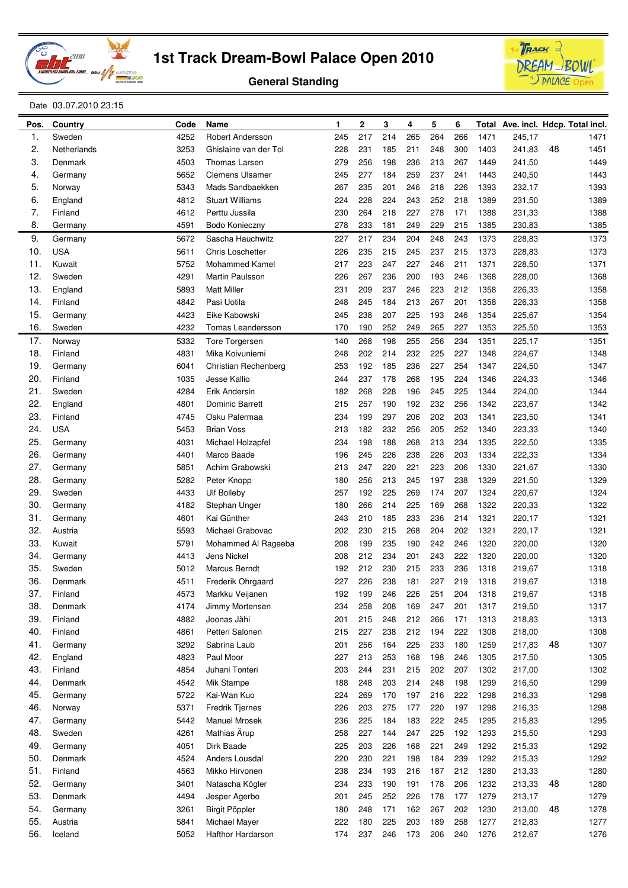# 1st Track Dream-Bowl Palace Open 2010

## General Standing

Date 03.07.2010 23:15

| Pos. | Country | Code | Name | 1 | 2 | 3 | 4 | 5 | 6 | Total | Ave. incl. | Hdcp. | Total incl. |
|---|---|---|---|---|---|---|---|---|---|---|---|---|---|
| 1. | Sweden | 4252 | Robert Andersson | 245 | 217 | 214 | 265 | 264 | 266 | 1471 | 245,17 | | 1471 |
| 2. | Netherlands | 3253 | Ghislaine van der Tol | 228 | 231 | 185 | 211 | 248 | 300 | 1403 | 241,83 | 48 | 1451 |
| 3. | Denmark | 4503 | Thomas Larsen | 279 | 256 | 198 | 236 | 213 | 267 | 1449 | 241,50 | | 1449 |
| 4. | Germany | 5652 | Clemens Ulsamer | 245 | 277 | 184 | 259 | 237 | 241 | 1443 | 240,50 | | 1443 |
| 5. | Norway | 5343 | Mads Sandbaekken | 267 | 235 | 201 | 246 | 218 | 226 | 1393 | 232,17 | | 1393 |
| 6. | England | 4812 | Stuart Williams | 224 | 228 | 224 | 243 | 252 | 218 | 1389 | 231,50 | | 1389 |
| 7. | Finland | 4612 | Perttu Jussila | 230 | 264 | 218 | 227 | 278 | 171 | 1388 | 231,33 | | 1388 |
| 8. | Germany | 4591 | Bodo Konieczny | 278 | 233 | 181 | 249 | 229 | 215 | 1385 | 230,83 | | 1385 |
| 9. | Germany | 5672 | Sascha Hauchwitz | 227 | 217 | 234 | 204 | 248 | 243 | 1373 | 228,83 | | 1373 |
| 10. | USA | 5611 | Chris Loschetter | 226 | 235 | 215 | 245 | 237 | 215 | 1373 | 228,83 | | 1373 |
| 11. | Kuwait | 5752 | Mohammed Kamel | 217 | 223 | 247 | 227 | 246 | 211 | 1371 | 228,50 | | 1371 |
| 12. | Sweden | 4291 | Martin Paulsson | 226 | 267 | 236 | 200 | 193 | 246 | 1368 | 228,00 | | 1368 |
| 13. | England | 5893 | Matt Miller | 231 | 209 | 237 | 246 | 223 | 212 | 1358 | 226,33 | | 1358 |
| 14. | Finland | 4842 | Pasi Uotila | 248 | 245 | 184 | 213 | 267 | 201 | 1358 | 226,33 | | 1358 |
| 15. | Germany | 4423 | Eike Kabowski | 245 | 238 | 207 | 225 | 193 | 246 | 1354 | 225,67 | | 1354 |
| 16. | Sweden | 4232 | Tomas Leandersson | 170 | 190 | 252 | 249 | 265 | 227 | 1353 | 225,50 | | 1353 |
| 17. | Norway | 5332 | Tore Torgersen | 140 | 268 | 198 | 255 | 256 | 234 | 1351 | 225,17 | | 1351 |
| 18. | Finland | 4831 | Mika Koivuniemi | 248 | 202 | 214 | 232 | 225 | 227 | 1348 | 224,67 | | 1348 |
| 19. | Germany | 6041 | Christian Rechenberg | 253 | 192 | 185 | 236 | 227 | 254 | 1347 | 224,50 | | 1347 |
| 20. | Finland | 1035 | Jesse Kallio | 244 | 237 | 178 | 268 | 195 | 224 | 1346 | 224,33 | | 1346 |
| 21. | Sweden | 4284 | Erik Andersin | 182 | 268 | 228 | 196 | 245 | 225 | 1344 | 224,00 | | 1344 |
| 22. | England | 4801 | Dominic Barrett | 215 | 257 | 190 | 192 | 232 | 256 | 1342 | 223,67 | | 1342 |
| 23. | Finland | 4745 | Osku Palermaa | 234 | 199 | 297 | 206 | 202 | 203 | 1341 | 223,50 | | 1341 |
| 24. | USA | 5453 | Brian Voss | 213 | 182 | 232 | 256 | 205 | 252 | 1340 | 223,33 | | 1340 |
| 25. | Germany | 4031 | Michael Holzapfel | 234 | 198 | 188 | 268 | 213 | 234 | 1335 | 222,50 | | 1335 |
| 26. | Germany | 4401 | Marco Baade | 196 | 245 | 226 | 238 | 226 | 203 | 1334 | 222,33 | | 1334 |
| 27. | Germany | 5851 | Achim Grabowski | 213 | 247 | 220 | 221 | 223 | 206 | 1330 | 221,67 | | 1330 |
| 28. | Germany | 5282 | Peter Knopp | 180 | 256 | 213 | 245 | 197 | 238 | 1329 | 221,50 | | 1329 |
| 29. | Sweden | 4433 | Ulf Bolleby | 257 | 192 | 225 | 269 | 174 | 207 | 1324 | 220,67 | | 1324 |
| 30. | Germany | 4182 | Stephan Unger | 180 | 266 | 214 | 225 | 169 | 268 | 1322 | 220,33 | | 1322 |
| 31. | Germany | 4601 | Kai Günther | 243 | 210 | 185 | 233 | 236 | 214 | 1321 | 220,17 | | 1321 |
| 32. | Austria | 5593 | Michael Grabovac | 202 | 230 | 215 | 268 | 204 | 202 | 1321 | 220,17 | | 1321 |
| 33. | Kuwait | 5791 | Mohammed Al Rageeba | 208 | 199 | 235 | 190 | 242 | 246 | 1320 | 220,00 | | 1320 |
| 34. | Germany | 4413 | Jens Nickel | 208 | 212 | 234 | 201 | 243 | 222 | 1320 | 220,00 | | 1320 |
| 35. | Sweden | 5012 | Marcus Berndt | 192 | 212 | 230 | 215 | 233 | 236 | 1318 | 219,67 | | 1318 |
| 36. | Denmark | 4511 | Frederik Ohrgaard | 227 | 226 | 238 | 181 | 227 | 219 | 1318 | 219,67 | | 1318 |
| 37. | Finland | 4573 | Markku Veijanen | 192 | 199 | 246 | 226 | 251 | 204 | 1318 | 219,67 | | 1318 |
| 38. | Denmark | 4174 | Jimmy Mortensen | 234 | 258 | 208 | 169 | 247 | 201 | 1317 | 219,50 | | 1317 |
| 39. | Finland | 4882 | Joonas Jähi | 201 | 215 | 248 | 212 | 266 | 171 | 1313 | 218,83 | | 1313 |
| 40. | Finland | 4861 | Petteri Salonen | 215 | 227 | 238 | 212 | 194 | 222 | 1308 | 218,00 | | 1308 |
| 41. | Germany | 3292 | Sabrina Laub | 201 | 256 | 164 | 225 | 233 | 180 | 1259 | 217,83 | 48 | 1307 |
| 42. | England | 4823 | Paul Moor | 227 | 213 | 253 | 168 | 198 | 246 | 1305 | 217,50 | | 1305 |
| 43. | Finland | 4854 | Juhani Tonteri | 203 | 244 | 231 | 215 | 202 | 207 | 1302 | 217,00 | | 1302 |
| 44. | Denmark | 4542 | Mik Stampe | 188 | 248 | 203 | 214 | 248 | 198 | 1299 | 216,50 | | 1299 |
| 45. | Germany | 5722 | Kai-Wan Kuo | 224 | 269 | 170 | 197 | 216 | 222 | 1298 | 216,33 | | 1298 |
| 46. | Norway | 5371 | Fredrik Tjernes | 226 | 203 | 275 | 177 | 220 | 197 | 1298 | 216,33 | | 1298 |
| 47. | Germany | 5442 | Manuel Mrosek | 236 | 225 | 184 | 183 | 222 | 245 | 1295 | 215,83 | | 1295 |
| 48. | Sweden | 4261 | Mathias Ärup | 258 | 227 | 144 | 247 | 225 | 192 | 1293 | 215,50 | | 1293 |
| 49. | Germany | 4051 | Dirk Baade | 225 | 203 | 226 | 168 | 221 | 249 | 1292 | 215,33 | | 1292 |
| 50. | Denmark | 4524 | Anders Lousdal | 220 | 230 | 221 | 198 | 184 | 239 | 1292 | 215,33 | | 1292 |
| 51. | Finland | 4563 | Mikko Hirvonen | 238 | 234 | 193 | 216 | 187 | 212 | 1280 | 213,33 | | 1280 |
| 52. | Germany | 3401 | Natascha Kögler | 234 | 233 | 190 | 191 | 178 | 206 | 1232 | 213,33 | 48 | 1280 |
| 53. | Denmark | 4494 | Jesper Agerbo | 201 | 245 | 252 | 226 | 178 | 177 | 1279 | 213,17 | | 1279 |
| 54. | Germany | 3261 | Birgit Pöppler | 180 | 248 | 171 | 162 | 267 | 202 | 1230 | 213,00 | 48 | 1278 |
| 55. | Austria | 5841 | Michael Mayer | 222 | 180 | 225 | 203 | 189 | 258 | 1277 | 212,83 | | 1277 |
| 56. | Iceland | 5052 | Hafthor Hardarson | 174 | 237 | 246 | 173 | 206 | 240 | 1276 | 212,67 | | 1276 |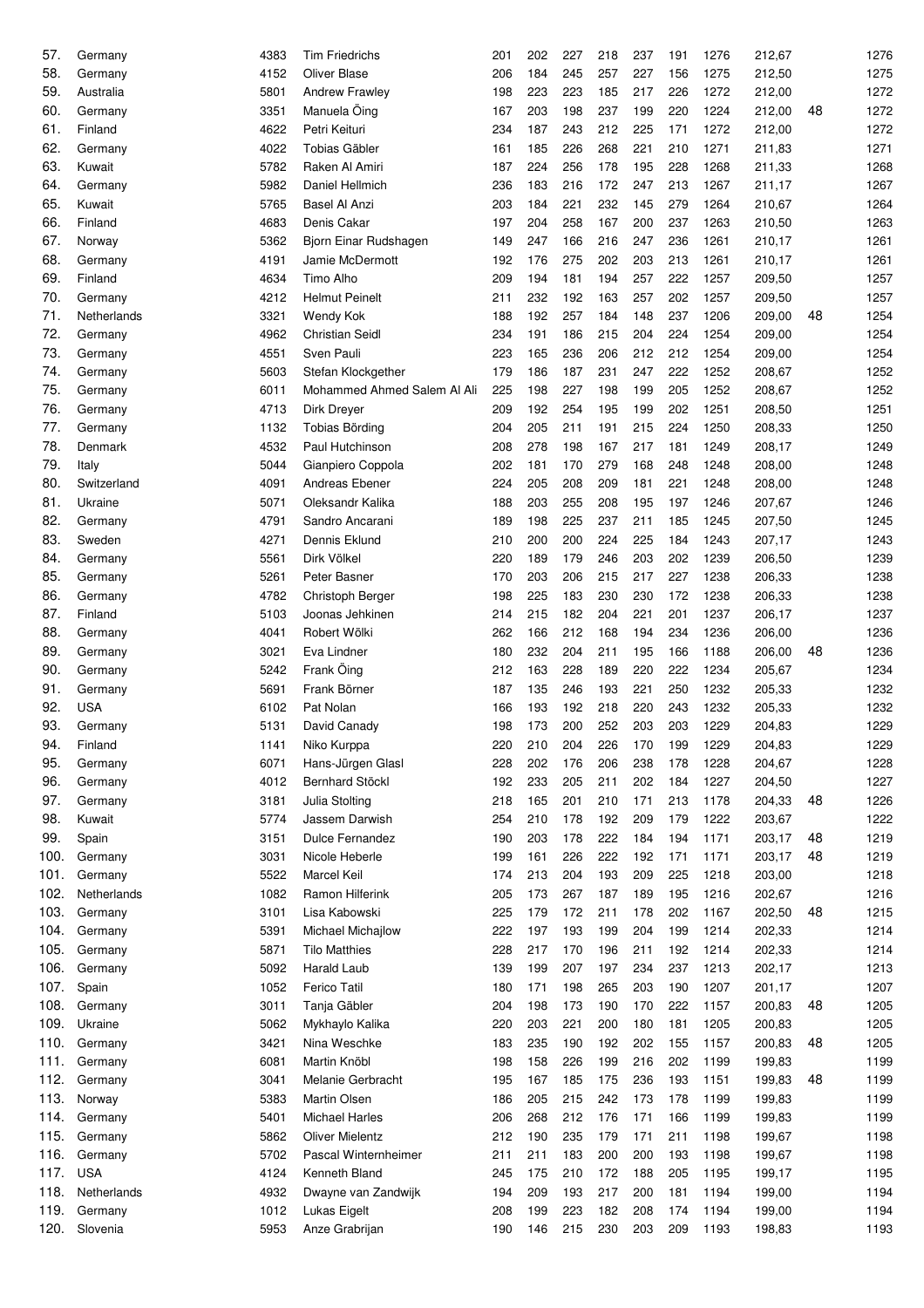| | | | | | | | | | | | | | |
|---|---|---|---|---|---|---|---|---|---|---|---|---|---|
| 57. | Germany | 4383 | Tim Friedrichs | 201 | 202 | 227 | 218 | 237 | 191 | 1276 | 212,67 | | 1276 |
| 58. | Germany | 4152 | Oliver Blase | 206 | 184 | 245 | 257 | 227 | 156 | 1275 | 212,50 | | 1275 |
| 59. | Australia | 5801 | Andrew Frawley | 198 | 223 | 223 | 185 | 217 | 226 | 1272 | 212,00 | | 1272 |
| 60. | Germany | 3351 | Manuela Öing | 167 | 203 | 198 | 237 | 199 | 220 | 1224 | 212,00 | 48 | 1272 |
| 61. | Finland | 4622 | Petri Keituri | 234 | 187 | 243 | 212 | 225 | 171 | 1272 | 212,00 | | 1272 |
| 62. | Germany | 4022 | Tobias Gäbler | 161 | 185 | 226 | 268 | 221 | 210 | 1271 | 211,83 | | 1271 |
| 63. | Kuwait | 5782 | Raken Al Amiri | 187 | 224 | 256 | 178 | 195 | 228 | 1268 | 211,33 | | 1268 |
| 64. | Germany | 5982 | Daniel Hellmich | 236 | 183 | 216 | 172 | 247 | 213 | 1267 | 211,17 | | 1267 |
| 65. | Kuwait | 5765 | Basel Al Anzi | 203 | 184 | 221 | 232 | 145 | 279 | 1264 | 210,67 | | 1264 |
| 66. | Finland | 4683 | Denis Cakar | 197 | 204 | 258 | 167 | 200 | 237 | 1263 | 210,50 | | 1263 |
| 67. | Norway | 5362 | Bjorn Einar Rudshagen | 149 | 247 | 166 | 216 | 247 | 236 | 1261 | 210,17 | | 1261 |
| 68. | Germany | 4191 | Jamie McDermott | 192 | 176 | 275 | 202 | 203 | 213 | 1261 | 210,17 | | 1261 |
| 69. | Finland | 4634 | Timo Alho | 209 | 194 | 181 | 194 | 257 | 222 | 1257 | 209,50 | | 1257 |
| 70. | Germany | 4212 | Helmut Peinelt | 211 | 232 | 192 | 163 | 257 | 202 | 1257 | 209,50 | | 1257 |
| 71. | Netherlands | 3321 | Wendy Kok | 188 | 192 | 257 | 184 | 148 | 237 | 1206 | 209,00 | 48 | 1254 |
| 72. | Germany | 4962 | Christian Seidl | 234 | 191 | 186 | 215 | 204 | 224 | 1254 | 209,00 | | 1254 |
| 73. | Germany | 4551 | Sven Pauli | 223 | 165 | 236 | 206 | 212 | 212 | 1254 | 209,00 | | 1254 |
| 74. | Germany | 5603 | Stefan Klockgether | 179 | 186 | 187 | 231 | 247 | 222 | 1252 | 208,67 | | 1252 |
| 75. | Germany | 6011 | Mohammed Ahmed Salem Al Ali | 225 | 198 | 227 | 198 | 199 | 205 | 1252 | 208,67 | | 1252 |
| 76. | Germany | 4713 | Dirk Dreyer | 209 | 192 | 254 | 195 | 199 | 202 | 1251 | 208,50 | | 1251 |
| 77. | Germany | 1132 | Tobias Börding | 204 | 205 | 211 | 191 | 215 | 224 | 1250 | 208,33 | | 1250 |
| 78. | Denmark | 4532 | Paul Hutchinson | 208 | 278 | 198 | 167 | 217 | 181 | 1249 | 208,17 | | 1249 |
| 79. | Italy | 5044 | Gianpiero Coppola | 202 | 181 | 170 | 279 | 168 | 248 | 1248 | 208,00 | | 1248 |
| 80. | Switzerland | 4091 | Andreas Ebener | 224 | 205 | 208 | 209 | 181 | 221 | 1248 | 208,00 | | 1248 |
| 81. | Ukraine | 5071 | Oleksandr Kalika | 188 | 203 | 255 | 208 | 195 | 197 | 1246 | 207,67 | | 1246 |
| 82. | Germany | 4791 | Sandro Ancarani | 189 | 198 | 225 | 237 | 211 | 185 | 1245 | 207,50 | | 1245 |
| 83. | Sweden | 4271 | Dennis Eklund | 210 | 200 | 200 | 224 | 225 | 184 | 1243 | 207,17 | | 1243 |
| 84. | Germany | 5561 | Dirk Völkel | 220 | 189 | 179 | 246 | 203 | 202 | 1239 | 206,50 | | 1239 |
| 85. | Germany | 5261 | Peter Basner | 170 | 203 | 206 | 215 | 217 | 227 | 1238 | 206,33 | | 1238 |
| 86. | Germany | 4782 | Christoph Berger | 198 | 225 | 183 | 230 | 230 | 172 | 1238 | 206,33 | | 1238 |
| 87. | Finland | 5103 | Joonas Jehkinen | 214 | 215 | 182 | 204 | 221 | 201 | 1237 | 206,17 | | 1237 |
| 88. | Germany | 4041 | Robert Wölki | 262 | 166 | 212 | 168 | 194 | 234 | 1236 | 206,00 | | 1236 |
| 89. | Germany | 3021 | Eva Lindner | 180 | 232 | 204 | 211 | 195 | 166 | 1188 | 206,00 | 48 | 1236 |
| 90. | Germany | 5242 | Frank Öing | 212 | 163 | 228 | 189 | 220 | 222 | 1234 | 205,67 | | 1234 |
| 91. | Germany | 5691 | Frank Börner | 187 | 135 | 246 | 193 | 221 | 250 | 1232 | 205,33 | | 1232 |
| 92. | USA | 6102 | Pat Nolan | 166 | 193 | 192 | 218 | 220 | 243 | 1232 | 205,33 | | 1232 |
| 93. | Germany | 5131 | David Canady | 198 | 173 | 200 | 252 | 203 | 203 | 1229 | 204,83 | | 1229 |
| 94. | Finland | 1141 | Niko Kurppa | 220 | 210 | 204 | 226 | 170 | 199 | 1229 | 204,83 | | 1229 |
| 95. | Germany | 6071 | Hans-Jürgen Glasl | 228 | 202 | 176 | 206 | 238 | 178 | 1228 | 204,67 | | 1228 |
| 96. | Germany | 4012 | Bernhard Stöckl | 192 | 233 | 205 | 211 | 202 | 184 | 1227 | 204,50 | | 1227 |
| 97. | Germany | 3181 | Julia Stolting | 218 | 165 | 201 | 210 | 171 | 213 | 1178 | 204,33 | 48 | 1226 |
| 98. | Kuwait | 5774 | Jassem Darwish | 254 | 210 | 178 | 192 | 209 | 179 | 1222 | 203,67 | | 1222 |
| 99. | Spain | 3151 | Dulce Fernandez | 190 | 203 | 178 | 222 | 184 | 194 | 1171 | 203,17 | 48 | 1219 |
| 100. | Germany | 3031 | Nicole Heberle | 199 | 161 | 226 | 222 | 192 | 171 | 1171 | 203,17 | 48 | 1219 |
| 101. | Germany | 5522 | Marcel Keil | 174 | 213 | 204 | 193 | 209 | 225 | 1218 | 203,00 | | 1218 |
| 102. | Netherlands | 1082 | Ramon Hilferink | 205 | 173 | 267 | 187 | 189 | 195 | 1216 | 202,67 | | 1216 |
| 103. | Germany | 3101 | Lisa Kabowski | 225 | 179 | 172 | 211 | 178 | 202 | 1167 | 202,50 | 48 | 1215 |
| 104. | Germany | 5391 | Michael Michajlow | 222 | 197 | 193 | 199 | 204 | 199 | 1214 | 202,33 | | 1214 |
| 105. | Germany | 5871 | Tilo Matthies | 228 | 217 | 170 | 196 | 211 | 192 | 1214 | 202,33 | | 1214 |
| 106. | Germany | 5092 | Harald Laub | 139 | 199 | 207 | 197 | 234 | 237 | 1213 | 202,17 | | 1213 |
| 107. | Spain | 1052 | Ferico Tatil | 180 | 171 | 198 | 265 | 203 | 190 | 1207 | 201,17 | | 1207 |
| 108. | Germany | 3011 | Tanja Gäbler | 204 | 198 | 173 | 190 | 170 | 222 | 1157 | 200,83 | 48 | 1205 |
| 109. | Ukraine | 5062 | Mykhaylo Kalika | 220 | 203 | 221 | 200 | 180 | 181 | 1205 | 200,83 | | 1205 |
| 110. | Germany | 3421 | Nina Weschke | 183 | 235 | 190 | 192 | 202 | 155 | 1157 | 200,83 | 48 | 1205 |
| 111. | Germany | 6081 | Martin Knöbl | 198 | 158 | 226 | 199 | 216 | 202 | 1199 | 199,83 | | 1199 |
| 112. | Germany | 3041 | Melanie Gerbracht | 195 | 167 | 185 | 175 | 236 | 193 | 1151 | 199,83 | 48 | 1199 |
| 113. | Norway | 5383 | Martin Olsen | 186 | 205 | 215 | 242 | 173 | 178 | 1199 | 199,83 | | 1199 |
| 114. | Germany | 5401 | Michael Harles | 206 | 268 | 212 | 176 | 171 | 166 | 1199 | 199,83 | | 1199 |
| 115. | Germany | 5862 | Oliver Mielentz | 212 | 190 | 235 | 179 | 171 | 211 | 1198 | 199,67 | | 1198 |
| 116. | Germany | 5702 | Pascal Winternheimer | 211 | 211 | 183 | 200 | 200 | 193 | 1198 | 199,67 | | 1198 |
| 117. | USA | 4124 | Kenneth Bland | 245 | 175 | 210 | 172 | 188 | 205 | 1195 | 199,17 | | 1195 |
| 118. | Netherlands | 4932 | Dwayne van Zandwijk | 194 | 209 | 193 | 217 | 200 | 181 | 1194 | 199,00 | | 1194 |
| 119. | Germany | 1012 | Lukas Eigelt | 208 | 199 | 223 | 182 | 208 | 174 | 1194 | 199,00 | | 1194 |
| 120. | Slovenia | 5953 | Anze Grabrijan | 190 | 146 | 215 | 230 | 203 | 209 | 1193 | 198,83 | | 1193 |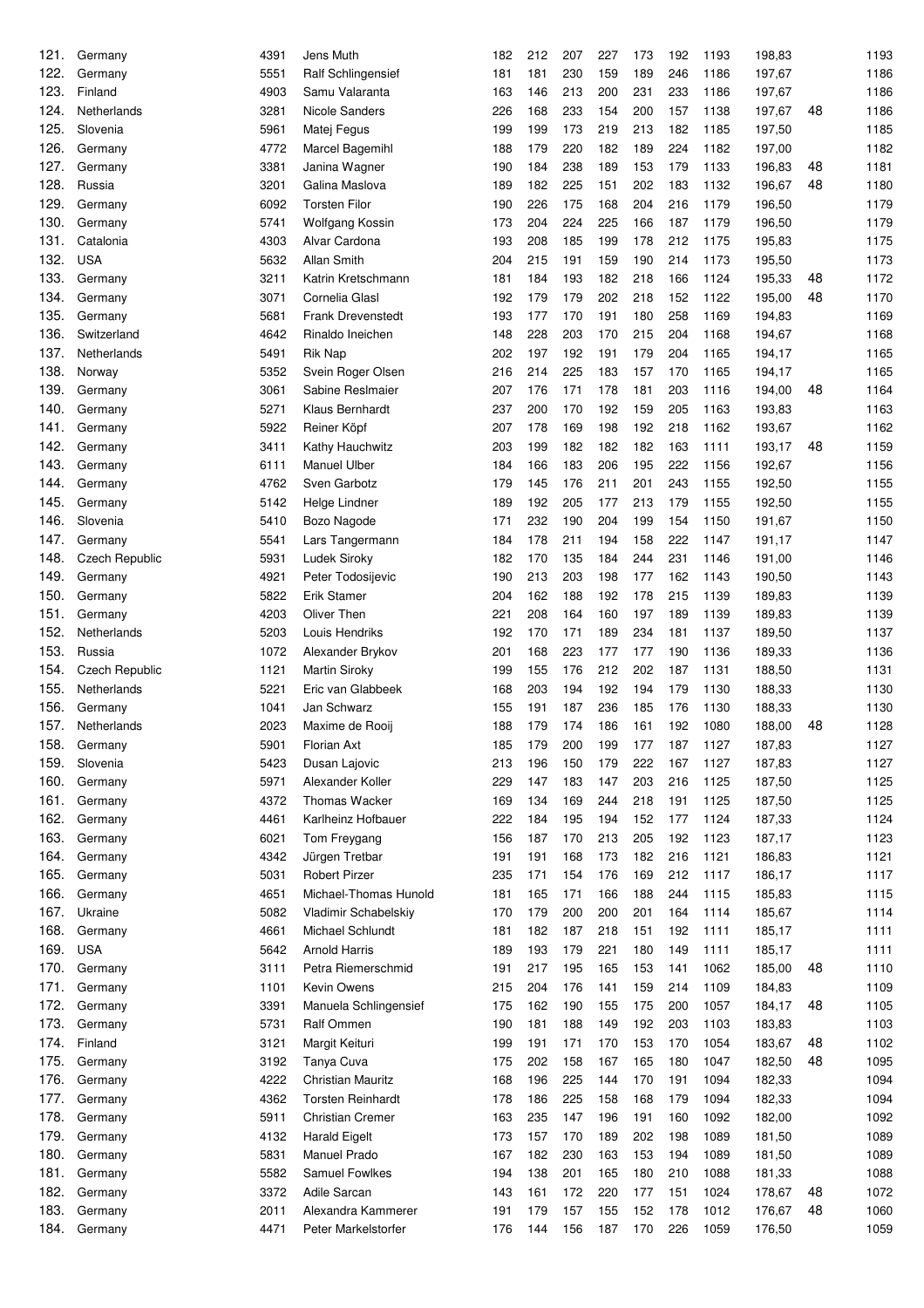| | | | | | | | | | | | | | |
|---|---|---|---|---|---|---|---|---|---|---|---|---|---|
| 121. | Germany | 4391 | Jens Muth | 182 | 212 | 207 | 227 | 173 | 192 | 1193 | 198,83 | | 1193 |
| 122. | Germany | 5551 | Ralf Schlingensief | 181 | 181 | 230 | 159 | 189 | 246 | 1186 | 197,67 | | 1186 |
| 123. | Finland | 4903 | Samu Valaranta | 163 | 146 | 213 | 200 | 231 | 233 | 1186 | 197,67 | | 1186 |
| 124. | Netherlands | 3281 | Nicole Sanders | 226 | 168 | 233 | 154 | 200 | 157 | 1138 | 197,67 | 48 | 1186 |
| 125. | Slovenia | 5961 | Matej Fegus | 199 | 199 | 173 | 219 | 213 | 182 | 1185 | 197,50 | | 1185 |
| 126. | Germany | 4772 | Marcel Bagemihl | 188 | 179 | 220 | 182 | 189 | 224 | 1182 | 197,00 | | 1182 |
| 127. | Germany | 3381 | Janina Wagner | 190 | 184 | 238 | 189 | 153 | 179 | 1133 | 196,83 | 48 | 1181 |
| 128. | Russia | 3201 | Galina Maslova | 189 | 182 | 225 | 151 | 202 | 183 | 1132 | 196,67 | 48 | 1180 |
| 129. | Germany | 6092 | Torsten Filor | 190 | 226 | 175 | 168 | 204 | 216 | 1179 | 196,50 | | 1179 |
| 130. | Germany | 5741 | Wolfgang Kossin | 173 | 204 | 224 | 225 | 166 | 187 | 1179 | 196,50 | | 1179 |
| 131. | Catalonia | 4303 | Alvar Cardona | 193 | 208 | 185 | 199 | 178 | 212 | 1175 | 195,83 | | 1175 |
| 132. | USA | 5632 | Allan Smith | 204 | 215 | 191 | 159 | 190 | 214 | 1173 | 195,50 | | 1173 |
| 133. | Germany | 3211 | Katrin Kretschmann | 181 | 184 | 193 | 182 | 218 | 166 | 1124 | 195,33 | 48 | 1172 |
| 134. | Germany | 3071 | Cornelia Glasl | 192 | 179 | 179 | 202 | 218 | 152 | 1122 | 195,00 | 48 | 1170 |
| 135. | Germany | 5681 | Frank Drevenstedt | 193 | 177 | 170 | 191 | 180 | 258 | 1169 | 194,83 | | 1169 |
| 136. | Switzerland | 4642 | Rinaldo Ineichen | 148 | 228 | 203 | 170 | 215 | 204 | 1168 | 194,67 | | 1168 |
| 137. | Netherlands | 5491 | Rik Nap | 202 | 197 | 192 | 191 | 179 | 204 | 1165 | 194,17 | | 1165 |
| 138. | Norway | 5352 | Svein Roger Olsen | 216 | 214 | 225 | 183 | 157 | 170 | 1165 | 194,17 | | 1165 |
| 139. | Germany | 3061 | Sabine Reslmaier | 207 | 176 | 171 | 178 | 181 | 203 | 1116 | 194,00 | 48 | 1164 |
| 140. | Germany | 5271 | Klaus Bernhardt | 237 | 200 | 170 | 192 | 159 | 205 | 1163 | 193,83 | | 1163 |
| 141. | Germany | 5922 | Reiner Köpf | 207 | 178 | 169 | 198 | 192 | 218 | 1162 | 193,67 | | 1162 |
| 142. | Germany | 3411 | Kathy Hauchwitz | 203 | 199 | 182 | 182 | 182 | 163 | 1111 | 193,17 | 48 | 1159 |
| 143. | Germany | 6111 | Manuel Ulber | 184 | 166 | 183 | 206 | 195 | 222 | 1156 | 192,67 | | 1156 |
| 144. | Germany | 4762 | Sven Garbotz | 179 | 145 | 176 | 211 | 201 | 243 | 1155 | 192,50 | | 1155 |
| 145. | Germany | 5142 | Helge Lindner | 189 | 192 | 205 | 177 | 213 | 179 | 1155 | 192,50 | | 1155 |
| 146. | Slovenia | 5410 | Bozo Nagode | 171 | 232 | 190 | 204 | 199 | 154 | 1150 | 191,67 | | 1150 |
| 147. | Germany | 5541 | Lars Tangermann | 184 | 178 | 211 | 194 | 158 | 222 | 1147 | 191,17 | | 1147 |
| 148. | Czech Republic | 5931 | Ludek Siroky | 182 | 170 | 135 | 184 | 244 | 231 | 1146 | 191,00 | | 1146 |
| 149. | Germany | 4921 | Peter Todosijevic | 190 | 213 | 203 | 198 | 177 | 162 | 1143 | 190,50 | | 1143 |
| 150. | Germany | 5822 | Erik Stamer | 204 | 162 | 188 | 192 | 178 | 215 | 1139 | 189,83 | | 1139 |
| 151. | Germany | 4203 | Oliver Then | 221 | 208 | 164 | 160 | 197 | 189 | 1139 | 189,83 | | 1139 |
| 152. | Netherlands | 5203 | Louis Hendriks | 192 | 170 | 171 | 189 | 234 | 181 | 1137 | 189,50 | | 1137 |
| 153. | Russia | 1072 | Alexander Brykov | 201 | 168 | 223 | 177 | 177 | 190 | 1136 | 189,33 | | 1136 |
| 154. | Czech Republic | 1121 | Martin Siroky | 199 | 155 | 176 | 212 | 202 | 187 | 1131 | 188,50 | | 1131 |
| 155. | Netherlands | 5221 | Eric van Glabbeek | 168 | 203 | 194 | 192 | 194 | 179 | 1130 | 188,33 | | 1130 |
| 156. | Germany | 1041 | Jan Schwarz | 155 | 191 | 187 | 236 | 185 | 176 | 1130 | 188,33 | | 1130 |
| 157. | Netherlands | 2023 | Maxime de Rooij | 188 | 179 | 174 | 186 | 161 | 192 | 1080 | 188,00 | 48 | 1128 |
| 158. | Germany | 5901 | Florian Axt | 185 | 179 | 200 | 199 | 177 | 187 | 1127 | 187,83 | | 1127 |
| 159. | Slovenia | 5423 | Dusan Lajovic | 213 | 196 | 150 | 179 | 222 | 167 | 1127 | 187,83 | | 1127 |
| 160. | Germany | 5971 | Alexander Koller | 229 | 147 | 183 | 147 | 203 | 216 | 1125 | 187,50 | | 1125 |
| 161. | Germany | 4372 | Thomas Wacker | 169 | 134 | 169 | 244 | 218 | 191 | 1125 | 187,50 | | 1125 |
| 162. | Germany | 4461 | Karlheinz Hofbauer | 222 | 184 | 195 | 194 | 152 | 177 | 1124 | 187,33 | | 1124 |
| 163. | Germany | 6021 | Tom Freygang | 156 | 187 | 170 | 213 | 205 | 192 | 1123 | 187,17 | | 1123 |
| 164. | Germany | 4342 | Jürgen Tretbar | 191 | 191 | 168 | 173 | 182 | 216 | 1121 | 186,83 | | 1121 |
| 165. | Germany | 5031 | Robert Pirzer | 235 | 171 | 154 | 176 | 169 | 212 | 1117 | 186,17 | | 1117 |
| 166. | Germany | 4651 | Michael-Thomas Hunold | 181 | 165 | 171 | 166 | 188 | 244 | 1115 | 185,83 | | 1115 |
| 167. | Ukraine | 5082 | Vladimir Schabelskiy | 170 | 179 | 200 | 200 | 201 | 164 | 1114 | 185,67 | | 1114 |
| 168. | Germany | 4661 | Michael Schlundt | 181 | 182 | 187 | 218 | 151 | 192 | 1111 | 185,17 | | 1111 |
| 169. | USA | 5642 | Arnold Harris | 189 | 193 | 179 | 221 | 180 | 149 | 1111 | 185,17 | | 1111 |
| 170. | Germany | 3111 | Petra Riemerschmid | 191 | 217 | 195 | 165 | 153 | 141 | 1062 | 185,00 | 48 | 1110 |
| 171. | Germany | 1101 | Kevin Owens | 215 | 204 | 176 | 141 | 159 | 214 | 1109 | 184,83 | | 1109 |
| 172. | Germany | 3391 | Manuela Schlingensief | 175 | 162 | 190 | 155 | 175 | 200 | 1057 | 184,17 | 48 | 1105 |
| 173. | Germany | 5731 | Ralf Ommen | 190 | 181 | 188 | 149 | 192 | 203 | 1103 | 183,83 | | 1103 |
| 174. | Finland | 3121 | Margit Keituri | 199 | 191 | 171 | 170 | 153 | 170 | 1054 | 183,67 | 48 | 1102 |
| 175. | Germany | 3192 | Tanya Cuva | 175 | 202 | 158 | 167 | 165 | 180 | 1047 | 182,50 | 48 | 1095 |
| 176. | Germany | 4222 | Christian Mauritz | 168 | 196 | 225 | 144 | 170 | 191 | 1094 | 182,33 | | 1094 |
| 177. | Germany | 4362 | Torsten Reinhardt | 178 | 186 | 225 | 158 | 168 | 179 | 1094 | 182,33 | | 1094 |
| 178. | Germany | 5911 | Christian Cremer | 163 | 235 | 147 | 196 | 191 | 160 | 1092 | 182,00 | | 1092 |
| 179. | Germany | 4132 | Harald Eigelt | 173 | 157 | 170 | 189 | 202 | 198 | 1089 | 181,50 | | 1089 |
| 180. | Germany | 5831 | Manuel Prado | 167 | 182 | 230 | 163 | 153 | 194 | 1089 | 181,50 | | 1089 |
| 181. | Germany | 5582 | Samuel Fowlkes | 194 | 138 | 201 | 165 | 180 | 210 | 1088 | 181,33 | | 1088 |
| 182. | Germany | 3372 | Adile Sarcan | 143 | 161 | 172 | 220 | 177 | 151 | 1024 | 178,67 | 48 | 1072 |
| 183. | Germany | 2011 | Alexandra Kammerer | 191 | 179 | 157 | 155 | 152 | 178 | 1012 | 176,67 | 48 | 1060 |
| 184. | Germany | 4471 | Peter Markelstorfer | 176 | 144 | 156 | 187 | 170 | 226 | 1059 | 176,50 | | 1059 |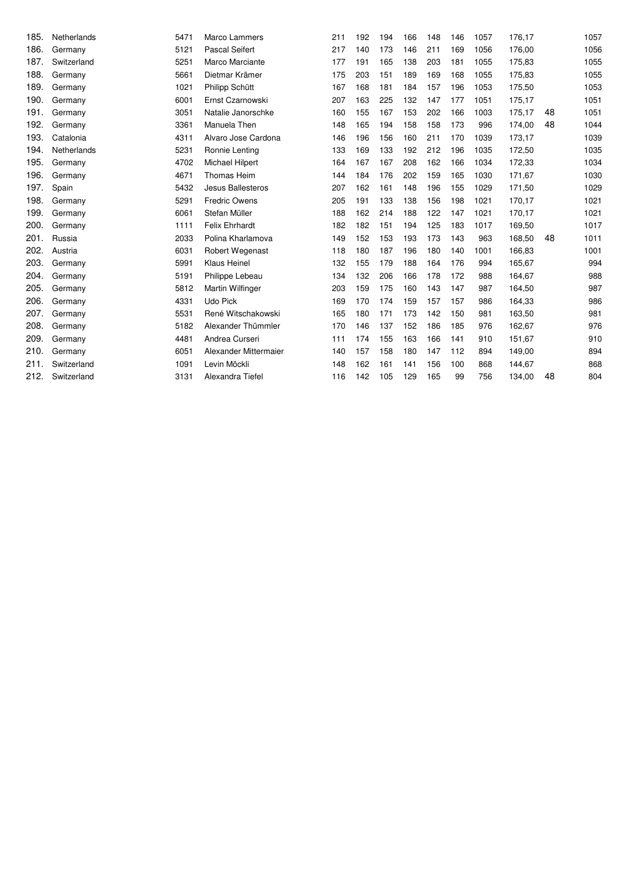| | | | | | | | | | | | | | |
|---|---|---|---|---|---|---|---|---|---|---|---|---|---|
| 185. | Netherlands | 5471 | Marco Lammers | 211 | 192 | 194 | 166 | 148 | 146 | 1057 | 176,17 | | 1057 |
| 186. | Germany | 5121 | Pascal Seifert | 217 | 140 | 173 | 146 | 211 | 169 | 1056 | 176,00 | | 1056 |
| 187. | Switzerland | 5251 | Marco Marciante | 177 | 191 | 165 | 138 | 203 | 181 | 1055 | 175,83 | | 1055 |
| 188. | Germany | 5661 | Dietmar Krämer | 175 | 203 | 151 | 189 | 169 | 168 | 1055 | 175,83 | | 1055 |
| 189. | Germany | 1021 | Philipp Schütt | 167 | 168 | 181 | 184 | 157 | 196 | 1053 | 175,50 | | 1053 |
| 190. | Germany | 6001 | Ernst Czarnowski | 207 | 163 | 225 | 132 | 147 | 177 | 1051 | 175,17 | | 1051 |
| 191. | Germany | 3051 | Natalie Janorschke | 160 | 155 | 167 | 153 | 202 | 166 | 1003 | 175,17 | 48 | 1051 |
| 192. | Germany | 3361 | Manuela Then | 148 | 165 | 194 | 158 | 158 | 173 | 996 | 174,00 | 48 | 1044 |
| 193. | Catalonia | 4311 | Alvaro Jose Cardona | 146 | 196 | 156 | 160 | 211 | 170 | 1039 | 173,17 | | 1039 |
| 194. | Netherlands | 5231 | Ronnie Lenting | 133 | 169 | 133 | 192 | 212 | 196 | 1035 | 172,50 | | 1035 |
| 195. | Germany | 4702 | Michael Hilpert | 164 | 167 | 167 | 208 | 162 | 166 | 1034 | 172,33 | | 1034 |
| 196. | Germany | 4671 | Thomas Heim | 144 | 184 | 176 | 202 | 159 | 165 | 1030 | 171,67 | | 1030 |
| 197. | Spain | 5432 | Jesus Ballesteros | 207 | 162 | 161 | 148 | 196 | 155 | 1029 | 171,50 | | 1029 |
| 198. | Germany | 5291 | Fredric Owens | 205 | 191 | 133 | 138 | 156 | 198 | 1021 | 170,17 | | 1021 |
| 199. | Germany | 6061 | Stefan Müller | 188 | 162 | 214 | 188 | 122 | 147 | 1021 | 170,17 | | 1021 |
| 200. | Germany | 1111 | Felix Ehrhardt | 182 | 182 | 151 | 194 | 125 | 183 | 1017 | 169,50 | | 1017 |
| 201. | Russia | 2033 | Polina Kharlamova | 149 | 152 | 153 | 193 | 173 | 143 | 963 | 168,50 | 48 | 1011 |
| 202. | Austria | 6031 | Robert Wegenast | 118 | 180 | 187 | 196 | 180 | 140 | 1001 | 166,83 | | 1001 |
| 203. | Germany | 5991 | Klaus Heinel | 132 | 155 | 179 | 188 | 164 | 176 | 994 | 165,67 | | 994 |
| 204. | Germany | 5191 | Philippe Lebeau | 134 | 132 | 206 | 166 | 178 | 172 | 988 | 164,67 | | 988 |
| 205. | Germany | 5812 | Martin Wilfinger | 203 | 159 | 175 | 160 | 143 | 147 | 987 | 164,50 | | 987 |
| 206. | Germany | 4331 | Udo Pick | 169 | 170 | 174 | 159 | 157 | 157 | 986 | 164,33 | | 986 |
| 207. | Germany | 5531 | René Witschakowski | 165 | 180 | 171 | 173 | 142 | 150 | 981 | 163,50 | | 981 |
| 208. | Germany | 5182 | Alexander Thümmler | 170 | 146 | 137 | 152 | 186 | 185 | 976 | 162,67 | | 976 |
| 209. | Germany | 4481 | Andrea Curseri | 111 | 174 | 155 | 163 | 166 | 141 | 910 | 151,67 | | 910 |
| 210. | Germany | 6051 | Alexander Mittermaier | 140 | 157 | 158 | 180 | 147 | 112 | 894 | 149,00 | | 894 |
| 211. | Switzerland | 1091 | Levin Möckli | 148 | 162 | 161 | 141 | 156 | 100 | 868 | 144,67 | | 868 |
| 212. | Switzerland | 3131 | Alexandra Tiefel | 116 | 142 | 105 | 129 | 165 | 99 | 756 | 134,00 | 48 | 804 |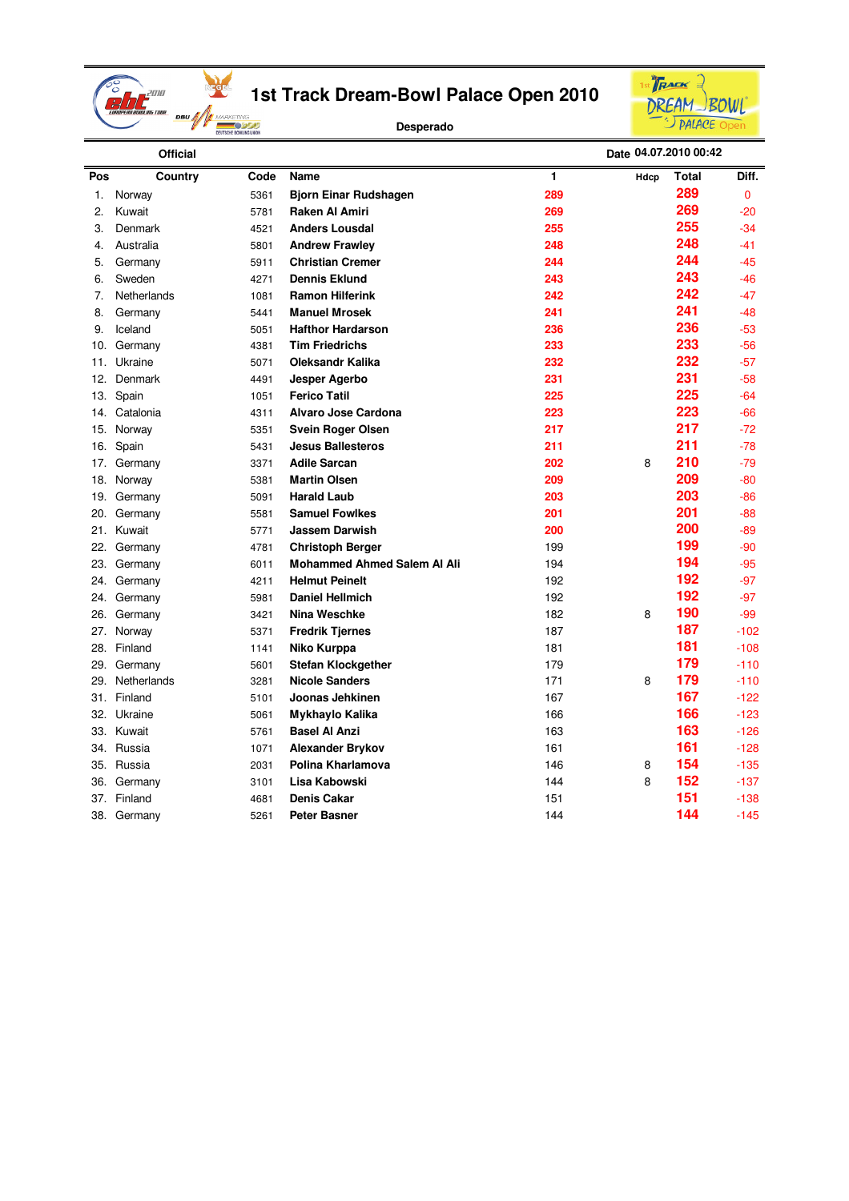# 1st Track Dream-Bowl Palace Open 2010

**Desperado**

**Official** Date 04.07.2010 00:42

| Pos | Country | Code | Name | 1 | Hdcp | Total | Diff. |
|---|---|---|---|---|---|---|---|
| 1. | Norway | 5361 | **Bjorn Einar Rudshagen** | 289 | | 289 | 0 |
| 2. | Kuwait | 5781 | **Raken Al Amiri** | 269 | | 269 | -20 |
| 3. | Denmark | 4521 | **Anders Lousdal** | 255 | | 255 | -34 |
| 4. | Australia | 5801 | **Andrew Frawley** | 248 | | 248 | -41 |
| 5. | Germany | 5911 | **Christian Cremer** | 244 | | 244 | -45 |
| 6. | Sweden | 4271 | **Dennis Eklund** | 243 | | 243 | -46 |
| 7. | Netherlands | 1081 | **Ramon Hilferink** | 242 | | 242 | -47 |
| 8. | Germany | 5441 | **Manuel Mrosek** | 241 | | 241 | -48 |
| 9. | Iceland | 5051 | **Hafthor Hardarson** | 236 | | 236 | -53 |
| 10. | Germany | 4381 | **Tim Friedrichs** | 233 | | 233 | -56 |
| 11. | Ukraine | 5071 | **Oleksandr Kalika** | 232 | | 232 | -57 |
| 12. | Denmark | 4491 | **Jesper Agerbo** | 231 | | 231 | -58 |
| 13. | Spain | 1051 | **Ferico Tatil** | 225 | | 225 | -64 |
| 14. | Catalonia | 4311 | **Alvaro Jose Cardona** | 223 | | 223 | -66 |
| 15. | Norway | 5351 | **Svein Roger Olsen** | 217 | | 217 | -72 |
| 16. | Spain | 5431 | **Jesus Ballesteros** | 211 | | 211 | -78 |
| 17. | Germany | 3371 | **Adile Sarcan** | 202 | 8 | 210 | -79 |
| 18. | Norway | 5381 | **Martin Olsen** | 209 | | 209 | -80 |
| 19. | Germany | 5091 | **Harald Laub** | 203 | | 203 | -86 |
| 20. | Germany | 5581 | **Samuel Fowlkes** | 201 | | 201 | -88 |
| 21. | Kuwait | 5771 | **Jassem Darwish** | 200 | | 200 | -89 |
| 22. | Germany | 4781 | **Christoph Berger** | 199 | | 199 | -90 |
| 23. | Germany | 6011 | **Mohammed Ahmed Salem Al Ali** | 194 | | 194 | -95 |
| 24. | Germany | 4211 | **Helmut Peinelt** | 192 | | 192 | -97 |
| 24. | Germany | 5981 | **Daniel Hellmich** | 192 | | 192 | -97 |
| 26. | Germany | 3421 | **Nina Weschke** | 182 | 8 | 190 | -99 |
| 27. | Norway | 5371 | **Fredrik Tjernes** | 187 | | 187 | -102 |
| 28. | Finland | 1141 | **Niko Kurppa** | 181 | | 181 | -108 |
| 29. | Germany | 5601 | **Stefan Klockgether** | 179 | | 179 | -110 |
| 29. | Netherlands | 3281 | **Nicole Sanders** | 171 | 8 | 179 | -110 |
| 31. | Finland | 5101 | **Joonas Jehkinen** | 167 | | 167 | -122 |
| 32. | Ukraine | 5061 | **Mykhaylo Kalika** | 166 | | 166 | -123 |
| 33. | Kuwait | 5761 | **Basel Al Anzi** | 163 | | 163 | -126 |
| 34. | Russia | 1071 | **Alexander Brykov** | 161 | | 161 | -128 |
| 35. | Russia | 2031 | **Polina Kharlamova** | 146 | 8 | 154 | -135 |
| 36. | Germany | 3101 | **Lisa Kabowski** | 144 | 8 | 152 | -137 |
| 37. | Finland | 4681 | **Denis Cakar** | 151 | | 151 | -138 |
| 38. | Germany | 5261 | **Peter Basner** | 144 | | 144 | -145 |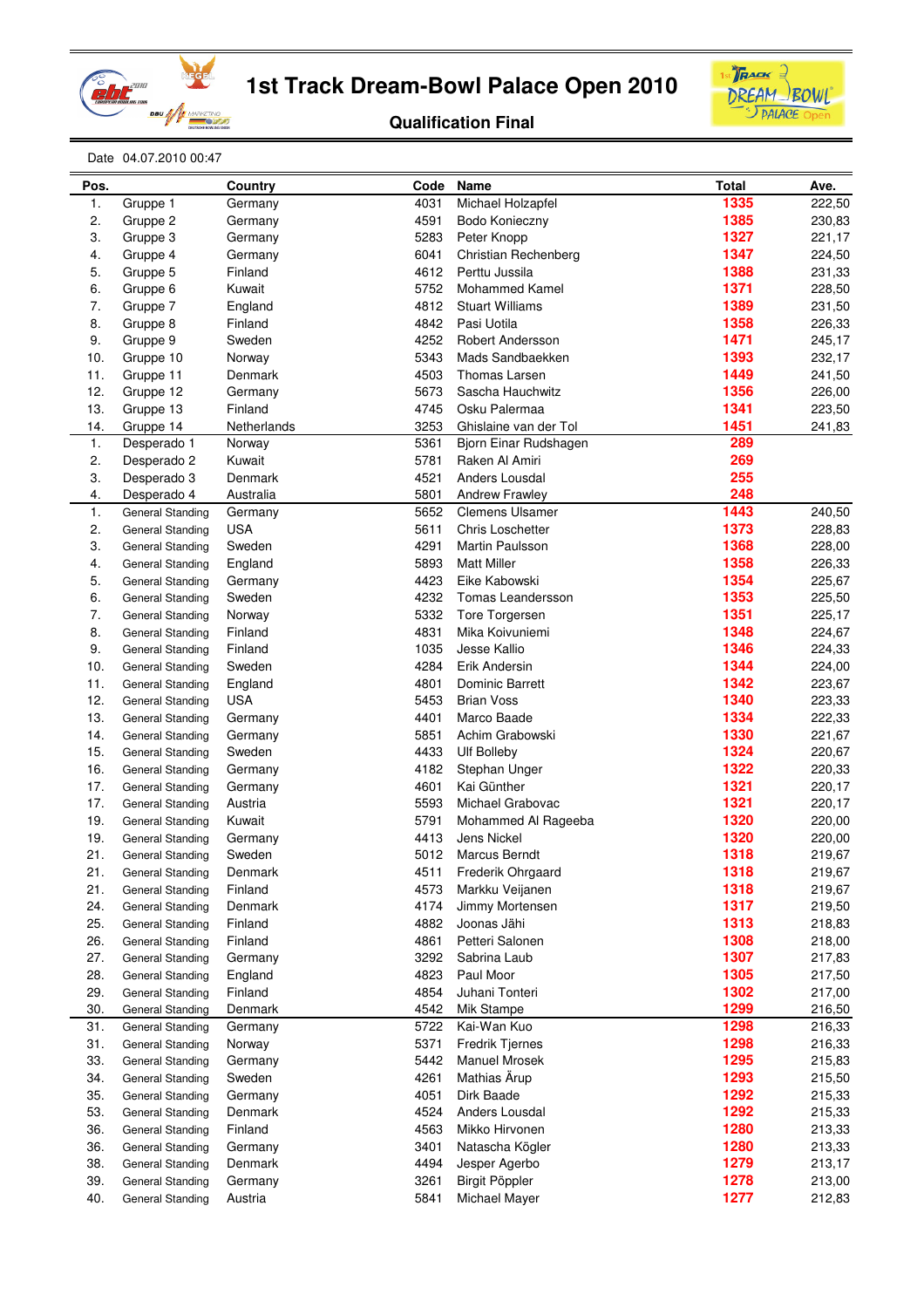# 1st Track Dream-Bowl Palace Open 2010

## Qualification Final

Date 04.07.2010 00:47

| Pos. | | Country | Code | Name | Total | Ave. |
|---|---|---|---|---|---|---|
| 1. | Gruppe 1 | Germany | 4031 | Michael Holzapfel | 1335 | 222,50 |
| 2. | Gruppe 2 | Germany | 4591 | Bodo Konieczny | 1385 | 230,83 |
| 3. | Gruppe 3 | Germany | 5283 | Peter Knopp | 1327 | 221,17 |
| 4. | Gruppe 4 | Germany | 6041 | Christian Rechenberg | 1347 | 224,50 |
| 5. | Gruppe 5 | Finland | 4612 | Perttu Jussila | 1388 | 231,33 |
| 6. | Gruppe 6 | Kuwait | 5752 | Mohammed Kamel | 1371 | 228,50 |
| 7. | Gruppe 7 | England | 4812 | Stuart Williams | 1389 | 231,50 |
| 8. | Gruppe 8 | Finland | 4842 | Pasi Uotila | 1358 | 226,33 |
| 9. | Gruppe 9 | Sweden | 4252 | Robert Andersson | 1471 | 245,17 |
| 10. | Gruppe 10 | Norway | 5343 | Mads Sandbaekken | 1393 | 232,17 |
| 11. | Gruppe 11 | Denmark | 4503 | Thomas Larsen | 1449 | 241,50 |
| 12. | Gruppe 12 | Germany | 5673 | Sascha Hauchwitz | 1356 | 226,00 |
| 13. | Gruppe 13 | Finland | 4745 | Osku Palermaa | 1341 | 223,50 |
| 14. | Gruppe 14 | Netherlands | 3253 | Ghislaine van der Tol | 1451 | 241,83 |
| 1. | Desperado 1 | Norway | 5361 | Bjorn Einar Rudshagen | 289 | |
| 2. | Desperado 2 | Kuwait | 5781 | Raken Al Amiri | 269 | |
| 3. | Desperado 3 | Denmark | 4521 | Anders Lousdal | 255 | |
| 4. | Desperado 4 | Australia | 5801 | Andrew Frawley | 248 | |
| 1. | General Standing | Germany | 5652 | Clemens Ulsamer | 1443 | 240,50 |
| 2. | General Standing | USA | 5611 | Chris Loschetter | 1373 | 228,83 |
| 3. | General Standing | Sweden | 4291 | Martin Paulsson | 1368 | 228,00 |
| 4. | General Standing | England | 5893 | Matt Miller | 1358 | 226,33 |
| 5. | General Standing | Germany | 4423 | Eike Kabowski | 1354 | 225,67 |
| 6. | General Standing | Sweden | 4232 | Tomas Leandersson | 1353 | 225,50 |
| 7. | General Standing | Norway | 5332 | Tore Torgersen | 1351 | 225,17 |
| 8. | General Standing | Finland | 4831 | Mika Koivuniemi | 1348 | 224,67 |
| 9. | General Standing | Finland | 1035 | Jesse Kallio | 1346 | 224,33 |
| 10. | General Standing | Sweden | 4284 | Erik Andersin | 1344 | 224,00 |
| 11. | General Standing | England | 4801 | Dominic Barrett | 1342 | 223,67 |
| 12. | General Standing | USA | 5453 | Brian Voss | 1340 | 223,33 |
| 13. | General Standing | Germany | 4401 | Marco Baade | 1334 | 222,33 |
| 14. | General Standing | Germany | 5851 | Achim Grabowski | 1330 | 221,67 |
| 15. | General Standing | Sweden | 4433 | Ulf Bolleby | 1324 | 220,67 |
| 16. | General Standing | Germany | 4182 | Stephan Unger | 1322 | 220,33 |
| 17. | General Standing | Germany | 4601 | Kai Günther | 1321 | 220,17 |
| 17. | General Standing | Austria | 5593 | Michael Grabovac | 1321 | 220,17 |
| 19. | General Standing | Kuwait | 5791 | Mohammed Al Rageeba | 1320 | 220,00 |
| 19. | General Standing | Germany | 4413 | Jens Nickel | 1320 | 220,00 |
| 21. | General Standing | Sweden | 5012 | Marcus Berndt | 1318 | 219,67 |
| 21. | General Standing | Denmark | 4511 | Frederik Ohrgaard | 1318 | 219,67 |
| 21. | General Standing | Finland | 4573 | Markku Veijanen | 1318 | 219,67 |
| 24. | General Standing | Denmark | 4174 | Jimmy Mortensen | 1317 | 219,50 |
| 25. | General Standing | Finland | 4882 | Joonas Jähi | 1313 | 218,83 |
| 26. | General Standing | Finland | 4861 | Petteri Salonen | 1308 | 218,00 |
| 27. | General Standing | Germany | 3292 | Sabrina Laub | 1307 | 217,83 |
| 28. | General Standing | England | 4823 | Paul Moor | 1305 | 217,50 |
| 29. | General Standing | Finland | 4854 | Juhani Tonteri | 1302 | 217,00 |
| 30. | General Standing | Denmark | 4542 | Mik Stampe | 1299 | 216,50 |
| 31. | General Standing | Germany | 5722 | Kai-Wan Kuo | 1298 | 216,33 |
| 31. | General Standing | Norway | 5371 | Fredrik Tjernes | 1298 | 216,33 |
| 33. | General Standing | Germany | 5442 | Manuel Mrosek | 1295 | 215,83 |
| 34. | General Standing | Sweden | 4261 | Mathias Ärup | 1293 | 215,50 |
| 35. | General Standing | Germany | 4051 | Dirk Baade | 1292 | 215,33 |
| 53. | General Standing | Denmark | 4524 | Anders Lousdal | 1292 | 215,33 |
| 36. | General Standing | Finland | 4563 | Mikko Hirvonen | 1280 | 213,33 |
| 36. | General Standing | Germany | 3401 | Natascha Kögler | 1280 | 213,33 |
| 38. | General Standing | Denmark | 4494 | Jesper Agerbo | 1279 | 213,17 |
| 39. | General Standing | Germany | 3261 | Birgit Pöppler | 1278 | 213,00 |
| 40. | General Standing | Austria | 5841 | Michael Mayer | 1277 | 212,83 |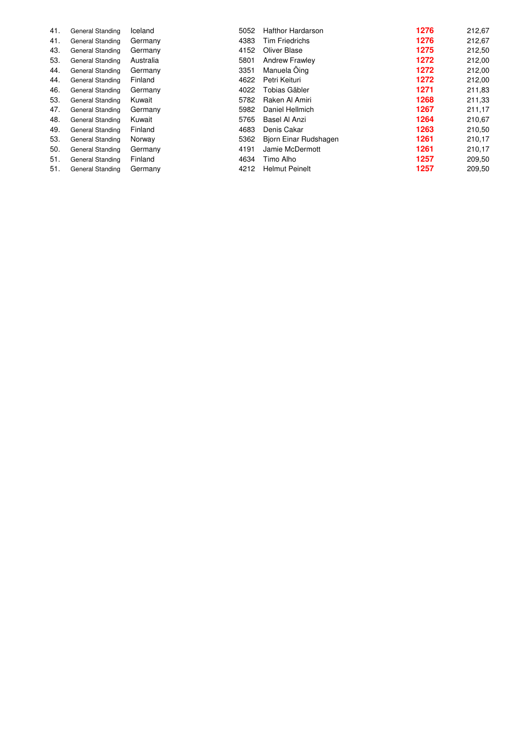| | | | | | | |
|---|---|---|---|---|---|---|
| 41. | General Standing | Iceland | 5052 | Hafthor Hardarson | **1276** | 212,67 |
| 41. | General Standing | Germany | 4383 | Tim Friedrichs | **1276** | 212,67 |
| 43. | General Standing | Germany | 4152 | Oliver Blase | **1275** | 212,50 |
| 53. | General Standing | Australia | 5801 | Andrew Frawley | **1272** | 212,00 |
| 44. | General Standing | Germany | 3351 | Manuela Öing | **1272** | 212,00 |
| 44. | General Standing | Finland | 4622 | Petri Keituri | **1272** | 212,00 |
| 46. | General Standing | Germany | 4022 | Tobias Gäbler | **1271** | 211,83 |
| 53. | General Standing | Kuwait | 5782 | Raken Al Amiri | **1268** | 211,33 |
| 47. | General Standing | Germany | 5982 | Daniel Hellmich | **1267** | 211,17 |
| 48. | General Standing | Kuwait | 5765 | Basel Al Anzi | **1264** | 210,67 |
| 49. | General Standing | Finland | 4683 | Denis Cakar | **1263** | 210,50 |
| 53. | General Standing | Norway | 5362 | Bjorn Einar Rudshagen | **1261** | 210,17 |
| 50. | General Standing | Germany | 4191 | Jamie McDermott | **1261** | 210,17 |
| 51. | General Standing | Finland | 4634 | Timo Alho | **1257** | 209,50 |
| 51. | General Standing | Germany | 4212 | Helmut Peinelt | **1257** | 209,50 |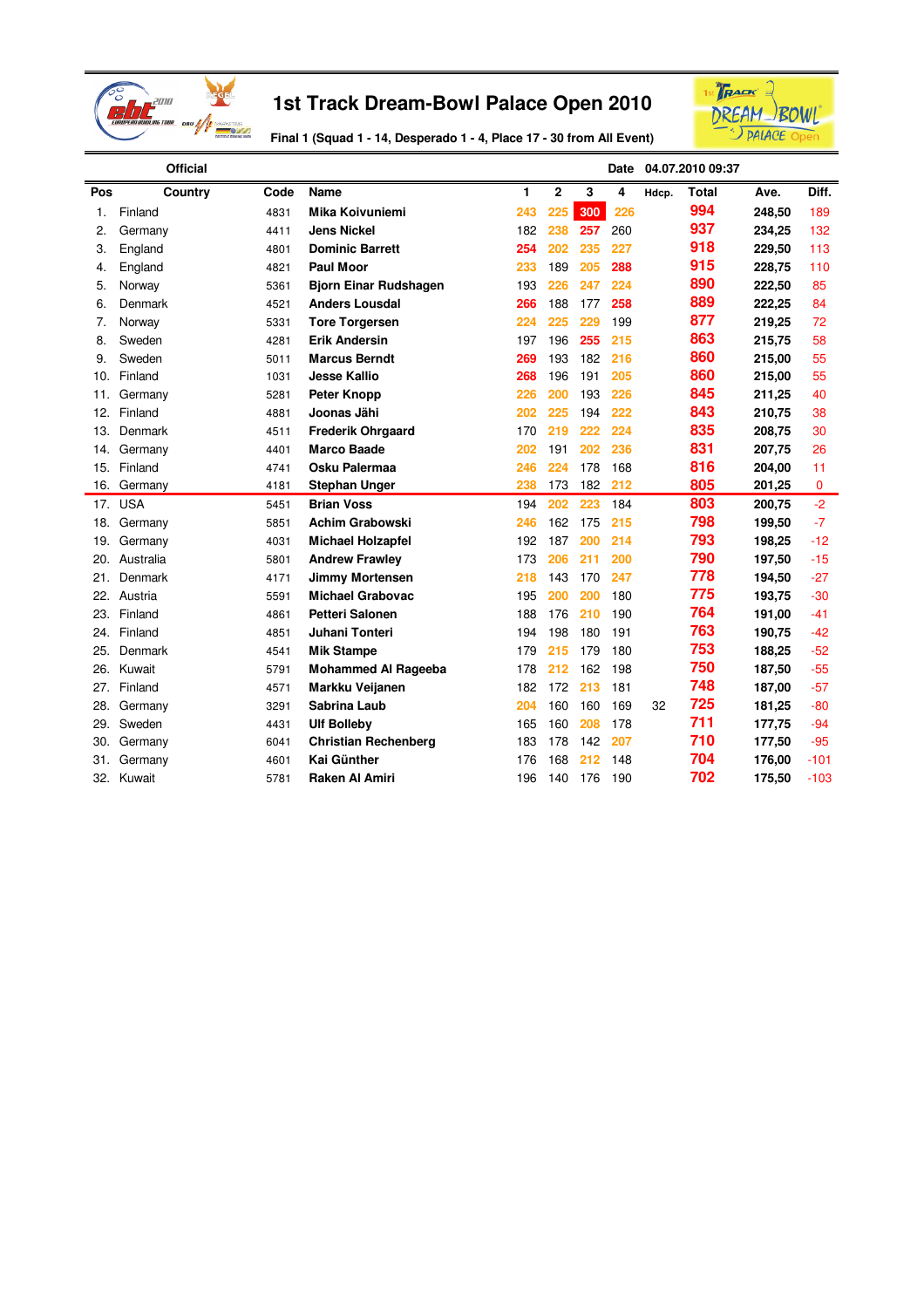# 1st Track Dream-Bowl Palace Open 2010

**Final 1 (Squad 1 - 14, Desperado 1 - 4, Place 17 - 30 from All Event)**

Official | Date 04.07.2010 09:37

| Pos | Country | Code | Name | 1 | 2 | 3 | 4 | Hdcp. | Total | Ave. | Diff. |
|---|---|---|---|---|---|---|---|---|---|---|---|
| 1. | Finland | 4831 | **Mika Koivuniemi** | 243 | 225 | 300 | 226 | | 994 | 248,50 | 189 |
| 2. | Germany | 4411 | **Jens Nickel** | 182 | 238 | 257 | 260 | | 937 | 234,25 | 132 |
| 3. | England | 4801 | **Dominic Barrett** | 254 | 202 | 235 | 227 | | 918 | 229,50 | 113 |
| 4. | England | 4821 | **Paul Moor** | 233 | 189 | 205 | 288 | | 915 | 228,75 | 110 |
| 5. | Norway | 5361 | **Bjorn Einar Rudshagen** | 193 | 226 | 247 | 224 | | 890 | 222,50 | 85 |
| 6. | Denmark | 4521 | **Anders Lousdal** | 266 | 188 | 177 | 258 | | 889 | 222,25 | 84 |
| 7. | Norway | 5331 | **Tore Torgersen** | 224 | 225 | 229 | 199 | | 877 | 219,25 | 72 |
| 8. | Sweden | 4281 | **Erik Andersin** | 197 | 196 | 255 | 215 | | 863 | 215,75 | 58 |
| 9. | Sweden | 5011 | **Marcus Berndt** | 269 | 193 | 182 | 216 | | 860 | 215,00 | 55 |
| 10. | Finland | 1031 | **Jesse Kallio** | 268 | 196 | 191 | 205 | | 860 | 215,00 | 55 |
| 11. | Germany | 5281 | **Peter Knopp** | 226 | 200 | 193 | 226 | | 845 | 211,25 | 40 |
| 12. | Finland | 4881 | **Joonas Jähi** | 202 | 225 | 194 | 222 | | 843 | 210,75 | 38 |
| 13. | Denmark | 4511 | **Frederik Ohrgaard** | 170 | 219 | 222 | 224 | | 835 | 208,75 | 30 |
| 14. | Germany | 4401 | **Marco Baade** | 202 | 191 | 202 | 236 | | 831 | 207,75 | 26 |
| 15. | Finland | 4741 | **Osku Palermaa** | 246 | 224 | 178 | 168 | | 816 | 204,00 | 11 |
| 16. | Germany | 4181 | **Stephan Unger** | 238 | 173 | 182 | 212 | | 805 | 201,25 | 0 |
| 17. | USA | 5451 | **Brian Voss** | 194 | 202 | 223 | 184 | | 803 | 200,75 | -2 |
| 18. | Germany | 5851 | **Achim Grabowski** | 246 | 162 | 175 | 215 | | 798 | 199,50 | -7 |
| 19. | Germany | 4031 | **Michael Holzapfel** | 192 | 187 | 200 | 214 | | 793 | 198,25 | -12 |
| 20. | Australia | 5801 | **Andrew Frawley** | 173 | 206 | 211 | 200 | | 790 | 197,50 | -15 |
| 21. | Denmark | 4171 | **Jimmy Mortensen** | 218 | 143 | 170 | 247 | | 778 | 194,50 | -27 |
| 22. | Austria | 5591 | **Michael Grabovac** | 195 | 200 | 200 | 180 | | 775 | 193,75 | -30 |
| 23. | Finland | 4861 | **Petteri Salonen** | 188 | 176 | 210 | 190 | | 764 | 191,00 | -41 |
| 24. | Finland | 4851 | **Juhani Tonteri** | 194 | 198 | 180 | 191 | | 763 | 190,75 | -42 |
| 25. | Denmark | 4541 | **Mik Stampe** | 179 | 215 | 179 | 180 | | 753 | 188,25 | -52 |
| 26. | Kuwait | 5791 | **Mohammed Al Rageeba** | 178 | 212 | 162 | 198 | | 750 | 187,50 | -55 |
| 27. | Finland | 4571 | **Markku Veijanen** | 182 | 172 | 213 | 181 | | 748 | 187,00 | -57 |
| 28. | Germany | 3291 | **Sabrina Laub** | 204 | 160 | 160 | 169 | 32 | 725 | 181,25 | -80 |
| 29. | Sweden | 4431 | **Ulf Bolleby** | 165 | 160 | 208 | 178 | | 711 | 177,75 | -94 |
| 30. | Germany | 6041 | **Christian Rechenberg** | 183 | 178 | 142 | 207 | | 710 | 177,50 | -95 |
| 31. | Germany | 4601 | **Kai Günther** | 176 | 168 | 212 | 148 | | 704 | 176,00 | -101 |
| 32. | Kuwait | 5781 | **Raken Al Amiri** | 196 | 140 | 176 | 190 | | 702 | 175,50 | -103 |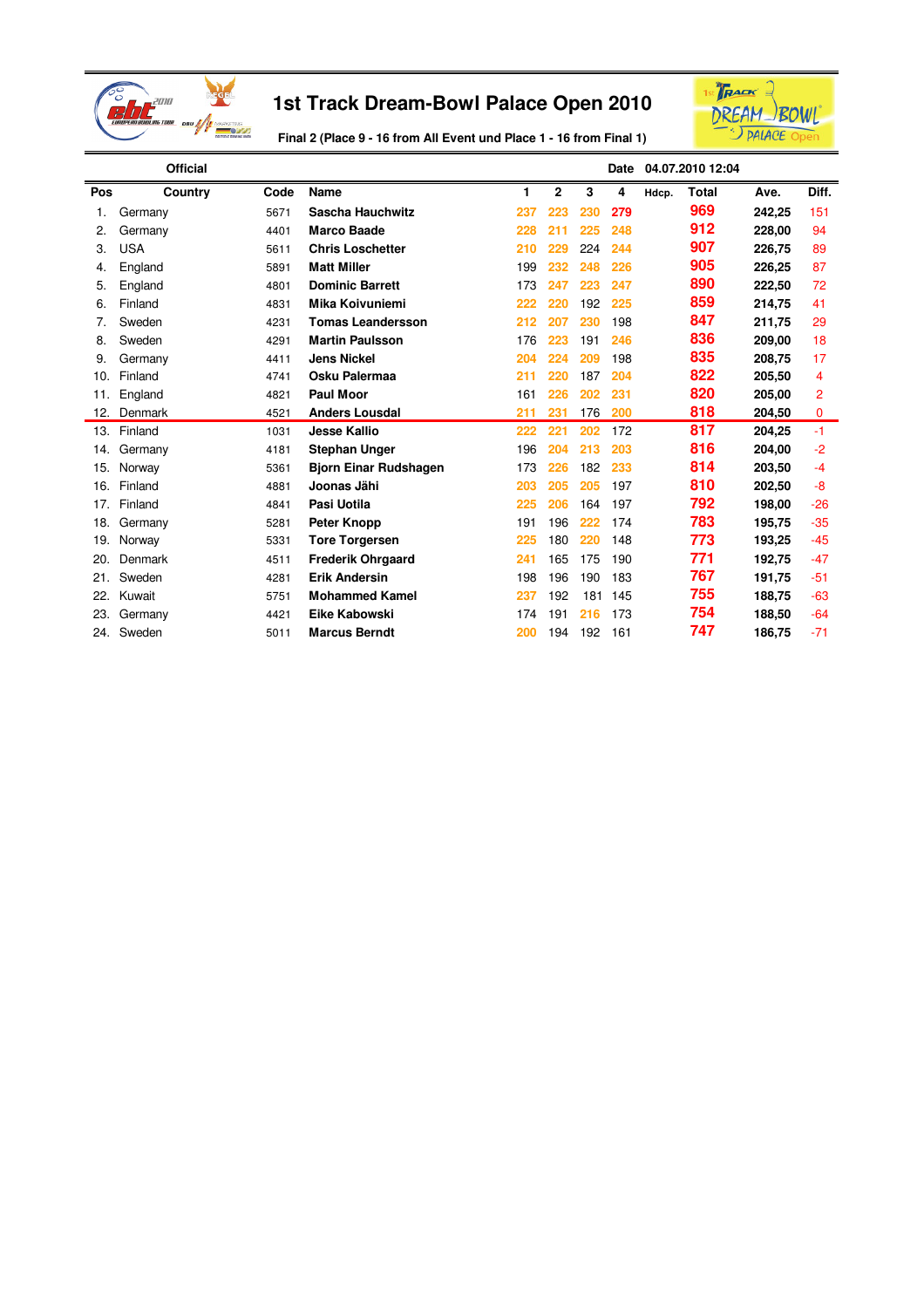# 1st Track Dream-Bowl Palace Open 2010

**Final 2 (Place 9 - 16 from All Event und Place 1 - 16 from Final 1)**

**Official** | **Date** 04.07.2010 12:04

| Pos | Country | Code | Name | 1 | 2 | 3 | 4 | Hdcp. | Total | Ave. | Diff. |
|---|---|---|---|---|---|---|---|---|---|---|---|
| 1. | Germany | 5671 | **Sascha Hauchwitz** | 237 | 223 | 230 | 279 | | 969 | 242,25 | 151 |
| 2. | Germany | 4401 | **Marco Baade** | 228 | 211 | 225 | 248 | | 912 | 228,00 | 94 |
| 3. | USA | 5611 | **Chris Loschetter** | 210 | 229 | 224 | 244 | | 907 | 226,75 | 89 |
| 4. | England | 5891 | **Matt Miller** | 199 | 232 | 248 | 226 | | 905 | 226,25 | 87 |
| 5. | England | 4801 | **Dominic Barrett** | 173 | 247 | 223 | 247 | | 890 | 222,50 | 72 |
| 6. | Finland | 4831 | **Mika Koivuniemi** | 222 | 220 | 192 | 225 | | 859 | 214,75 | 41 |
| 7. | Sweden | 4231 | **Tomas Leandersson** | 212 | 207 | 230 | 198 | | 847 | 211,75 | 29 |
| 8. | Sweden | 4291 | **Martin Paulsson** | 176 | 223 | 191 | 246 | | 836 | 209,00 | 18 |
| 9. | Germany | 4411 | **Jens Nickel** | 204 | 224 | 209 | 198 | | 835 | 208,75 | 17 |
| 10. | Finland | 4741 | **Osku Palermaa** | 211 | 220 | 187 | 204 | | 822 | 205,50 | 4 |
| 11. | England | 4821 | **Paul Moor** | 161 | 226 | 202 | 231 | | 820 | 205,00 | 2 |
| 12. | Denmark | 4521 | **Anders Lousdal** | 211 | 231 | 176 | 200 | | 818 | 204,50 | 0 |
| 13. | Finland | 1031 | **Jesse Kallio** | 222 | 221 | 202 | 172 | | 817 | 204,25 | -1 |
| 14. | Germany | 4181 | **Stephan Unger** | 196 | 204 | 213 | 203 | | 816 | 204,00 | -2 |
| 15. | Norway | 5361 | **Bjorn Einar Rudshagen** | 173 | 226 | 182 | 233 | | 814 | 203,50 | -4 |
| 16. | Finland | 4881 | **Joonas Jähi** | 203 | 205 | 205 | 197 | | 810 | 202,50 | -8 |
| 17. | Finland | 4841 | **Pasi Uotila** | 225 | 206 | 164 | 197 | | 792 | 198,00 | -26 |
| 18. | Germany | 5281 | **Peter Knopp** | 191 | 196 | 222 | 174 | | 783 | 195,75 | -35 |
| 19. | Norway | 5331 | **Tore Torgersen** | 225 | 180 | 220 | 148 | | 773 | 193,25 | -45 |
| 20. | Denmark | 4511 | **Frederik Ohrgaard** | 241 | 165 | 175 | 190 | | 771 | 192,75 | -47 |
| 21. | Sweden | 4281 | **Erik Andersin** | 198 | 196 | 190 | 183 | | 767 | 191,75 | -51 |
| 22. | Kuwait | 5751 | **Mohammed Kamel** | 237 | 192 | 181 | 145 | | 755 | 188,75 | -63 |
| 23. | Germany | 4421 | **Eike Kabowski** | 174 | 191 | 216 | 173 | | 754 | 188,50 | -64 |
| 24. | Sweden | 5011 | **Marcus Berndt** | 200 | 194 | 192 | 161 | | 747 | 186,75 | -71 |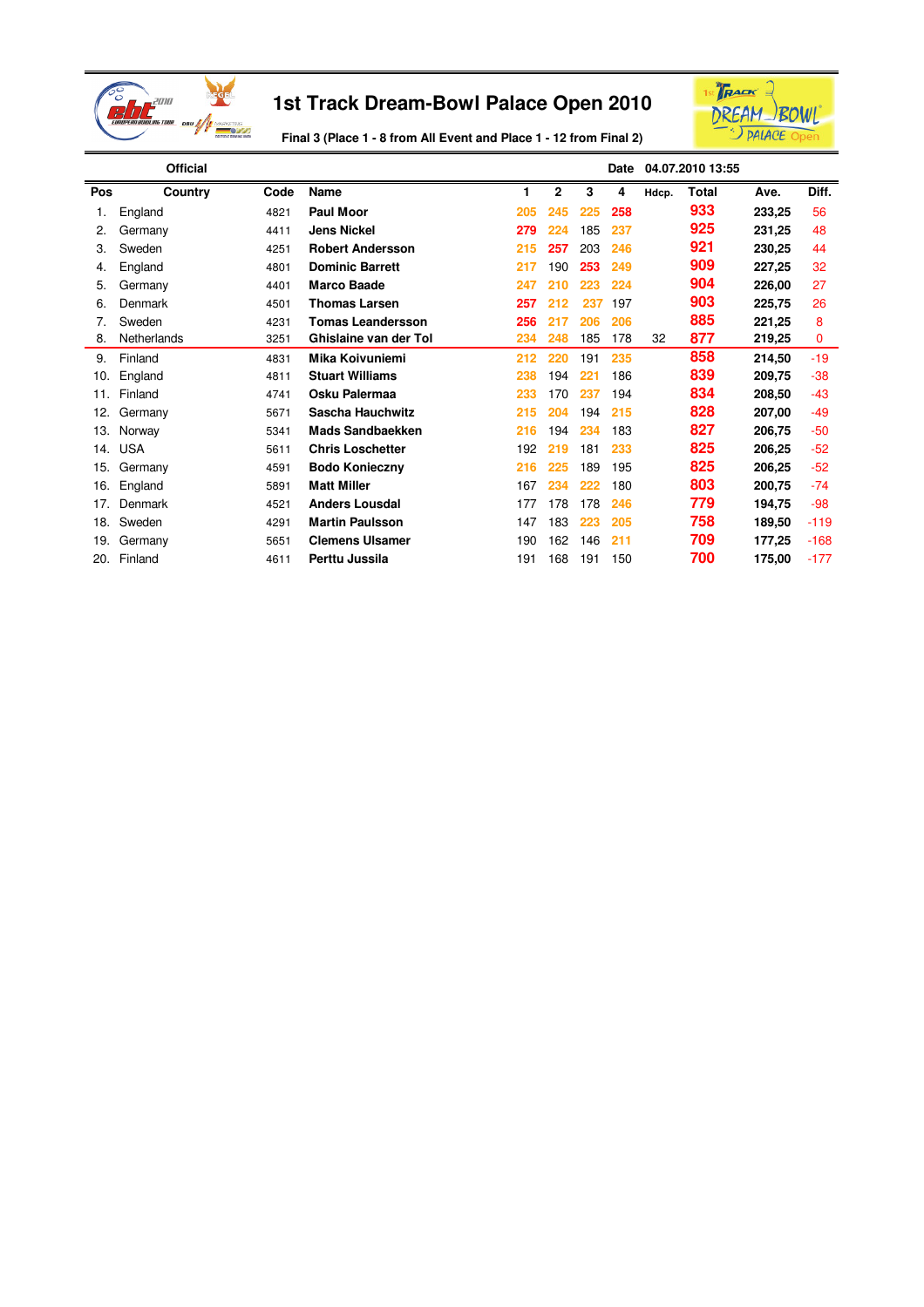# 1st Track Dream-Bowl Palace Open 2010

**Final 3 (Place 1 - 8 from All Event and Place 1 - 12 from Final 2)**

**Official** | **Date** 04.07.2010 13:55

| Pos | Country | Code | Name | 1 | 2 | 3 | 4 | Hdcp. | Total | Ave. | Diff. |
|---|---|---|---|---|---|---|---|---|---|---|---|
| 1. | England | 4821 | **Paul Moor** | 205 | 245 | 225 | 258 | | 933 | 233,25 | 56 |
| 2. | Germany | 4411 | **Jens Nickel** | 279 | 224 | 185 | 237 | | 925 | 231,25 | 48 |
| 3. | Sweden | 4251 | **Robert Andersson** | 215 | 257 | 203 | 246 | | 921 | 230,25 | 44 |
| 4. | England | 4801 | **Dominic Barrett** | 217 | 190 | 253 | 249 | | 909 | 227,25 | 32 |
| 5. | Germany | 4401 | **Marco Baade** | 247 | 210 | 223 | 224 | | 904 | 226,00 | 27 |
| 6. | Denmark | 4501 | **Thomas Larsen** | 257 | 212 | 237 | 197 | | 903 | 225,75 | 26 |
| 7. | Sweden | 4231 | **Tomas Leandersson** | 256 | 217 | 206 | 206 | | 885 | 221,25 | 8 |
| 8. | Netherlands | 3251 | **Ghislaine van der Tol** | 234 | 248 | 185 | 178 | 32 | 877 | 219,25 | 0 |
| 9. | Finland | 4831 | **Mika Koivuniemi** | 212 | 220 | 191 | 235 | | 858 | 214,50 | -19 |
| 10. | England | 4811 | **Stuart Williams** | 238 | 194 | 221 | 186 | | 839 | 209,75 | -38 |
| 11. | Finland | 4741 | **Osku Palermaa** | 233 | 170 | 237 | 194 | | 834 | 208,50 | -43 |
| 12. | Germany | 5671 | **Sascha Hauchwitz** | 215 | 204 | 194 | 215 | | 828 | 207,00 | -49 |
| 13. | Norway | 5341 | **Mads Sandbaekken** | 216 | 194 | 234 | 183 | | 827 | 206,75 | -50 |
| 14. | USA | 5611 | **Chris Loschetter** | 192 | 219 | 181 | 233 | | 825 | 206,25 | -52 |
| 15. | Germany | 4591 | **Bodo Konieczny** | 216 | 225 | 189 | 195 | | 825 | 206,25 | -52 |
| 16. | England | 5891 | **Matt Miller** | 167 | 234 | 222 | 180 | | 803 | 200,75 | -74 |
| 17. | Denmark | 4521 | **Anders Lousdal** | 177 | 178 | 178 | 246 | | 779 | 194,75 | -98 |
| 18. | Sweden | 4291 | **Martin Paulsson** | 147 | 183 | 223 | 205 | | 758 | 189,50 | -119 |
| 19. | Germany | 5651 | **Clemens Ulsamer** | 190 | 162 | 146 | 211 | | 709 | 177,25 | -168 |
| 20. | Finland | 4611 | **Perttu Jussila** | 191 | 168 | 191 | 150 | | 700 | 175,00 | -177 |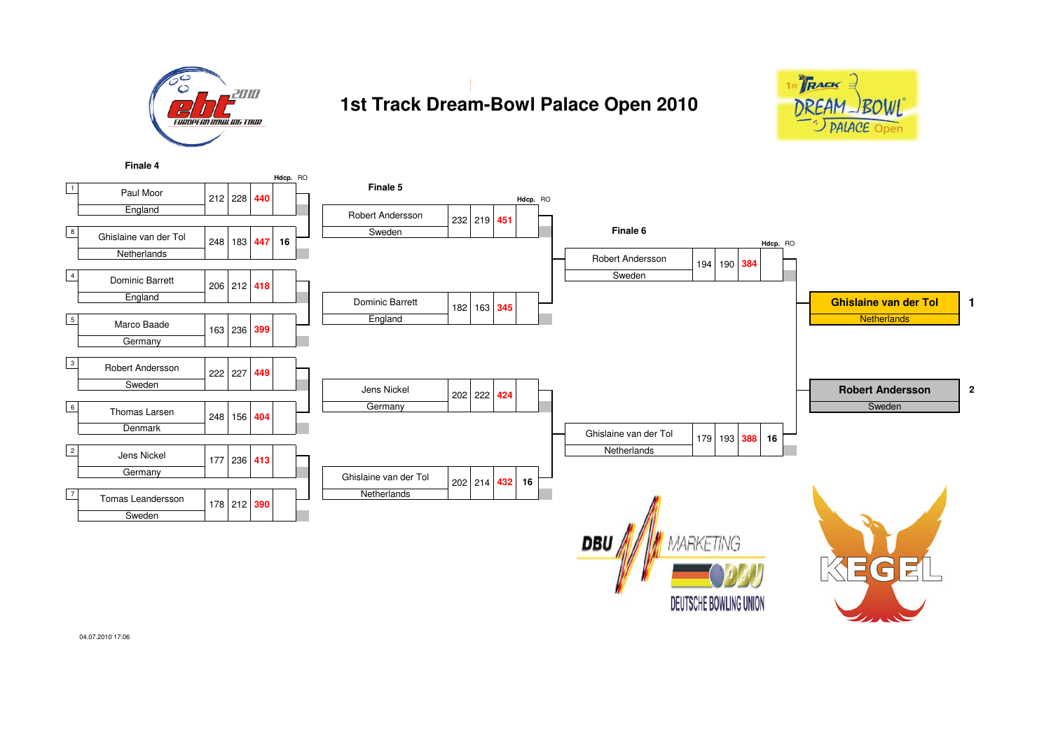# 1st Track Dream-Bowl Palace Open 2010

### Finale 4

| Seed | Name | Country | G1 | G2 | Total | Hdcp. | RO |
|---|---|---|---|---|---|---|---|
| 1 | Paul Moor | England | 212 | 228 | 440 | | |
| 8 | Ghislaine van der Tol | Netherlands | 248 | 183 | 447 | 16 | |
| 4 | Dominic Barrett | England | 206 | 212 | 418 | | |
| 5 | Marco Baade | Germany | 163 | 236 | 399 | | |
| 3 | Robert Andersson | Sweden | 222 | 227 | 449 | | |
| 6 | Thomas Larsen | Denmark | 248 | 156 | 404 | | |
| 2 | Jens Nickel | Germany | 177 | 236 | 413 | | |
| 7 | Tomas Leandersson | Sweden | 178 | 212 | 390 | | |

### Finale 5

| Name | Country | G1 | G2 | Total | Hdcp. | RO |
|---|---|---|---|---|---|---|
| Robert Andersson | Sweden | 232 | 219 | 451 | | |
| Dominic Barrett | England | 182 | 163 | 345 | | |
| Jens Nickel | Germany | 202 | 222 | 424 | | |
| Ghislaine van der Tol | Netherlands | 202 | 214 | 432 | 16 | |

### Finale 6

| Name | Country | G1 | G2 | Total | Hdcp. | RO |
|---|---|---|---|---|---|---|
| Robert Andersson | Sweden | 194 | 190 | 384 | | |
| Ghislaine van der Tol | Netherlands | 179 | 193 | 388 | 16 | |

### Final Ranking

| Place | Name | Country |
|---|---|---|
| 1 | Ghislaine van der Tol | Netherlands |
| 2 | Robert Andersson | Sweden |

04.07.2010 17:06